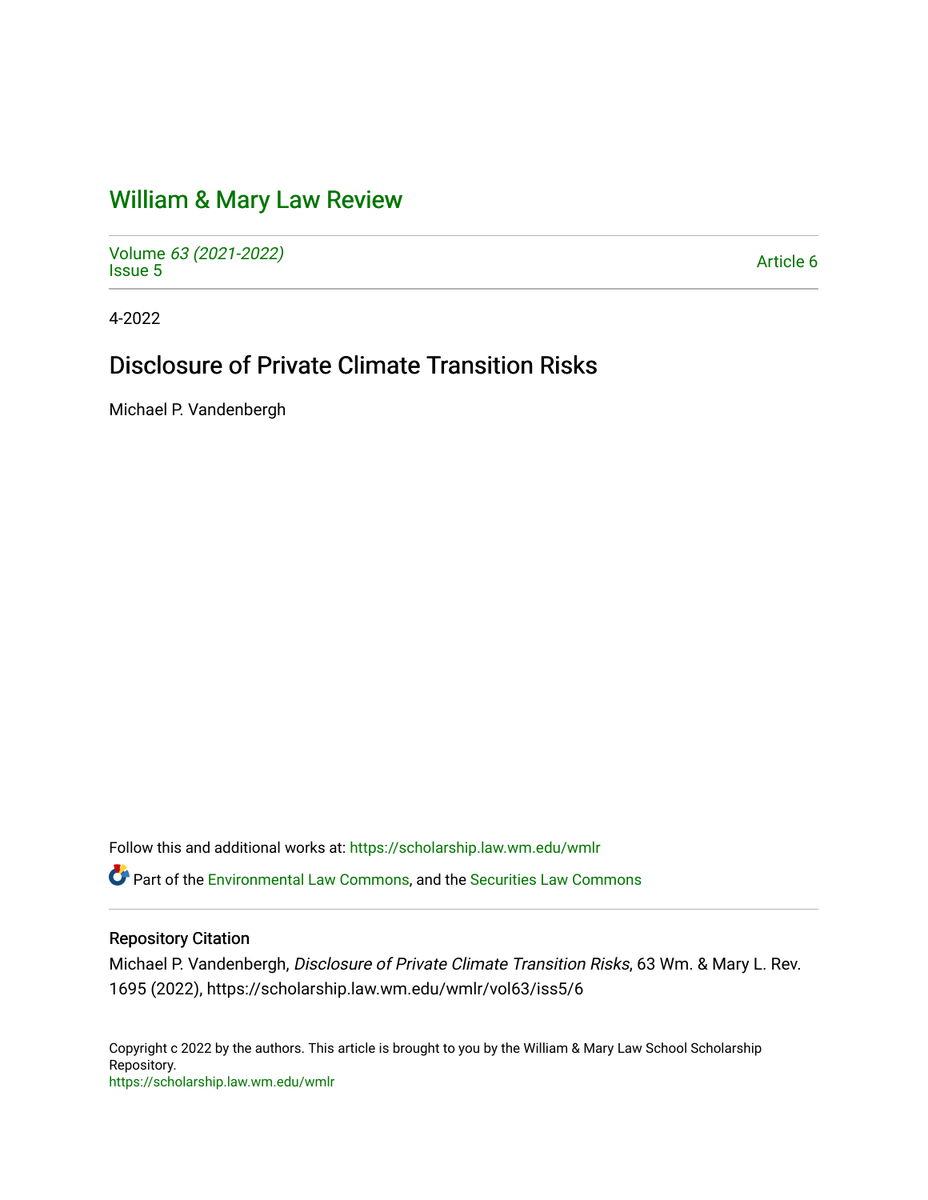# William & Mary Law Review

Volume 63 (2021-2022)
Issue 5

Article 6

4-2022

## Disclosure of Private Climate Transition Risks

Michael P. Vandenbergh

Follow this and additional works at: https://scholarship.law.wm.edu/wmlr

Part of the Environmental Law Commons, and the Securities Law Commons

### Repository Citation

Michael P. Vandenbergh, *Disclosure of Private Climate Transition Risks*, 63 Wm. & Mary L. Rev. 1695 (2022), https://scholarship.law.wm.edu/wmlr/vol63/iss5/6

Copyright c 2022 by the authors. This article is brought to you by the William & Mary Law School Scholarship Repository.
https://scholarship.law.wm.edu/wmlr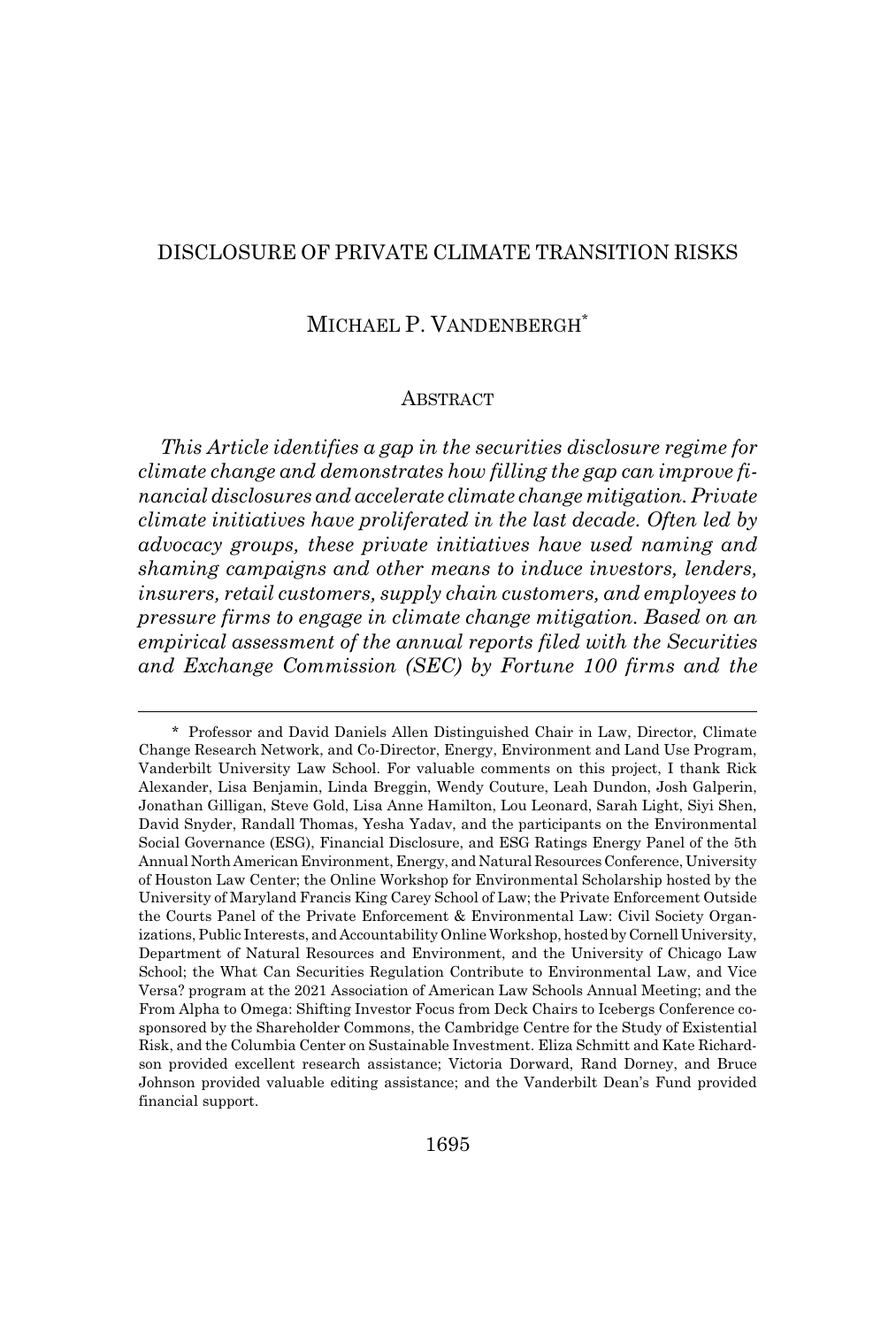# DISCLOSURE OF PRIVATE CLIMATE TRANSITION RISKS

## MICHAEL P. VANDENBERGH*

### ABSTRACT

*This Article identifies a gap in the securities disclosure regime for climate change and demonstrates how filling the gap can improve financial disclosures and accelerate climate change mitigation. Private climate initiatives have proliferated in the last decade. Often led by advocacy groups, these private initiatives have used naming and shaming campaigns and other means to induce investors, lenders, insurers, retail customers, supply chain customers, and employees to pressure firms to engage in climate change mitigation. Based on an empirical assessment of the annual reports filed with the Securities and Exchange Commission (SEC) by Fortune 100 firms and the*

---

\* Professor and David Daniels Allen Distinguished Chair in Law, Director, Climate Change Research Network, and Co-Director, Energy, Environment and Land Use Program, Vanderbilt University Law School. For valuable comments on this project, I thank Rick Alexander, Lisa Benjamin, Linda Breggin, Wendy Couture, Leah Dundon, Josh Galperin, Jonathan Gilligan, Steve Gold, Lisa Anne Hamilton, Lou Leonard, Sarah Light, Siyi Shen, David Snyder, Randall Thomas, Yesha Yadav, and the participants on the Environmental Social Governance (ESG), Financial Disclosure, and ESG Ratings Energy Panel of the 5th Annual North American Environment, Energy, and Natural Resources Conference, University of Houston Law Center; the Online Workshop for Environmental Scholarship hosted by the University of Maryland Francis King Carey School of Law; the Private Enforcement Outside the Courts Panel of the Private Enforcement & Environmental Law: Civil Society Organizations, Public Interests, and Accountability Online Workshop, hosted by Cornell University, Department of Natural Resources and Environment, and the University of Chicago Law School; the What Can Securities Regulation Contribute to Environmental Law, and Vice Versa? program at the 2021 Association of American Law Schools Annual Meeting; and the From Alpha to Omega: Shifting Investor Focus from Deck Chairs to Icebergs Conference co-sponsored by the Shareholder Commons, the Cambridge Centre for the Study of Existential Risk, and the Columbia Center on Sustainable Investment. Eliza Schmitt and Kate Richardson provided excellent research assistance; Victoria Dorward, Rand Dorney, and Bruce Johnson provided valuable editing assistance; and the Vanderbilt Dean's Fund provided financial support.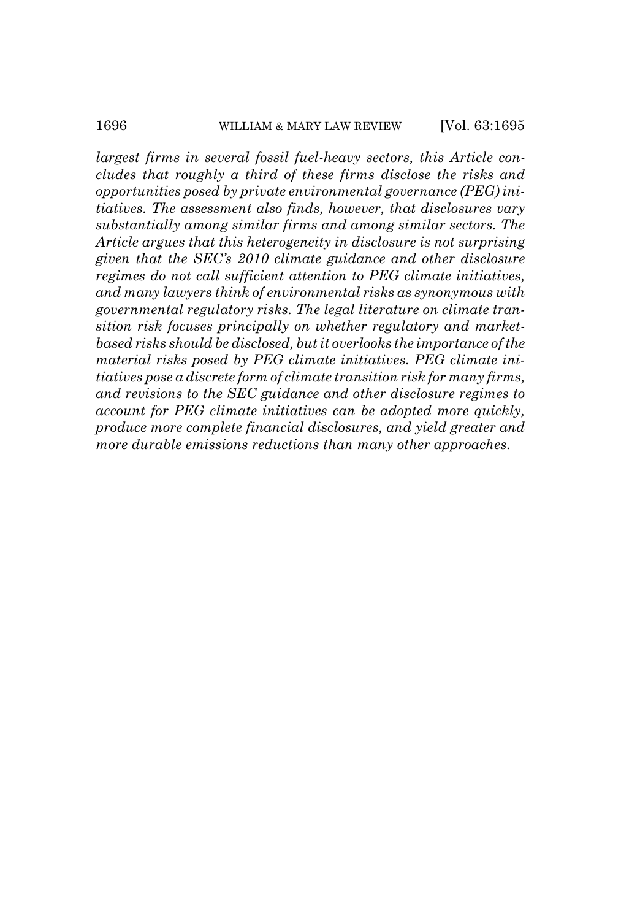*largest firms in several fossil fuel-heavy sectors, this Article concludes that roughly a third of these firms disclose the risks and opportunities posed by private environmental governance (PEG) initiatives. The assessment also finds, however, that disclosures vary substantially among similar firms and among similar sectors. The Article argues that this heterogeneity in disclosure is not surprising given that the SEC's 2010 climate guidance and other disclosure regimes do not call sufficient attention to PEG climate initiatives, and many lawyers think of environmental risks as synonymous with governmental regulatory risks. The legal literature on climate transition risk focuses principally on whether regulatory and market-based risks should be disclosed, but it overlooks the importance of the material risks posed by PEG climate initiatives. PEG climate initiatives pose a discrete form of climate transition risk for many firms, and revisions to the SEC guidance and other disclosure regimes to account for PEG climate initiatives can be adopted more quickly, produce more complete financial disclosures, and yield greater and more durable emissions reductions than many other approaches.*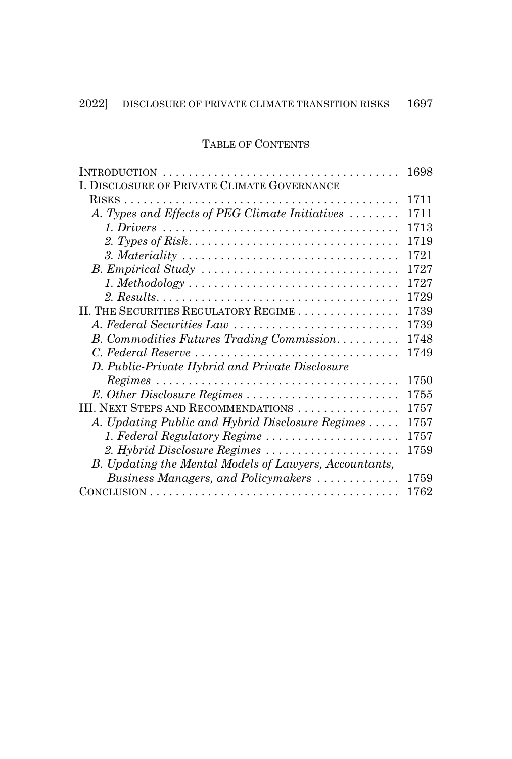## TABLE OF CONTENTS

INTRODUCTION . . . . . . . . . . . . . . . . . . . . . . . . . . . . . . . . . . . . . 1698

I. DISCLOSURE OF PRIVATE CLIMATE GOVERNANCE RISKS . . . . . . . . . . . . . . . . . . . . . . . . . . . . . . . . . . . . . . . . . . . 1711

- *A. Types and Effects of PEG Climate Initiatives* . . . . . . . . 1711
  - *1. Drivers* . . . . . . . . . . . . . . . . . . . . . . . . . . . . . . . . . . . . 1713
  - *2. Types of Risk* . . . . . . . . . . . . . . . . . . . . . . . . . . . . . . . . 1719
  - *3. Materiality* . . . . . . . . . . . . . . . . . . . . . . . . . . . . . . . . . 1721
- *B. Empirical Study* . . . . . . . . . . . . . . . . . . . . . . . . . . . . . . 1727
  - *1. Methodology* . . . . . . . . . . . . . . . . . . . . . . . . . . . . . . . . 1727
  - *2. Results* . . . . . . . . . . . . . . . . . . . . . . . . . . . . . . . . . . . . 1729

II. THE SECURITIES REGULATORY REGIME . . . . . . . . . . . . . . . . 1739

- *A. Federal Securities Law* . . . . . . . . . . . . . . . . . . . . . . . . . 1739
- *B. Commodities Futures Trading Commission* . . . . . . . . . . 1748
- *C. Federal Reserve* . . . . . . . . . . . . . . . . . . . . . . . . . . . . . . . 1749
- *D. Public-Private Hybrid and Private Disclosure Regimes* . . . . . . . . . . . . . . . . . . . . . . . . . . . . . . . . . . . . . 1750
- *E. Other Disclosure Regimes* . . . . . . . . . . . . . . . . . . . . . . . 1755

III. NEXT STEPS AND RECOMMENDATIONS . . . . . . . . . . . . . . . . 1757

- *A. Updating Public and Hybrid Disclosure Regimes* . . . . . 1757
  - *1. Federal Regulatory Regime* . . . . . . . . . . . . . . . . . . . . . 1757
  - *2. Hybrid Disclosure Regimes* . . . . . . . . . . . . . . . . . . . . . 1759
- *B. Updating the Mental Models of Lawyers, Accountants, Business Managers, and Policymakers* . . . . . . . . . . . . . 1759

CONCLUSION . . . . . . . . . . . . . . . . . . . . . . . . . . . . . . . . . . . . . . . 1762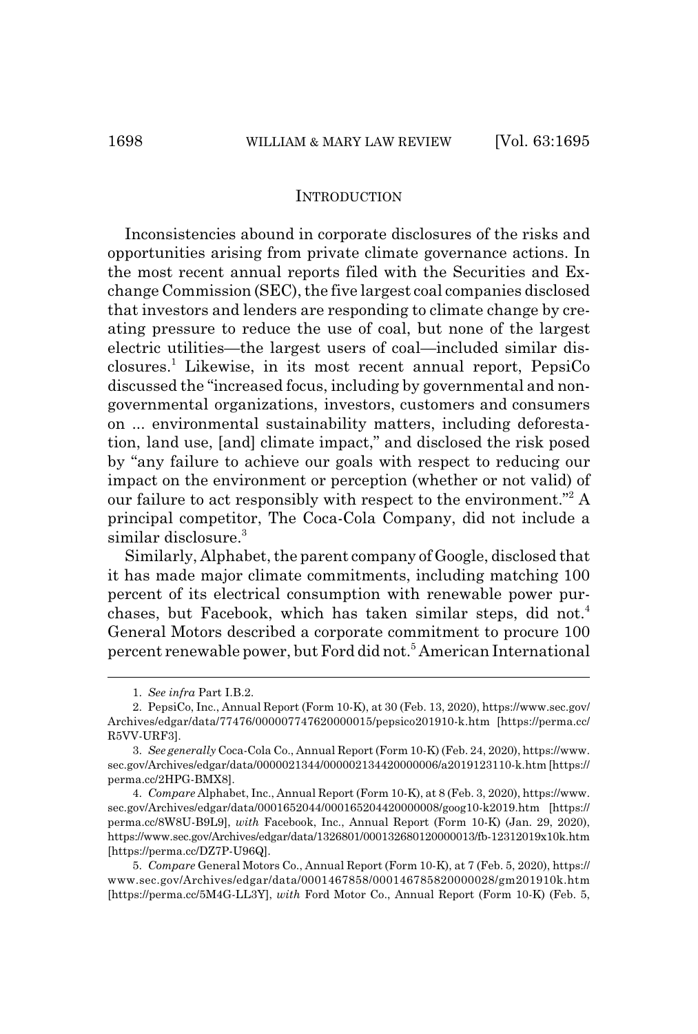## INTRODUCTION

Inconsistencies abound in corporate disclosures of the risks and opportunities arising from private climate governance actions. In the most recent annual reports filed with the Securities and Exchange Commission (SEC), the five largest coal companies disclosed that investors and lenders are responding to climate change by creating pressure to reduce the use of coal, but none of the largest electric utilities—the largest users of coal—included similar disclosures.[1] Likewise, in its most recent annual report, PepsiCo discussed the "increased focus, including by governmental and non-governmental organizations, investors, customers and consumers on ... environmental sustainability matters, including deforestation, land use, [and] climate impact," and disclosed the risk posed by "any failure to achieve our goals with respect to reducing our impact on the environment or perception (whether or not valid) of our failure to act responsibly with respect to the environment."[2] A principal competitor, The Coca-Cola Company, did not include a similar disclosure.[3]

Similarly, Alphabet, the parent company of Google, disclosed that it has made major climate commitments, including matching 100 percent of its electrical consumption with renewable power purchases, but Facebook, which has taken similar steps, did not.[4] General Motors described a corporate commitment to procure 100 percent renewable power, but Ford did not.[5] American International

---

1. *See infra* Part I.B.2.

2. PepsiCo, Inc., Annual Report (Form 10-K), at 30 (Feb. 13, 2020), https://www.sec.gov/Archives/edgar/data/77476/000007747620000015/pepsico201910-k.htm [https://perma.cc/R5VV-URF3].

3. *See generally* Coca-Cola Co., Annual Report (Form 10-K) (Feb. 24, 2020), https://www.sec.gov/Archives/edgar/data/0000021344/000002134420000006/a2019123110-k.htm [https://perma.cc/2HPG-BMX8].

4. *Compare* Alphabet, Inc., Annual Report (Form 10-K), at 8 (Feb. 3, 2020), https://www.sec.gov/Archives/edgar/data/0001652044/000165204420000008/goog10-k2019.htm [https://perma.cc/8W8U-B9L9], *with* Facebook, Inc., Annual Report (Form 10-K) (Jan. 29, 2020), https://www.sec.gov/Archives/edgar/data/1326801/000132680120000013/fb-12312019x10k.htm [https://perma.cc/DZ7P-U96Q].

5. *Compare* General Motors Co., Annual Report (Form 10-K), at 7 (Feb. 5, 2020), https://www.sec.gov/Archives/edgar/data/0001467858/000146785820000028/gm201910k.htm [https://perma.cc/5M4G-LL3Y], *with* Ford Motor Co., Annual Report (Form 10-K) (Feb. 5,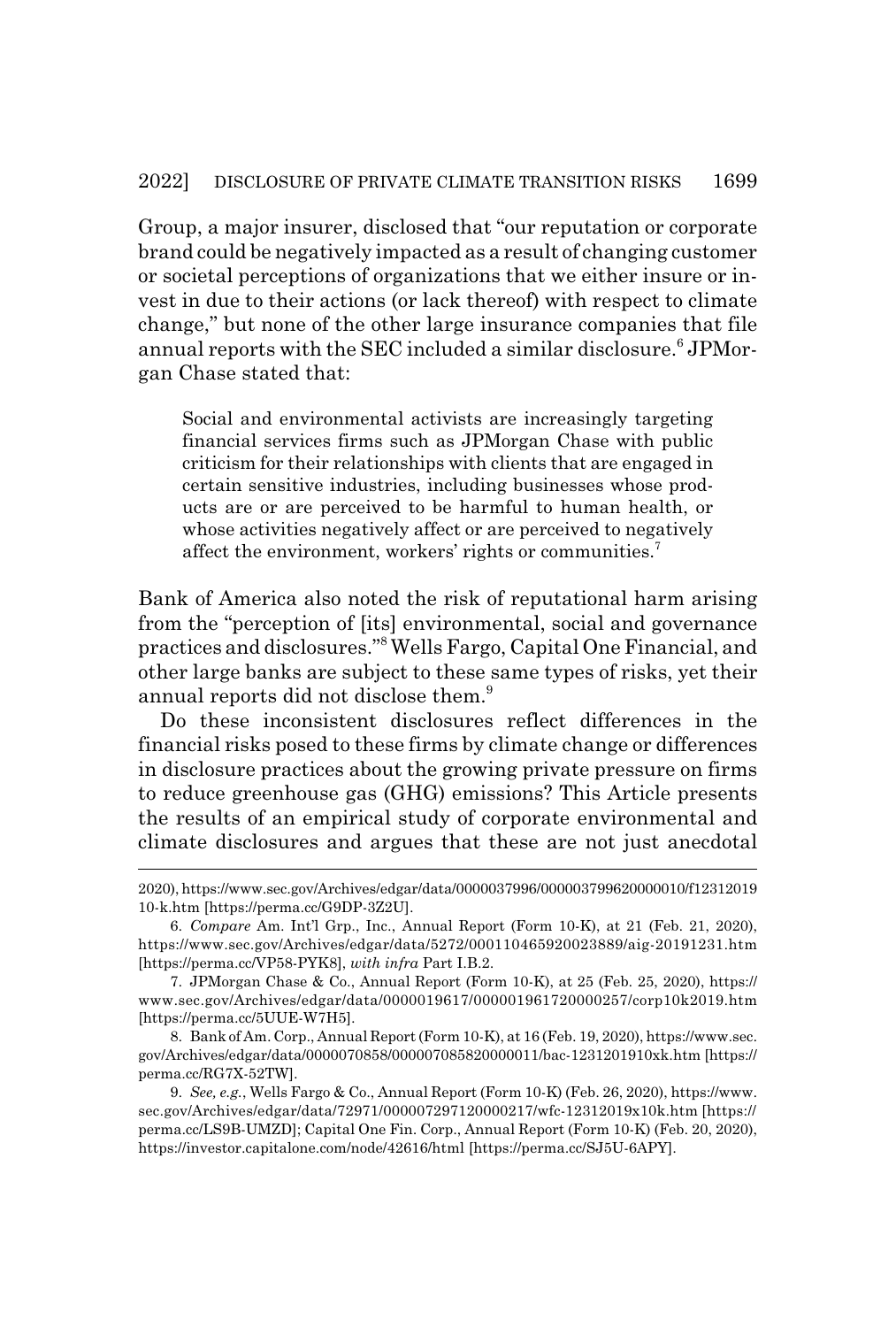Group, a major insurer, disclosed that "our reputation or corporate brand could be negatively impacted as a result of changing customer or societal perceptions of organizations that we either insure or invest in due to their actions (or lack thereof) with respect to climate change," but none of the other large insurance companies that file annual reports with the SEC included a similar disclosure.[6] JPMorgan Chase stated that:

> Social and environmental activists are increasingly targeting financial services firms such as JPMorgan Chase with public criticism for their relationships with clients that are engaged in certain sensitive industries, including businesses whose products are or are perceived to be harmful to human health, or whose activities negatively affect or are perceived to negatively affect the environment, workers' rights or communities.[7]

Bank of America also noted the risk of reputational harm arising from the "perception of [its] environmental, social and governance practices and disclosures."[8] Wells Fargo, Capital One Financial, and other large banks are subject to these same types of risks, yet their annual reports did not disclose them.[9]

Do these inconsistent disclosures reflect differences in the financial risks posed to these firms by climate change or differences in disclosure practices about the growing private pressure on firms to reduce greenhouse gas (GHG) emissions? This Article presents the results of an empirical study of corporate environmental and climate disclosures and argues that these are not just anecdotal

---

2020), https://www.sec.gov/Archives/edgar/data/0000037996/000003799620000010/f12312019 10-k.htm [https://perma.cc/G9DP-3Z2U].

6. *Compare* Am. Int'l Grp., Inc., Annual Report (Form 10-K), at 21 (Feb. 21, 2020), https://www.sec.gov/Archives/edgar/data/5272/000110465920023889/aig-20191231.htm [https://perma.cc/VP58-PYK8], *with infra* Part I.B.2.

7. JPMorgan Chase & Co., Annual Report (Form 10-K), at 25 (Feb. 25, 2020), https://www.sec.gov/Archives/edgar/data/0000019617/000001961720000257/corp10k2019.htm [https://perma.cc/5UUE-W7H5].

8. Bank of Am. Corp., Annual Report (Form 10-K), at 16 (Feb. 19, 2020), https://www.sec.gov/Archives/edgar/data/0000070858/000007085820000011/bac-1231201910xk.htm [https://perma.cc/RG7X-52TW].

9. *See, e.g.*, Wells Fargo & Co., Annual Report (Form 10-K) (Feb. 26, 2020), https://www.sec.gov/Archives/edgar/data/72971/000007297120000217/wfc-12312019x10k.htm [https://perma.cc/LS9B-UMZD]; Capital One Fin. Corp., Annual Report (Form 10-K) (Feb. 20, 2020), https://investor.capitalone.com/node/42616/html [https://perma.cc/SJ5U-6APY].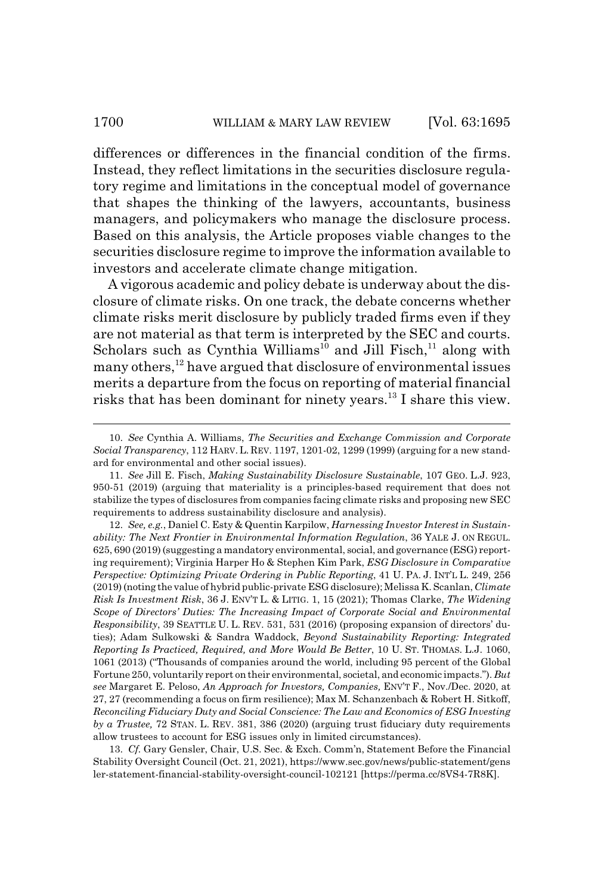differences or differences in the financial condition of the firms. Instead, they reflect limitations in the securities disclosure regulatory regime and limitations in the conceptual model of governance that shapes the thinking of the lawyers, accountants, business managers, and policymakers who manage the disclosure process. Based on this analysis, the Article proposes viable changes to the securities disclosure regime to improve the information available to investors and accelerate climate change mitigation.

A vigorous academic and policy debate is underway about the disclosure of climate risks. On one track, the debate concerns whether climate risks merit disclosure by publicly traded firms even if they are not material as that term is interpreted by the SEC and courts. Scholars such as Cynthia Williams[10] and Jill Fisch,[11] along with many others,[12] have argued that disclosure of environmental issues merits a departure from the focus on reporting of material financial risks that has been dominant for ninety years.[13] I share this view.

---

10. *See* Cynthia A. Williams, *The Securities and Exchange Commission and Corporate Social Transparency*, 112 HARV. L. REV. 1197, 1201-02, 1299 (1999) (arguing for a new standard for environmental and other social issues).

11. *See* Jill E. Fisch, *Making Sustainability Disclosure Sustainable*, 107 GEO. L.J. 923, 950-51 (2019) (arguing that materiality is a principles-based requirement that does not stabilize the types of disclosures from companies facing climate risks and proposing new SEC requirements to address sustainability disclosure and analysis).

12. *See, e.g.*, Daniel C. Esty & Quentin Karpilow, *Harnessing Investor Interest in Sustainability: The Next Frontier in Environmental Information Regulation*, 36 YALE J. ON REGUL. 625, 690 (2019) (suggesting a mandatory environmental, social, and governance (ESG) reporting requirement); Virginia Harper Ho & Stephen Kim Park, *ESG Disclosure in Comparative Perspective: Optimizing Private Ordering in Public Reporting*, 41 U. PA. J. INT'L L. 249, 256 (2019) (noting the value of hybrid public-private ESG disclosure); Melissa K. Scanlan, *Climate Risk Is Investment Risk*, 36 J. ENV'T L. & LITIG. 1, 15 (2021); Thomas Clarke, *The Widening Scope of Directors' Duties: The Increasing Impact of Corporate Social and Environmental Responsibility*, 39 SEATTLE U. L. REV. 531, 531 (2016) (proposing expansion of directors' duties); Adam Sulkowski & Sandra Waddock, *Beyond Sustainability Reporting: Integrated Reporting Is Practiced, Required, and More Would Be Better*, 10 U. ST. THOMAS. L.J. 1060, 1061 (2013) ("Thousands of companies around the world, including 95 percent of the Global Fortune 250, voluntarily report on their environmental, societal, and economic impacts."). *But see* Margaret E. Peloso, *An Approach for Investors, Companies,* ENV'T F., Nov./Dec. 2020, at 27, 27 (recommending a focus on firm resilience); Max M. Schanzenbach & Robert H. Sitkoff, *Reconciling Fiduciary Duty and Social Conscience: The Law and Economics of ESG Investing by a Trustee,* 72 STAN. L. REV. 381, 386 (2020) (arguing trust fiduciary duty requirements allow trustees to account for ESG issues only in limited circumstances).

13. *Cf.* Gary Gensler, Chair, U.S. Sec. & Exch. Comm'n, Statement Before the Financial Stability Oversight Council (Oct. 21, 2021), https://www.sec.gov/news/public-statement/gensler-statement-financial-stability-oversight-council-102121 [https://perma.cc/8VS4-7R8K].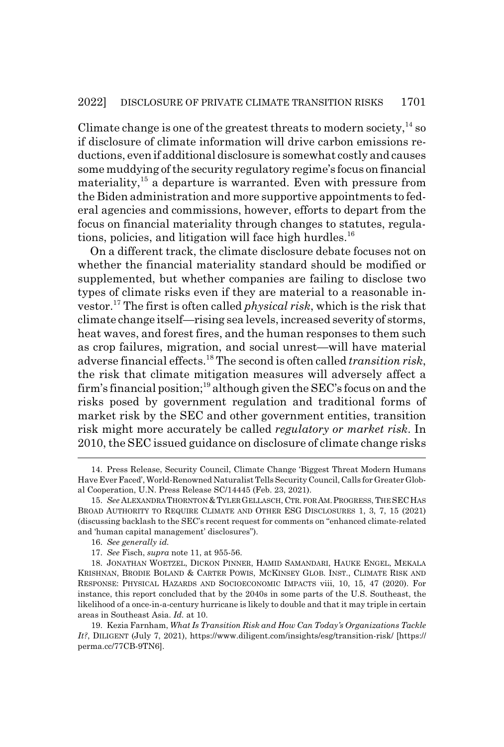Climate change is one of the greatest threats to modern society,[14] so if disclosure of climate information will drive carbon emissions reductions, even if additional disclosure is somewhat costly and causes some muddying of the security regulatory regime's focus on financial materiality,[15] a departure is warranted. Even with pressure from the Biden administration and more supportive appointments to federal agencies and commissions, however, efforts to depart from the focus on financial materiality through changes to statutes, regulations, policies, and litigation will face high hurdles.[16]

On a different track, the climate disclosure debate focuses not on whether the financial materiality standard should be modified or supplemented, but whether companies are failing to disclose two types of climate risks even if they are material to a reasonable investor.[17] The first is often called *physical risk*, which is the risk that climate change itself—rising sea levels, increased severity of storms, heat waves, and forest fires, and the human responses to them such as crop failures, migration, and social unrest—will have material adverse financial effects.[18] The second is often called *transition risk*, the risk that climate mitigation measures will adversely affect a firm's financial position;[19] although given the SEC's focus on and the risks posed by government regulation and traditional forms of market risk by the SEC and other government entities, transition risk might more accurately be called *regulatory or market risk*. In 2010, the SEC issued guidance on disclosure of climate change risks

---

14. Press Release, Security Council, Climate Change 'Biggest Threat Modern Humans Have Ever Faced', World-Renowned Naturalist Tells Security Council, Calls for Greater Global Cooperation, U.N. Press Release SC/14445 (Feb. 23, 2021).

15. *See* ALEXANDRA THORNTON & TYLER GELLASCH, CTR. FOR AM. PROGRESS, THE SEC HAS BROAD AUTHORITY TO REQUIRE CLIMATE AND OTHER ESG DISCLOSURES 1, 3, 7, 15 (2021) (discussing backlash to the SEC's recent request for comments on "enhanced climate-related and 'human capital management' disclosures").

16. *See generally id.*

17. *See* Fisch, *supra* note 11, at 955-56.

18. JONATHAN WOETZEL, DICKON PINNER, HAMID SAMANDARI, HAUKE ENGEL, MEKALA KRISHNAN, BRODIE BOLAND & CARTER POWIS, MCKINSEY GLOB. INST., CLIMATE RISK AND RESPONSE: PHYSICAL HAZARDS AND SOCIOECONOMIC IMPACTS viii, 10, 15, 47 (2020). For instance, this report concluded that by the 2040s in some parts of the U.S. Southeast, the likelihood of a once-in-a-century hurricane is likely to double and that it may triple in certain areas in Southeast Asia. *Id.* at 10.

19. Kezia Farnham, *What Is Transition Risk and How Can Today's Organizations Tackle It?*, DILIGENT (July 7, 2021), https://www.diligent.com/insights/esg/transition-risk/ [https://perma.cc/77CB-9TN6].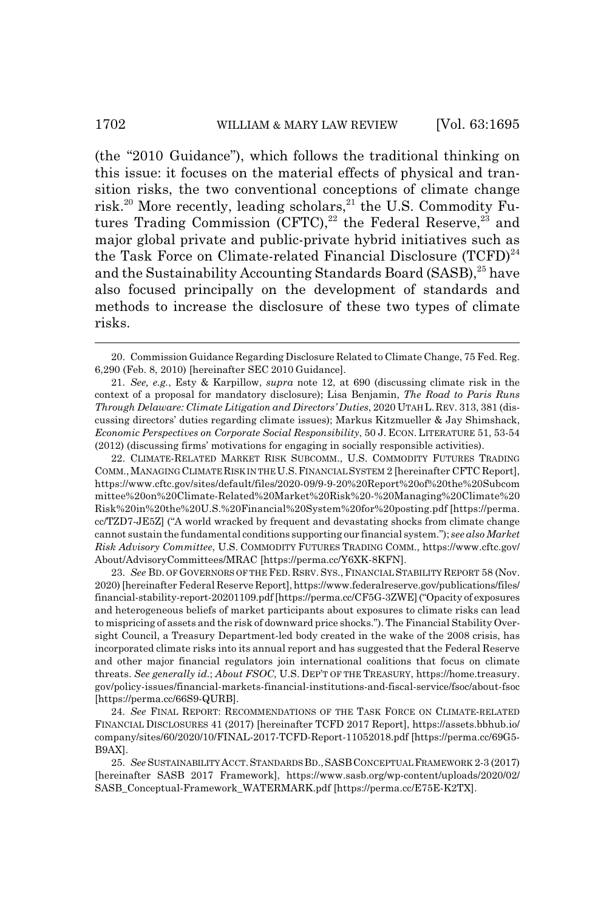(the "2010 Guidance"), which follows the traditional thinking on this issue: it focuses on the material effects of physical and transition risks, the two conventional conceptions of climate change risk.[20] More recently, leading scholars,[21] the U.S. Commodity Futures Trading Commission (CFTC),[22] the Federal Reserve,[23] and major global private and public-private hybrid initiatives such as the Task Force on Climate-related Financial Disclosure (TCFD)[24] and the Sustainability Accounting Standards Board (SASB),[25] have also focused principally on the development of standards and methods to increase the disclosure of these two types of climate risks.

---

20. Commission Guidance Regarding Disclosure Related to Climate Change, 75 Fed. Reg. 6,290 (Feb. 8, 2010) [hereinafter SEC 2010 Guidance].

21. *See, e.g.*, Esty & Karpillow, *supra* note 12, at 690 (discussing climate risk in the context of a proposal for mandatory disclosure); Lisa Benjamin, *The Road to Paris Runs Through Delaware: Climate Litigation and Directors' Duties*, 2020 UTAH L. REV. 313, 381 (discussing directors' duties regarding climate issues); Markus Kitzmueller & Jay Shimshack, *Economic Perspectives on Corporate Social Responsibility*, 50 J. ECON. LITERATURE 51, 53-54 (2012) (discussing firms' motivations for engaging in socially responsible activities).

22. CLIMATE-RELATED MARKET RISK SUBCOMM., U.S. COMMODITY FUTURES TRADING COMM., MANAGING CLIMATE RISK IN THE U.S. FINANCIAL SYSTEM 2 [hereinafter CFTC Report], https://www.cftc.gov/sites/default/files/2020-09/9-9-20%20Report%20of%20the%20Subcommittee%20on%20Climate-Related%20Market%20Risk%20-%20Managing%20Climate%20Risk%20in%20the%20U.S.%20Financial%20System%20for%20posting.pdf [https://perma.cc/TZD7-JE5Z] ("A world wracked by frequent and devastating shocks from climate change cannot sustain the fundamental conditions supporting our financial system."); *see also Market Risk Advisory Committee*, U.S. COMMODITY FUTURES TRADING COMM., https://www.cftc.gov/About/AdvisoryCommittees/MRAC [https://perma.cc/Y6XK-8KFN].

23. *See* BD. OF GOVERNORS OF THE FED. RSRV. SYS., FINANCIAL STABILITY REPORT 58 (Nov. 2020) [hereinafter Federal Reserve Report], https://www.federalreserve.gov/publications/files/financial-stability-report-20201109.pdf [https://perma.cc/CF5G-3ZWE] ("Opacity of exposures and heterogeneous beliefs of market participants about exposures to climate risks can lead to mispricing of assets and the risk of downward price shocks."). The Financial Stability Oversight Council, a Treasury Department-led body created in the wake of the 2008 crisis, has incorporated climate risks into its annual report and has suggested that the Federal Reserve and other major financial regulators join international coalitions that focus on climate threats. *See generally id.*; *About FSOC*, U.S. DEP'T OF THE TREASURY, https://home.treasury.gov/policy-issues/financial-markets-financial-institutions-and-fiscal-service/fsoc/about-fsoc [https://perma.cc/66S9-QURB].

24. *See* FINAL REPORT: RECOMMENDATIONS OF THE TASK FORCE ON CLIMATE-RELATED FINANCIAL DISCLOSURES 41 (2017) [hereinafter TCFD 2017 Report], https://assets.bbhub.io/company/sites/60/2020/10/FINAL-2017-TCFD-Report-11052018.pdf [https://perma.cc/69G5-B9AX].

25. *See* SUSTAINABILITY ACCT. STANDARDS BD., SASB CONCEPTUAL FRAMEWORK 2-3 (2017) [hereinafter SASB 2017 Framework], https://www.sasb.org/wp-content/uploads/2020/02/SASB_Conceptual-Framework_WATERMARK.pdf [https://perma.cc/E75E-K2TX].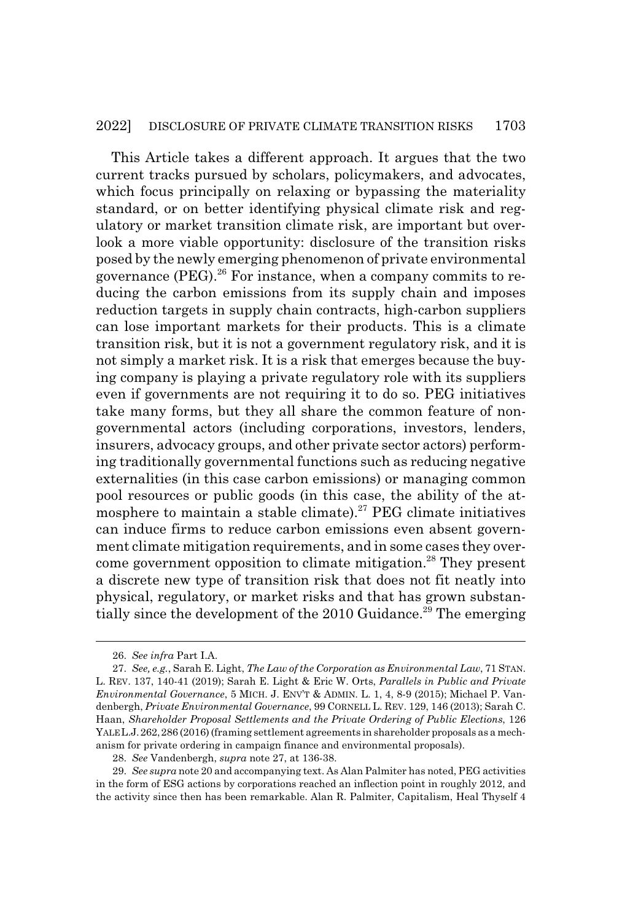This Article takes a different approach. It argues that the two current tracks pursued by scholars, policymakers, and advocates, which focus principally on relaxing or bypassing the materiality standard, or on better identifying physical climate risk and regulatory or market transition climate risk, are important but overlook a more viable opportunity: disclosure of the transition risks posed by the newly emerging phenomenon of private environmental governance (PEG).[26] For instance, when a company commits to reducing the carbon emissions from its supply chain and imposes reduction targets in supply chain contracts, high-carbon suppliers can lose important markets for their products. This is a climate transition risk, but it is not a government regulatory risk, and it is not simply a market risk. It is a risk that emerges because the buying company is playing a private regulatory role with its suppliers even if governments are not requiring it to do so. PEG initiatives take many forms, but they all share the common feature of nongovernmental actors (including corporations, investors, lenders, insurers, advocacy groups, and other private sector actors) performing traditionally governmental functions such as reducing negative externalities (in this case carbon emissions) or managing common pool resources or public goods (in this case, the ability of the atmosphere to maintain a stable climate).[27] PEG climate initiatives can induce firms to reduce carbon emissions even absent government climate mitigation requirements, and in some cases they overcome government opposition to climate mitigation.[28] They present a discrete new type of transition risk that does not fit neatly into physical, regulatory, or market risks and that has grown substantially since the development of the 2010 Guidance.[29] The emerging

---

26. *See infra* Part I.A.

27. *See, e.g.*, Sarah E. Light, *The Law of the Corporation as Environmental Law*, 71 STAN. L. REV. 137, 140-41 (2019); Sarah E. Light & Eric W. Orts, *Parallels in Public and Private Environmental Governance*, 5 MICH. J. ENV'T & ADMIN. L. 1, 4, 8-9 (2015); Michael P. Vandenbergh, *Private Environmental Governance*, 99 CORNELL L. REV. 129, 146 (2013); Sarah C. Haan, *Shareholder Proposal Settlements and the Private Ordering of Public Elections*, 126 YALE L.J. 262, 286 (2016) (framing settlement agreements in shareholder proposals as a mechanism for private ordering in campaign finance and environmental proposals).

28. *See* Vandenbergh, *supra* note 27, at 136-38.

29. *See supra* note 20 and accompanying text. As Alan Palmiter has noted, PEG activities in the form of ESG actions by corporations reached an inflection point in roughly 2012, and the activity since then has been remarkable. Alan R. Palmiter, Capitalism, Heal Thyself 4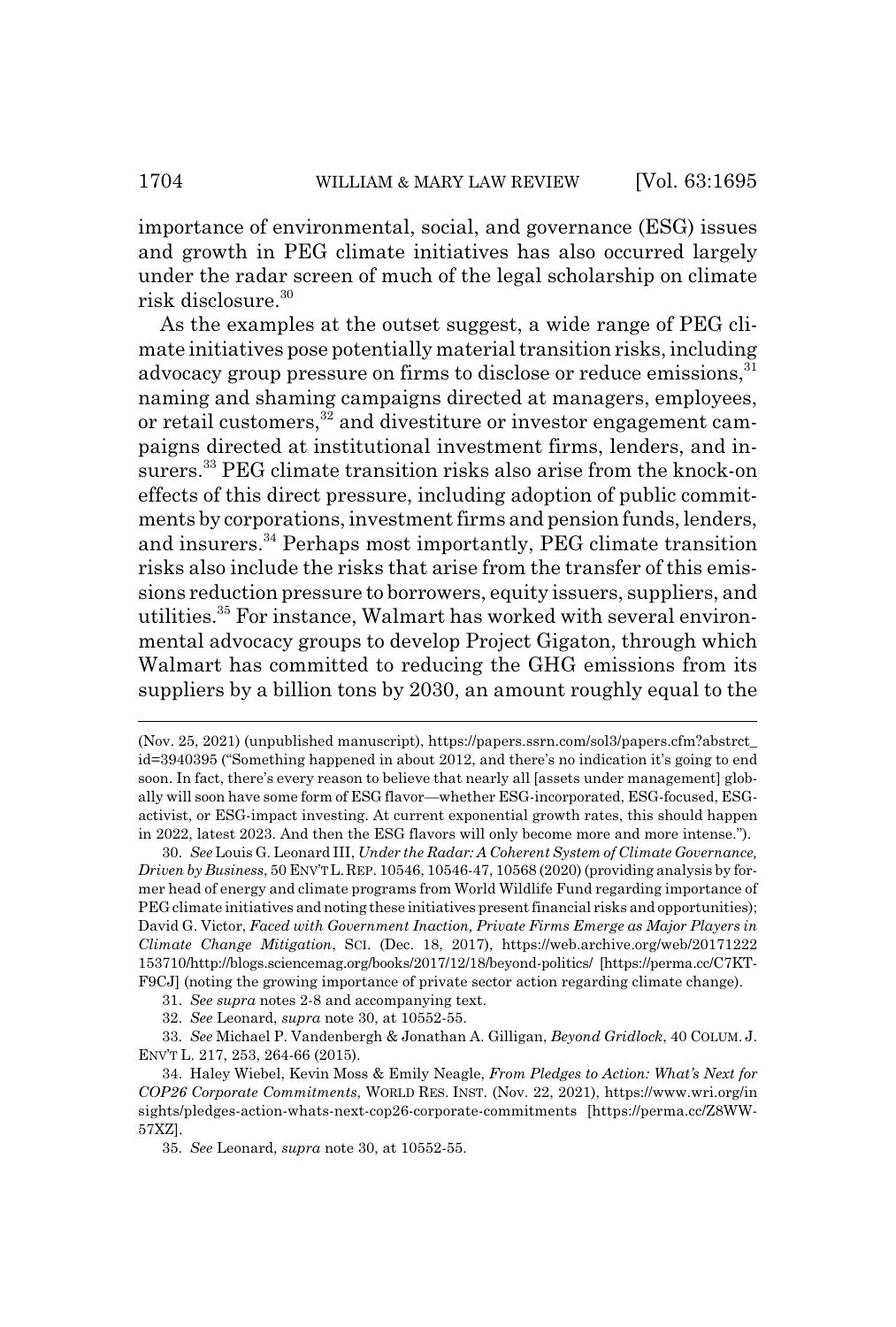importance of environmental, social, and governance (ESG) issues and growth in PEG climate initiatives has also occurred largely under the radar screen of much of the legal scholarship on climate risk disclosure.[30]

As the examples at the outset suggest, a wide range of PEG climate initiatives pose potentially material transition risks, including advocacy group pressure on firms to disclose or reduce emissions,[31] naming and shaming campaigns directed at managers, employees, or retail customers,[32] and divestiture or investor engagement campaigns directed at institutional investment firms, lenders, and insurers.[33] PEG climate transition risks also arise from the knock-on effects of this direct pressure, including adoption of public commitments by corporations, investment firms and pension funds, lenders, and insurers.[34] Perhaps most importantly, PEG climate transition risks also include the risks that arise from the transfer of this emissions reduction pressure to borrowers, equity issuers, suppliers, and utilities.[35] For instance, Walmart has worked with several environmental advocacy groups to develop Project Gigaton, through which Walmart has committed to reducing the GHG emissions from its suppliers by a billion tons by 2030, an amount roughly equal to the

---

(Nov. 25, 2021) (unpublished manuscript), https://papers.ssrn.com/sol3/papers.cfm?abstrct_id=3940395 ("Something happened in about 2012, and there's no indication it's going to end soon. In fact, there's every reason to believe that nearly all [assets under management] globally will soon have some form of ESG flavor—whether ESG-incorporated, ESG-focused, ESG-activist, or ESG-impact investing. At current exponential growth rates, this should happen in 2022, latest 2023. And then the ESG flavors will only become more and more intense.").

30. *See* Louis G. Leonard III, *Under the Radar: A Coherent System of Climate Governance, Driven by Business*, 50 ENV'T L. REP. 10546, 10546-47, 10568 (2020) (providing analysis by former head of energy and climate programs from World Wildlife Fund regarding importance of PEG climate initiatives and noting these initiatives present financial risks and opportunities); David G. Victor, *Faced with Government Inaction, Private Firms Emerge as Major Players in Climate Change Mitigation*, SCI. (Dec. 18, 2017), https://web.archive.org/web/20171222153710/http://blogs.sciencemag.org/books/2017/12/18/beyond-politics/ [https://perma.cc/C7KT-F9CJ] (noting the growing importance of private sector action regarding climate change).

31. *See supra* notes 2-8 and accompanying text.

32. *See* Leonard, *supra* note 30, at 10552-55.

33. *See* Michael P. Vandenbergh & Jonathan A. Gilligan, *Beyond Gridlock*, 40 COLUM. J. ENV'T L. 217, 253, 264-66 (2015).

34. Haley Wiebel, Kevin Moss & Emily Neagle, *From Pledges to Action: What's Next for COP26 Corporate Commitments*, WORLD RES. INST. (Nov. 22, 2021), https://www.wri.org/insights/pledges-action-whats-next-cop26-corporate-commitments [https://perma.cc/Z8WW-57XZ].

35. *See* Leonard, *supra* note 30, at 10552-55.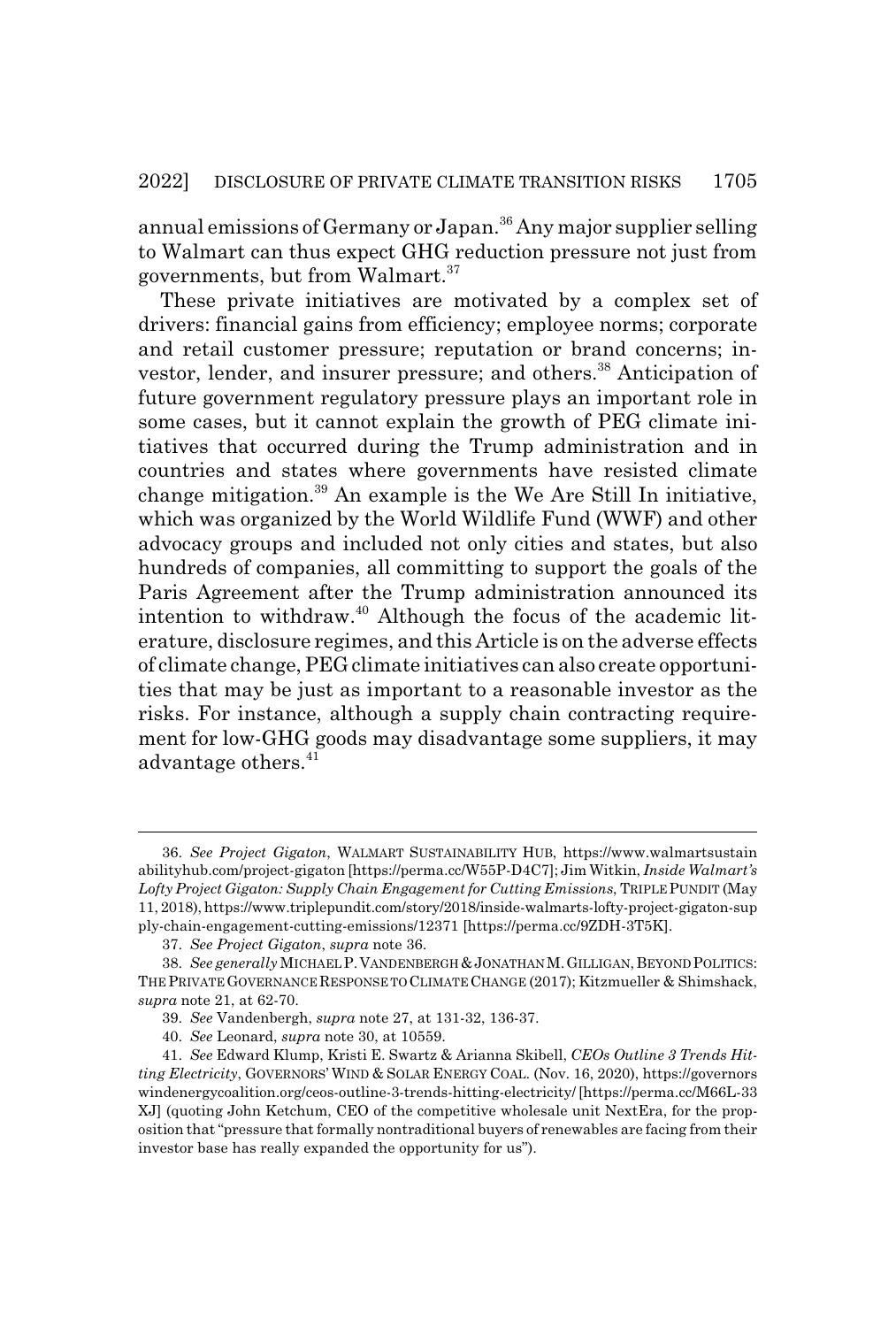annual emissions of Germany or Japan.[36] Any major supplier selling to Walmart can thus expect GHG reduction pressure not just from governments, but from Walmart.[37]

These private initiatives are motivated by a complex set of drivers: financial gains from efficiency; employee norms; corporate and retail customer pressure; reputation or brand concerns; investor, lender, and insurer pressure; and others.[38] Anticipation of future government regulatory pressure plays an important role in some cases, but it cannot explain the growth of PEG climate initiatives that occurred during the Trump administration and in countries and states where governments have resisted climate change mitigation.[39] An example is the We Are Still In initiative, which was organized by the World Wildlife Fund (WWF) and other advocacy groups and included not only cities and states, but also hundreds of companies, all committing to support the goals of the Paris Agreement after the Trump administration announced its intention to withdraw.[40] Although the focus of the academic literature, disclosure regimes, and this Article is on the adverse effects of climate change, PEG climate initiatives can also create opportunities that may be just as important to a reasonable investor as the risks. For instance, although a supply chain contracting requirement for low-GHG goods may disadvantage some suppliers, it may advantage others.[41]

---

36. *See Project Gigaton*, WALMART SUSTAINABILITY HUB, https://www.walmartsustainabilityhub.com/project-gigaton [https://perma.cc/W55P-D4C7]; Jim Witkin, *Inside Walmart's Lofty Project Gigaton: Supply Chain Engagement for Cutting Emissions*, TRIPLE PUNDIT (May 11, 2018), https://www.triplepundit.com/story/2018/inside-walmarts-lofty-project-gigaton-supply-chain-engagement-cutting-emissions/12371 [https://perma.cc/9ZDH-3T5K].

37. *See Project Gigaton*, *supra* note 36.

38. *See generally* MICHAEL P. VANDENBERGH & JONATHAN M. GILLIGAN, BEYOND POLITICS: THE PRIVATE GOVERNANCE RESPONSE TO CLIMATE CHANGE (2017); Kitzmueller & Shimshack, *supra* note 21, at 62-70.

39. *See* Vandenbergh, *supra* note 27, at 131-32, 136-37.

40. *See* Leonard, *supra* note 30, at 10559.

41. *See* Edward Klump, Kristi E. Swartz & Arianna Skibell, *CEOs Outline 3 Trends Hitting Electricity*, GOVERNORS' WIND & SOLAR ENERGY COAL. (Nov. 16, 2020), https://governorswindenergycoalition.org/ceos-outline-3-trends-hitting-electricity/ [https://perma.cc/M66L-33XJ] (quoting John Ketchum, CEO of the competitive wholesale unit NextEra, for the proposition that "pressure that formally nontraditional buyers of renewables are facing from their investor base has really expanded the opportunity for us").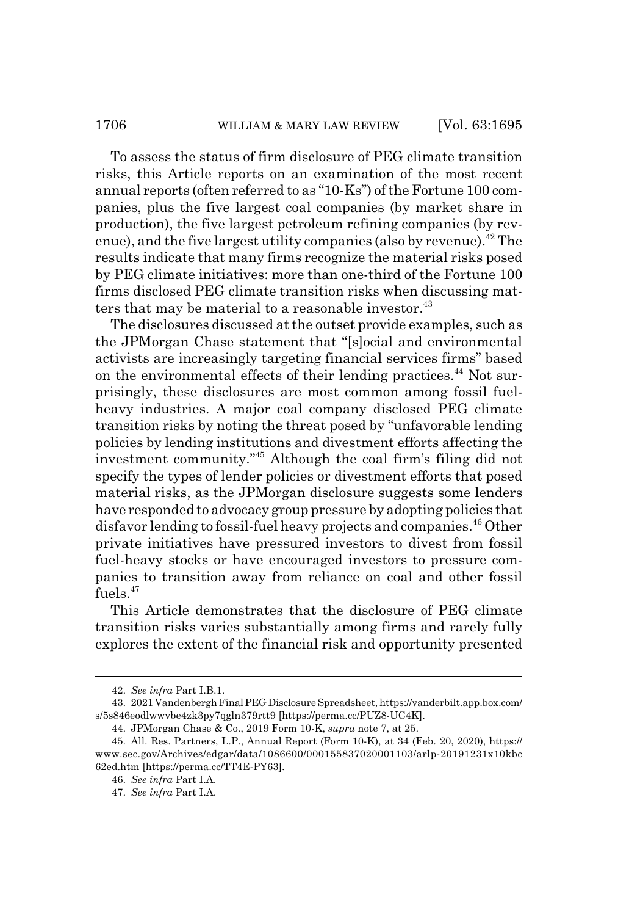To assess the status of firm disclosure of PEG climate transition risks, this Article reports on an examination of the most recent annual reports (often referred to as "10-Ks") of the Fortune 100 companies, plus the five largest coal companies (by market share in production), the five largest petroleum refining companies (by revenue), and the five largest utility companies (also by revenue).[42] The results indicate that many firms recognize the material risks posed by PEG climate initiatives: more than one-third of the Fortune 100 firms disclosed PEG climate transition risks when discussing matters that may be material to a reasonable investor.[43]

The disclosures discussed at the outset provide examples, such as the JPMorgan Chase statement that "[s]ocial and environmental activists are increasingly targeting financial services firms" based on the environmental effects of their lending practices.[44] Not surprisingly, these disclosures are most common among fossil fuel-heavy industries. A major coal company disclosed PEG climate transition risks by noting the threat posed by "unfavorable lending policies by lending institutions and divestment efforts affecting the investment community."[45] Although the coal firm's filing did not specify the types of lender policies or divestment efforts that posed material risks, as the JPMorgan disclosure suggests some lenders have responded to advocacy group pressure by adopting policies that disfavor lending to fossil-fuel heavy projects and companies.[46] Other private initiatives have pressured investors to divest from fossil fuel-heavy stocks or have encouraged investors to pressure companies to transition away from reliance on coal and other fossil fuels.[47]

This Article demonstrates that the disclosure of PEG climate transition risks varies substantially among firms and rarely fully explores the extent of the financial risk and opportunity presented

---

42. *See infra* Part I.B.1.

43. 2021 Vandenbergh Final PEG Disclosure Spreadsheet, https://vanderbilt.app.box.com/s/5s846eodlwwvbe4zk3py7qgln379rtt9 [https://perma.cc/PUZ8-UC4K].

44. JPMorgan Chase & Co., 2019 Form 10-K, *supra* note 7, at 25.

45. All. Res. Partners, L.P., Annual Report (Form 10-K), at 34 (Feb. 20, 2020), https://www.sec.gov/Archives/edgar/data/1086600/000155837020001103/arlp-20191231x10kbc62ed.htm [https://perma.cc/TT4E-PY63].

46. *See infra* Part I.A.

47. *See infra* Part I.A.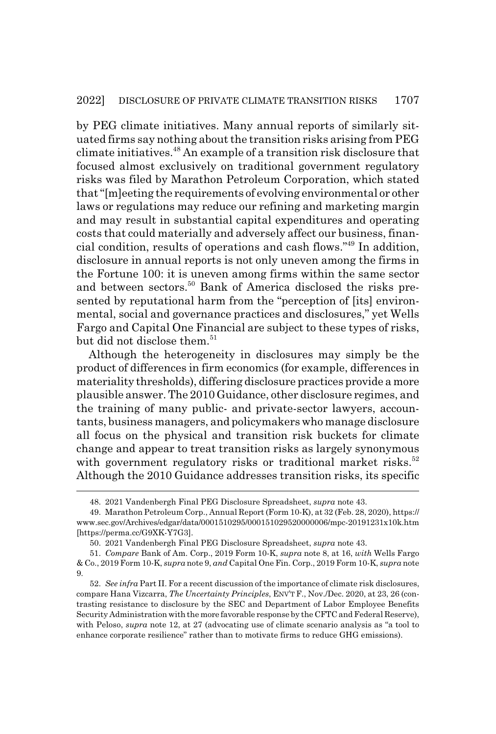by PEG climate initiatives. Many annual reports of similarly situated firms say nothing about the transition risks arising from PEG climate initiatives.[48] An example of a transition risk disclosure that focused almost exclusively on traditional government regulatory risks was filed by Marathon Petroleum Corporation, which stated that "[m]eeting the requirements of evolving environmental or other laws or regulations may reduce our refining and marketing margin and may result in substantial capital expenditures and operating costs that could materially and adversely affect our business, financial condition, results of operations and cash flows."[49] In addition, disclosure in annual reports is not only uneven among the firms in the Fortune 100: it is uneven among firms within the same sector and between sectors.[50] Bank of America disclosed the risks presented by reputational harm from the "perception of [its] environmental, social and governance practices and disclosures," yet Wells Fargo and Capital One Financial are subject to these types of risks, but did not disclose them.[51]

Although the heterogeneity in disclosures may simply be the product of differences in firm economics (for example, differences in materiality thresholds), differing disclosure practices provide a more plausible answer. The 2010 Guidance, other disclosure regimes, and the training of many public- and private-sector lawyers, accountants, business managers, and policymakers who manage disclosure all focus on the physical and transition risk buckets for climate change and appear to treat transition risks as largely synonymous with government regulatory risks or traditional market risks.[52] Although the 2010 Guidance addresses transition risks, its specific

---

48. 2021 Vandenbergh Final PEG Disclosure Spreadsheet, *supra* note 43.

49. Marathon Petroleum Corp., Annual Report (Form 10-K), at 32 (Feb. 28, 2020), https://www.sec.gov/Archives/edgar/data/0001510295/000151029520000006/mpc-20191231x10k.htm [https://perma.cc/G9XK-Y7G3].

50. 2021 Vandenbergh Final PEG Disclosure Spreadsheet, *supra* note 43.

51. *Compare* Bank of Am. Corp., 2019 Form 10-K, *supra* note 8, at 16, *with* Wells Fargo & Co., 2019 Form 10-K, *supra* note 9, *and* Capital One Fin. Corp., 2019 Form 10-K, *supra* note 9.

52. *See infra* Part II. For a recent discussion of the importance of climate risk disclosures, compare Hana Vizcarra, *The Uncertainty Principles*, ENV'T F., Nov./Dec. 2020, at 23, 26 (contrasting resistance to disclosure by the SEC and Department of Labor Employee Benefits Security Administration with the more favorable response by the CFTC and Federal Reserve), with Peloso, *supra* note 12, at 27 (advocating use of climate scenario analysis as "a tool to enhance corporate resilience" rather than to motivate firms to reduce GHG emissions).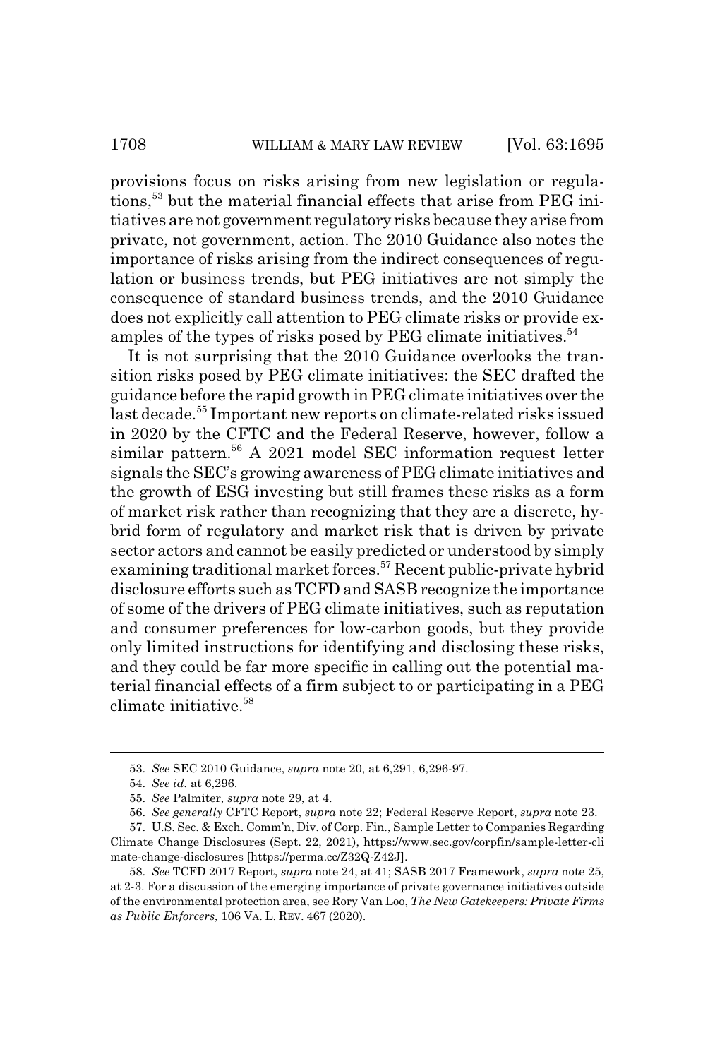provisions focus on risks arising from new legislation or regulations,[53] but the material financial effects that arise from PEG initiatives are not government regulatory risks because they arise from private, not government, action. The 2010 Guidance also notes the importance of risks arising from the indirect consequences of regulation or business trends, but PEG initiatives are not simply the consequence of standard business trends, and the 2010 Guidance does not explicitly call attention to PEG climate risks or provide examples of the types of risks posed by PEG climate initiatives.[54]

It is not surprising that the 2010 Guidance overlooks the transition risks posed by PEG climate initiatives: the SEC drafted the guidance before the rapid growth in PEG climate initiatives over the last decade.[55] Important new reports on climate-related risks issued in 2020 by the CFTC and the Federal Reserve, however, follow a similar pattern.[56] A 2021 model SEC information request letter signals the SEC's growing awareness of PEG climate initiatives and the growth of ESG investing but still frames these risks as a form of market risk rather than recognizing that they are a discrete, hybrid form of regulatory and market risk that is driven by private sector actors and cannot be easily predicted or understood by simply examining traditional market forces.[57] Recent public-private hybrid disclosure efforts such as TCFD and SASB recognize the importance of some of the drivers of PEG climate initiatives, such as reputation and consumer preferences for low-carbon goods, but they provide only limited instructions for identifying and disclosing these risks, and they could be far more specific in calling out the potential material financial effects of a firm subject to or participating in a PEG climate initiative.[58]

---

53. *See* SEC 2010 Guidance, *supra* note 20, at 6,291, 6,296-97.

54. *See id.* at 6,296.

55. *See* Palmiter, *supra* note 29, at 4.

56. *See generally* CFTC Report, *supra* note 22; Federal Reserve Report, *supra* note 23.

57. U.S. Sec. & Exch. Comm'n, Div. of Corp. Fin., Sample Letter to Companies Regarding Climate Change Disclosures (Sept. 22, 2021), https://www.sec.gov/corpfin/sample-letter-climate-change-disclosures [https://perma.cc/Z32Q-Z42J].

58. *See* TCFD 2017 Report, *supra* note 24, at 41; SASB 2017 Framework, *supra* note 25, at 2-3. For a discussion of the emerging importance of private governance initiatives outside of the environmental protection area, see Rory Van Loo, *The New Gatekeepers: Private Firms as Public Enforcers*, 106 VA. L. REV. 467 (2020).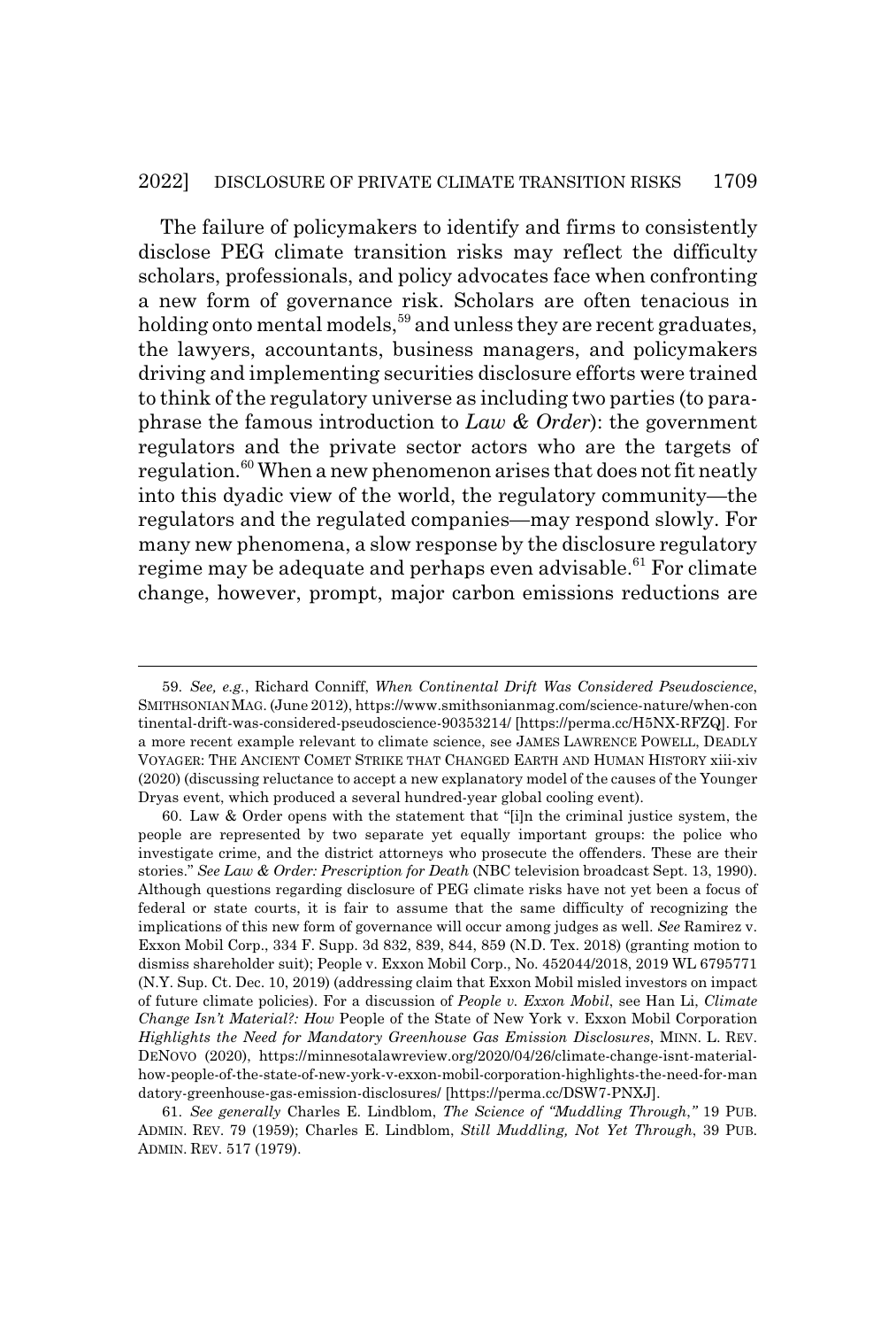The failure of policymakers to identify and firms to consistently disclose PEG climate transition risks may reflect the difficulty scholars, professionals, and policy advocates face when confronting a new form of governance risk. Scholars are often tenacious in holding onto mental models,[59] and unless they are recent graduates, the lawyers, accountants, business managers, and policymakers driving and implementing securities disclosure efforts were trained to think of the regulatory universe as including two parties (to paraphrase the famous introduction to *Law & Order*): the government regulators and the private sector actors who are the targets of regulation.[60] When a new phenomenon arises that does not fit neatly into this dyadic view of the world, the regulatory community—the regulators and the regulated companies—may respond slowly. For many new phenomena, a slow response by the disclosure regulatory regime may be adequate and perhaps even advisable.[61] For climate change, however, prompt, major carbon emissions reductions are

---

59. *See, e.g.*, Richard Conniff, *When Continental Drift Was Considered Pseudoscience*, SMITHSONIAN MAG. (June 2012), https://www.smithsonianmag.com/science-nature/when-continental-drift-was-considered-pseudoscience-90353214/ [https://perma.cc/H5NX-RFZQ]. For a more recent example relevant to climate science, see JAMES LAWRENCE POWELL, DEADLY VOYAGER: THE ANCIENT COMET STRIKE THAT CHANGED EARTH AND HUMAN HISTORY xiii-xiv (2020) (discussing reluctance to accept a new explanatory model of the causes of the Younger Dryas event, which produced a several hundred-year global cooling event).

60. Law & Order opens with the statement that "[i]n the criminal justice system, the people are represented by two separate yet equally important groups: the police who investigate crime, and the district attorneys who prosecute the offenders. These are their stories." *See Law & Order: Prescription for Death* (NBC television broadcast Sept. 13, 1990). Although questions regarding disclosure of PEG climate risks have not yet been a focus of federal or state courts, it is fair to assume that the same difficulty of recognizing the implications of this new form of governance will occur among judges as well. *See* Ramirez v. Exxon Mobil Corp., 334 F. Supp. 3d 832, 839, 844, 859 (N.D. Tex. 2018) (granting motion to dismiss shareholder suit); People v. Exxon Mobil Corp., No. 452044/2018, 2019 WL 6795771 (N.Y. Sup. Ct. Dec. 10, 2019) (addressing claim that Exxon Mobil misled investors on impact of future climate policies). For a discussion of *People v. Exxon Mobil*, see Han Li, *Climate Change Isn't Material?: How* People of the State of New York v. Exxon Mobil Corporation *Highlights the Need for Mandatory Greenhouse Gas Emission Disclosures*, MINN. L. REV. DENOVO (2020), https://minnesotalawreview.org/2020/04/26/climate-change-isnt-material-how-people-of-the-state-of-new-york-v-exxon-mobil-corporation-highlights-the-need-for-mandatory-greenhouse-gas-emission-disclosures/ [https://perma.cc/DSW7-PNXJ].

61. *See generally* Charles E. Lindblom, *The Science of "Muddling Through,"* 19 PUB. ADMIN. REV. 79 (1959); Charles E. Lindblom, *Still Muddling, Not Yet Through*, 39 PUB. ADMIN. REV. 517 (1979).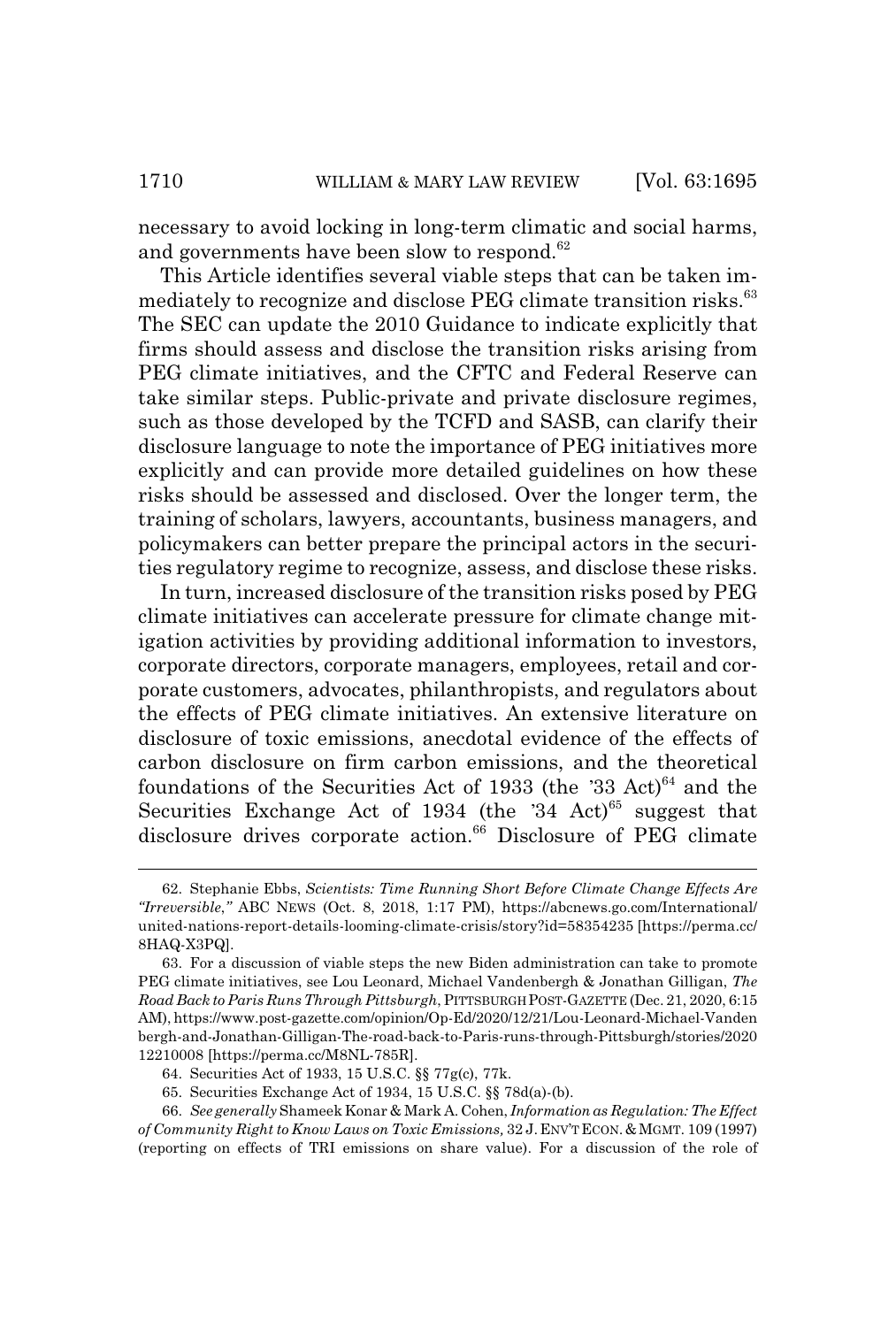necessary to avoid locking in long-term climatic and social harms, and governments have been slow to respond.[62]

This Article identifies several viable steps that can be taken immediately to recognize and disclose PEG climate transition risks.[63] The SEC can update the 2010 Guidance to indicate explicitly that firms should assess and disclose the transition risks arising from PEG climate initiatives, and the CFTC and Federal Reserve can take similar steps. Public-private and private disclosure regimes, such as those developed by the TCFD and SASB, can clarify their disclosure language to note the importance of PEG initiatives more explicitly and can provide more detailed guidelines on how these risks should be assessed and disclosed. Over the longer term, the training of scholars, lawyers, accountants, business managers, and policymakers can better prepare the principal actors in the securities regulatory regime to recognize, assess, and disclose these risks.

In turn, increased disclosure of the transition risks posed by PEG climate initiatives can accelerate pressure for climate change mitigation activities by providing additional information to investors, corporate directors, corporate managers, employees, retail and corporate customers, advocates, philanthropists, and regulators about the effects of PEG climate initiatives. An extensive literature on disclosure of toxic emissions, anecdotal evidence of the effects of carbon disclosure on firm carbon emissions, and the theoretical foundations of the Securities Act of 1933 (the '33 Act)[64] and the Securities Exchange Act of 1934 (the '34 Act)[65] suggest that disclosure drives corporate action.[66] Disclosure of PEG climate

---

62. Stephanie Ebbs, *Scientists: Time Running Short Before Climate Change Effects Are "Irreversible*,*"* ABC NEWS (Oct. 8, 2018, 1:17 PM), https://abcnews.go.com/International/united-nations-report-details-looming-climate-crisis/story?id=58354235 [https://perma.cc/8HAQ-X3PQ].

63. For a discussion of viable steps the new Biden administration can take to promote PEG climate initiatives, see Lou Leonard, Michael Vandenbergh & Jonathan Gilligan, *The Road Back to Paris Runs Through Pittsburgh*, PITTSBURGH POST-GAZETTE (Dec. 21, 2020, 6:15 AM), https://www.post-gazette.com/opinion/Op-Ed/2020/12/21/Lou-Leonard-Michael-Vandenbergh-and-Jonathan-Gilligan-The-road-back-to-Paris-runs-through-Pittsburgh/stories/202012210008 [https://perma.cc/M8NL-785R].

64. Securities Act of 1933, 15 U.S.C. §§ 77g(c), 77k.

65. Securities Exchange Act of 1934, 15 U.S.C. §§ 78d(a)-(b).

66. *See generally* Shameek Konar & Mark A. Cohen, *Information as Regulation: The Effect of Community Right to Know Laws on Toxic Emissions,* 32 J. ENV'T ECON. & MGMT. 109 (1997) (reporting on effects of TRI emissions on share value). For a discussion of the role of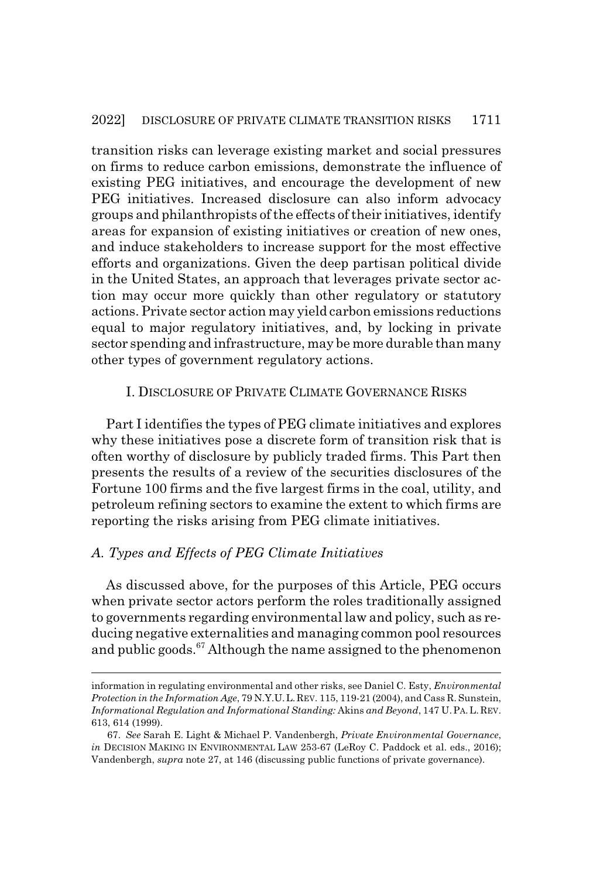transition risks can leverage existing market and social pressures on firms to reduce carbon emissions, demonstrate the influence of existing PEG initiatives, and encourage the development of new PEG initiatives. Increased disclosure can also inform advocacy groups and philanthropists of the effects of their initiatives, identify areas for expansion of existing initiatives or creation of new ones, and induce stakeholders to increase support for the most effective efforts and organizations. Given the deep partisan political divide in the United States, an approach that leverages private sector action may occur more quickly than other regulatory or statutory actions. Private sector action may yield carbon emissions reductions equal to major regulatory initiatives, and, by locking in private sector spending and infrastructure, may be more durable than many other types of government regulatory actions.

## I. Disclosure of Private Climate Governance Risks

Part I identifies the types of PEG climate initiatives and explores why these initiatives pose a discrete form of transition risk that is often worthy of disclosure by publicly traded firms. This Part then presents the results of a review of the securities disclosures of the Fortune 100 firms and the five largest firms in the coal, utility, and petroleum refining sectors to examine the extent to which firms are reporting the risks arising from PEG climate initiatives.

### *A. Types and Effects of PEG Climate Initiatives*

As discussed above, for the purposes of this Article, PEG occurs when private sector actors perform the roles traditionally assigned to governments regarding environmental law and policy, such as reducing negative externalities and managing common pool resources and public goods.[67] Although the name assigned to the phenomenon

---

information in regulating environmental and other risks, see Daniel C. Esty, *Environmental Protection in the Information Age*, 79 N.Y.U. L. Rev. 115, 119-21 (2004), and Cass R. Sunstein, *Informational Regulation and Informational Standing:* Akins *and Beyond*, 147 U. Pa. L. Rev. 613, 614 (1999).

67. *See* Sarah E. Light & Michael P. Vandenbergh, *Private Environmental Governance*, *in* Decision Making in Environmental Law 253-67 (LeRoy C. Paddock et al. eds., 2016); Vandenbergh, *supra* note 27, at 146 (discussing public functions of private governance).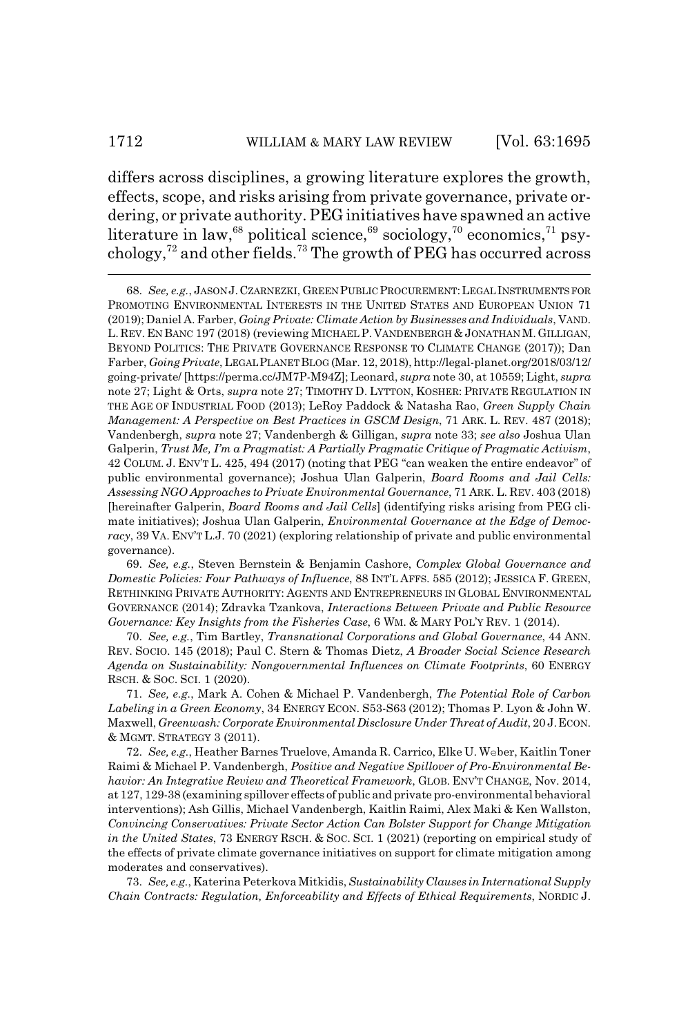differs across disciplines, a growing literature explores the growth, effects, scope, and risks arising from private governance, private ordering, or private authority. PEG initiatives have spawned an active literature in law,[68] political science,[69] sociology,[70] economics,[71] psychology,[72] and other fields.[73] The growth of PEG has occurred across

---

68. *See, e.g.*, JASON J. CZARNEZKI, GREEN PUBLIC PROCUREMENT: LEGAL INSTRUMENTS FOR PROMOTING ENVIRONMENTAL INTERESTS IN THE UNITED STATES AND EUROPEAN UNION 71 (2019); Daniel A. Farber, *Going Private: Climate Action by Businesses and Individuals*, VAND. L. REV. EN BANC 197 (2018) (reviewing MICHAEL P. VANDENBERGH & JONATHAN M. GILLIGAN, BEYOND POLITICS: THE PRIVATE GOVERNANCE RESPONSE TO CLIMATE CHANGE (2017)); Dan Farber, *Going Private*, LEGAL PLANET BLOG (Mar. 12, 2018), http://legal-planet.org/2018/03/12/going-private/ [https://perma.cc/JM7P-M94Z]; Leonard, *supra* note 30, at 10559; Light, *supra* note 27; Light & Orts, *supra* note 27; TIMOTHY D. LYTTON, KOSHER: PRIVATE REGULATION IN THE AGE OF INDUSTRIAL FOOD (2013); LeRoy Paddock & Natasha Rao, *Green Supply Chain Management: A Perspective on Best Practices in GSCM Design*, 71 ARK. L. REV. 487 (2018); Vandenbergh, *supra* note 27; Vandenbergh & Gilligan, *supra* note 33; *see also* Joshua Ulan Galperin, *Trust Me, I'm a Pragmatist: A Partially Pragmatic Critique of Pragmatic Activism*, 42 COLUM. J. ENV'T L. 425, 494 (2017) (noting that PEG "can weaken the entire endeavor" of public environmental governance); Joshua Ulan Galperin, *Board Rooms and Jail Cells: Assessing NGO Approaches to Private Environmental Governance*, 71 ARK. L. REV. 403 (2018) [hereinafter Galperin, *Board Rooms and Jail Cells*] (identifying risks arising from PEG climate initiatives); Joshua Ulan Galperin, *Environmental Governance at the Edge of Democracy*, 39 VA. ENV'T L.J. 70 (2021) (exploring relationship of private and public environmental governance).

69. *See, e.g.*, Steven Bernstein & Benjamin Cashore, *Complex Global Governance and Domestic Policies: Four Pathways of Influence*, 88 INT'L AFFS. 585 (2012); JESSICA F. GREEN, RETHINKING PRIVATE AUTHORITY: AGENTS AND ENTREPRENEURS IN GLOBAL ENVIRONMENTAL GOVERNANCE (2014); Zdravka Tzankova, *Interactions Between Private and Public Resource Governance: Key Insights from the Fisheries Case*, 6 WM. & MARY POL'Y REV. 1 (2014).

70. *See, e.g.*, Tim Bartley, *Transnational Corporations and Global Governance*, 44 ANN. REV. SOCIO. 145 (2018); Paul C. Stern & Thomas Dietz, *A Broader Social Science Research Agenda on Sustainability: Nongovernmental Influences on Climate Footprints*, 60 ENERGY RSCH. & SOC. SCI. 1 (2020).

71. *See, e.g.*, Mark A. Cohen & Michael P. Vandenbergh, *The Potential Role of Carbon Labeling in a Green Economy*, 34 ENERGY ECON. S53-S63 (2012); Thomas P. Lyon & John W. Maxwell, *Greenwash: Corporate Environmental Disclosure Under Threat of Audit*, 20 J. ECON. & MGMT. STRATEGY 3 (2011).

72. *See, e.g.*, Heather Barnes Truelove, Amanda R. Carrico, Elke U. Weber, Kaitlin Toner Raimi & Michael P. Vandenbergh, *Positive and Negative Spillover of Pro-Environmental Behavior: An Integrative Review and Theoretical Framework*, GLOB. ENV'T CHANGE, Nov. 2014, at 127, 129-38 (examining spillover effects of public and private pro-environmental behavioral interventions); Ash Gillis, Michael Vandenbergh, Kaitlin Raimi, Alex Maki & Ken Wallston, *Convincing Conservatives: Private Sector Action Can Bolster Support for Change Mitigation in the United States*, 73 ENERGY RSCH. & SOC. SCI. 1 (2021) (reporting on empirical study of the effects of private climate governance initiatives on support for climate mitigation among moderates and conservatives).

73. *See, e.g.*, Katerina Peterkova Mitkidis, *Sustainability Clauses in International Supply Chain Contracts: Regulation, Enforceability and Effects of Ethical Requirements*, NORDIC J.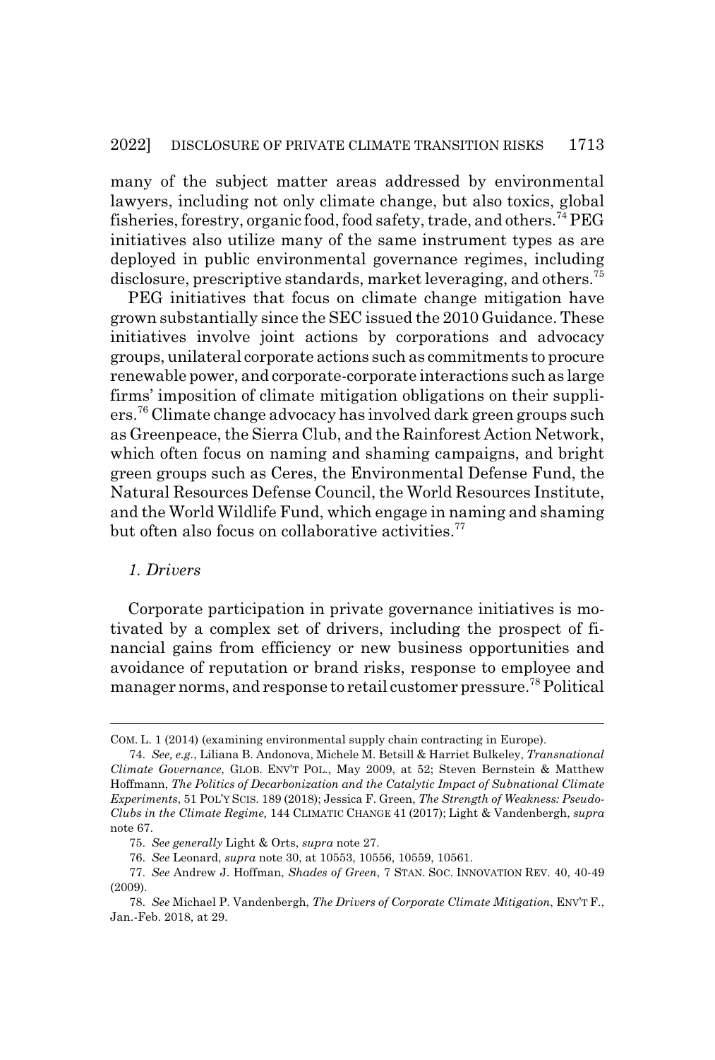many of the subject matter areas addressed by environmental lawyers, including not only climate change, but also toxics, global fisheries, forestry, organic food, food safety, trade, and others.[74] PEG initiatives also utilize many of the same instrument types as are deployed in public environmental governance regimes, including disclosure, prescriptive standards, market leveraging, and others.[75]

PEG initiatives that focus on climate change mitigation have grown substantially since the SEC issued the 2010 Guidance. These initiatives involve joint actions by corporations and advocacy groups, unilateral corporate actions such as commitments to procure renewable power, and corporate-corporate interactions such as large firms' imposition of climate mitigation obligations on their suppliers.[76] Climate change advocacy has involved dark green groups such as Greenpeace, the Sierra Club, and the Rainforest Action Network, which often focus on naming and shaming campaigns, and bright green groups such as Ceres, the Environmental Defense Fund, the Natural Resources Defense Council, the World Resources Institute, and the World Wildlife Fund, which engage in naming and shaming but often also focus on collaborative activities.[77]

### *1. Drivers*

Corporate participation in private governance initiatives is motivated by a complex set of drivers, including the prospect of financial gains from efficiency or new business opportunities and avoidance of reputation or brand risks, response to employee and manager norms, and response to retail customer pressure.[78] Political

---

COM. L. 1 (2014) (examining environmental supply chain contracting in Europe).

74. *See, e.g.*, Liliana B. Andonova, Michele M. Betsill & Harriet Bulkeley, *Transnational Climate Governance*, GLOB. ENV'T POL., May 2009, at 52; Steven Bernstein & Matthew Hoffmann, *The Politics of Decarbonization and the Catalytic Impact of Subnational Climate Experiments*, 51 POL'Y SCIS. 189 (2018); Jessica F. Green, *The Strength of Weakness: Pseudo-Clubs in the Climate Regime,* 144 CLIMATIC CHANGE 41 (2017); Light & Vandenbergh, *supra* note 67.

75. *See generally* Light & Orts, *supra* note 27.

76. *See* Leonard, *supra* note 30, at 10553, 10556, 10559, 10561.

77. *See* Andrew J. Hoffman, *Shades of Green*, 7 STAN. SOC. INNOVATION REV. 40, 40-49 (2009).

78. *See* Michael P. Vandenbergh, *The Drivers of Corporate Climate Mitigation*, ENV'T F., Jan.-Feb. 2018, at 29.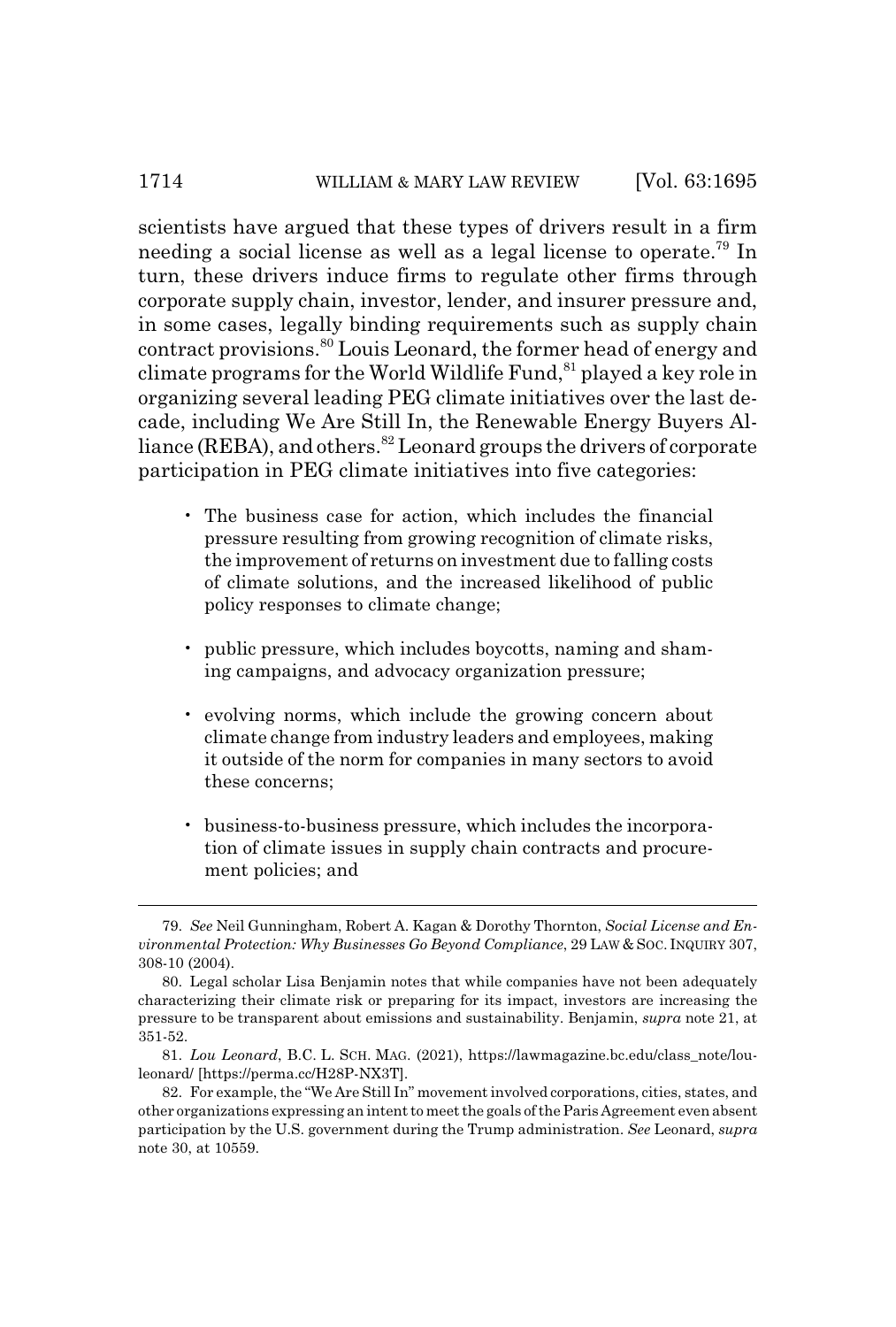scientists have argued that these types of drivers result in a firm needing a social license as well as a legal license to operate.[79] In turn, these drivers induce firms to regulate other firms through corporate supply chain, investor, lender, and insurer pressure and, in some cases, legally binding requirements such as supply chain contract provisions.[80] Louis Leonard, the former head of energy and climate programs for the World Wildlife Fund,[81] played a key role in organizing several leading PEG climate initiatives over the last decade, including We Are Still In, the Renewable Energy Buyers Alliance (REBA), and others.[82] Leonard groups the drivers of corporate participation in PEG climate initiatives into five categories:

- The business case for action, which includes the financial pressure resulting from growing recognition of climate risks, the improvement of returns on investment due to falling costs of climate solutions, and the increased likelihood of public policy responses to climate change;
- public pressure, which includes boycotts, naming and shaming campaigns, and advocacy organization pressure;
- evolving norms, which include the growing concern about climate change from industry leaders and employees, making it outside of the norm for companies in many sectors to avoid these concerns;
- business-to-business pressure, which includes the incorporation of climate issues in supply chain contracts and procurement policies; and

---

79. *See* Neil Gunningham, Robert A. Kagan & Dorothy Thornton, *Social License and Environmental Protection: Why Businesses Go Beyond Compliance*, 29 LAW & SOC. INQUIRY 307, 308-10 (2004).

80. Legal scholar Lisa Benjamin notes that while companies have not been adequately characterizing their climate risk or preparing for its impact, investors are increasing the pressure to be transparent about emissions and sustainability. Benjamin, *supra* note 21, at 351-52.

81. *Lou Leonard*, B.C. L. SCH. MAG. (2021), https://lawmagazine.bc.edu/class_note/lou-leonard/ [https://perma.cc/H28P-NX3T].

82. For example, the "We Are Still In" movement involved corporations, cities, states, and other organizations expressing an intent to meet the goals of the Paris Agreement even absent participation by the U.S. government during the Trump administration. *See* Leonard, *supra* note 30, at 10559.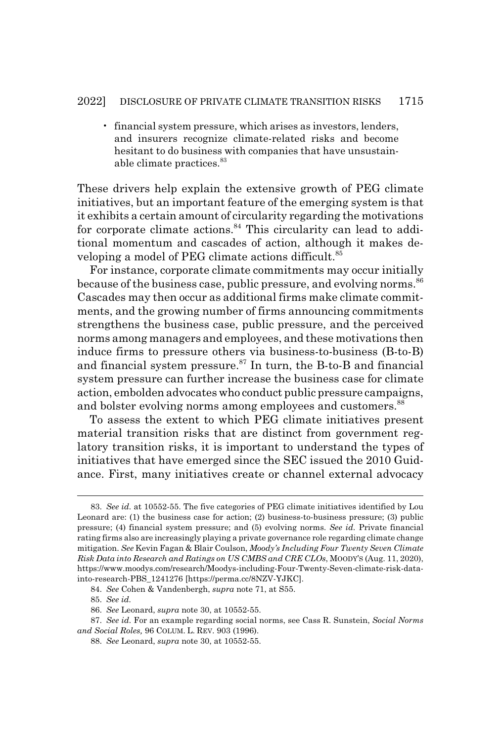- financial system pressure, which arises as investors, lenders, and insurers recognize climate-related risks and become hesitant to do business with companies that have unsustainable climate practices.[83]

These drivers help explain the extensive growth of PEG climate initiatives, but an important feature of the emerging system is that it exhibits a certain amount of circularity regarding the motivations for corporate climate actions.[84] This circularity can lead to additional momentum and cascades of action, although it makes developing a model of PEG climate actions difficult.[85]

For instance, corporate climate commitments may occur initially because of the business case, public pressure, and evolving norms.[86] Cascades may then occur as additional firms make climate commitments, and the growing number of firms announcing commitments strengthens the business case, public pressure, and the perceived norms among managers and employees, and these motivations then induce firms to pressure others via business-to-business (B-to-B) and financial system pressure.[87] In turn, the B-to-B and financial system pressure can further increase the business case for climate action, embolden advocates who conduct public pressure campaigns, and bolster evolving norms among employees and customers.[88]

To assess the extent to which PEG climate initiatives present material transition risks that are distinct from government regulatory transition risks, it is important to understand the types of initiatives that have emerged since the SEC issued the 2010 Guidance. First, many initiatives create or channel external advocacy

---

83. *See id.* at 10552-55. The five categories of PEG climate initiatives identified by Lou Leonard are: (1) the business case for action; (2) business-to-business pressure; (3) public pressure; (4) financial system pressure; and (5) evolving norms. *See id.* Private financial rating firms also are increasingly playing a private governance role regarding climate change mitigation. *See* Kevin Fagan & Blair Coulson, *Moody's Including Four Twenty Seven Climate Risk Data into Research and Ratings on US CMBS and CRE CLOs*, MOODY'S (Aug. 11, 2020), https://www.moodys.com/research/Moodys-including-Four-Twenty-Seven-climate-risk-data-into-research-PBS_1241276 [https://perma.cc/8NZV-YJKC].

84. *See* Cohen & Vandenbergh, *supra* note 71, at S55.

85. *See id.*

86. *See* Leonard, *supra* note 30, at 10552-55.

87. *See id.* For an example regarding social norms, see Cass R. Sunstein, *Social Norms and Social Roles,* 96 COLUM. L. REV. 903 (1996).

88. *See* Leonard, *supra* note 30, at 10552-55.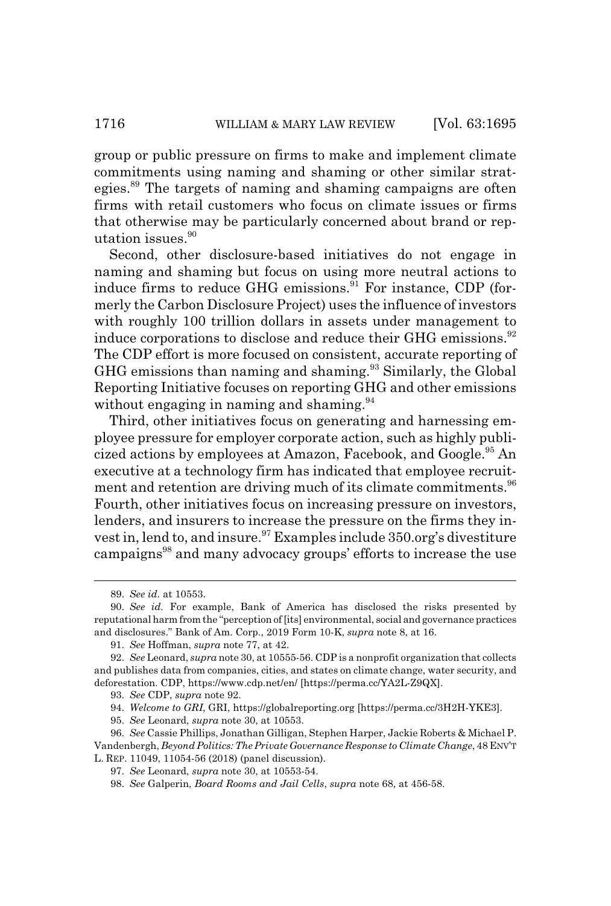group or public pressure on firms to make and implement climate commitments using naming and shaming or other similar strategies.[89] The targets of naming and shaming campaigns are often firms with retail customers who focus on climate issues or firms that otherwise may be particularly concerned about brand or reputation issues.[90]

Second, other disclosure-based initiatives do not engage in naming and shaming but focus on using more neutral actions to induce firms to reduce GHG emissions.[91] For instance, CDP (formerly the Carbon Disclosure Project) uses the influence of investors with roughly 100 trillion dollars in assets under management to induce corporations to disclose and reduce their GHG emissions.[92] The CDP effort is more focused on consistent, accurate reporting of GHG emissions than naming and shaming.[93] Similarly, the Global Reporting Initiative focuses on reporting GHG and other emissions without engaging in naming and shaming.[94]

Third, other initiatives focus on generating and harnessing employee pressure for employer corporate action, such as highly publicized actions by employees at Amazon, Facebook, and Google.[95] An executive at a technology firm has indicated that employee recruitment and retention are driving much of its climate commitments.[96] Fourth, other initiatives focus on increasing pressure on investors, lenders, and insurers to increase the pressure on the firms they invest in, lend to, and insure.[97] Examples include 350.org's divestiture campaigns[98] and many advocacy groups' efforts to increase the use

---

89. *See id.* at 10553.

90. *See id.* For example, Bank of America has disclosed the risks presented by reputational harm from the "perception of [its] environmental, social and governance practices and disclosures." Bank of Am. Corp., 2019 Form 10-K, *supra* note 8, at 16.

91. *See* Hoffman, *supra* note 77, at 42.

92. *See* Leonard, *supra* note 30, at 10555-56. CDP is a nonprofit organization that collects and publishes data from companies, cities, and states on climate change, water security, and deforestation. CDP, https://www.cdp.net/en/ [https://perma.cc/YA2L-Z9QX].

93. *See* CDP, *supra* note 92.

94. *Welcome to GRI*, GRI, https://globalreporting.org [https://perma.cc/3H2H-YKE3].

95. *See* Leonard, *supra* note 30, at 10553.

96. *See* Cassie Phillips, Jonathan Gilligan, Stephen Harper, Jackie Roberts & Michael P. Vandenbergh, *Beyond Politics: The Private Governance Response to Climate Change*, 48 ENV'T L. REP. 11049, 11054-56 (2018) (panel discussion).

97. *See* Leonard, *supra* note 30, at 10553-54.

98. *See* Galperin, *Board Rooms and Jail Cells*, *supra* note 68, at 456-58.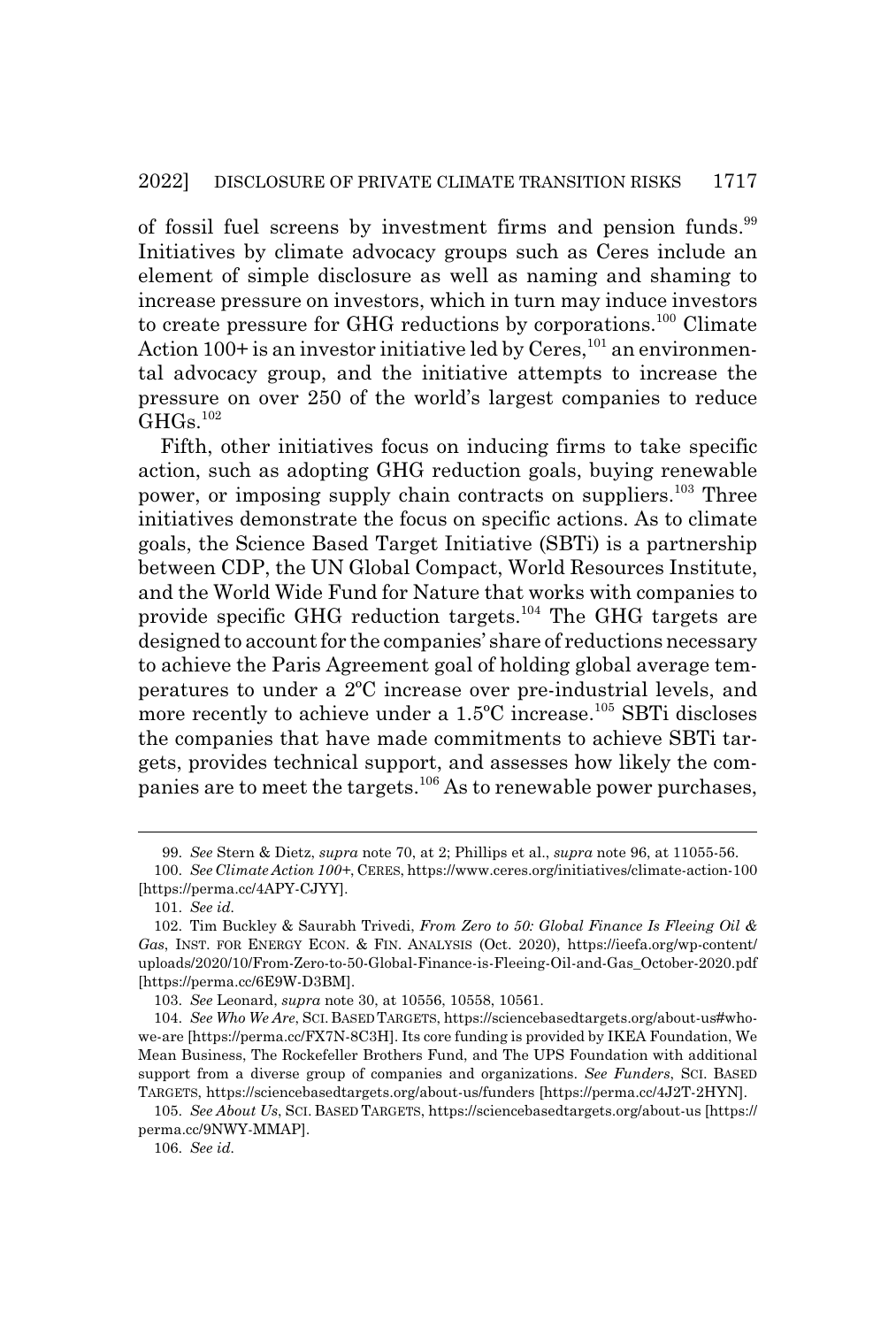of fossil fuel screens by investment firms and pension funds.[99] Initiatives by climate advocacy groups such as Ceres include an element of simple disclosure as well as naming and shaming to increase pressure on investors, which in turn may induce investors to create pressure for GHG reductions by corporations.[100] Climate Action 100+ is an investor initiative led by Ceres,[101] an environmental advocacy group, and the initiative attempts to increase the pressure on over 250 of the world's largest companies to reduce GHGs.[102]

Fifth, other initiatives focus on inducing firms to take specific action, such as adopting GHG reduction goals, buying renewable power, or imposing supply chain contracts on suppliers.[103] Three initiatives demonstrate the focus on specific actions. As to climate goals, the Science Based Target Initiative (SBTi) is a partnership between CDP, the UN Global Compact, World Resources Institute, and the World Wide Fund for Nature that works with companies to provide specific GHG reduction targets.[104] The GHG targets are designed to account for the companies' share of reductions necessary to achieve the Paris Agreement goal of holding global average temperatures to under a 2ºC increase over pre-industrial levels, and more recently to achieve under a 1.5ºC increase.[105] SBTi discloses the companies that have made commitments to achieve SBTi targets, provides technical support, and assesses how likely the companies are to meet the targets.[106] As to renewable power purchases,

---

99. *See* Stern & Dietz, *supra* note 70, at 2; Phillips et al., *supra* note 96, at 11055-56.

100. *See Climate Action 100+*, CERES, https://www.ceres.org/initiatives/climate-action-100 [https://perma.cc/4APY-CJYY].

101. *See id.*

102. Tim Buckley & Saurabh Trivedi, *From Zero to 50: Global Finance Is Fleeing Oil & Gas*, INST. FOR ENERGY ECON. & FIN. ANALYSIS (Oct. 2020), https://ieefa.org/wp-content/uploads/2020/10/From-Zero-to-50-Global-Finance-is-Fleeing-Oil-and-Gas_October-2020.pdf [https://perma.cc/6E9W-D3BM].

103. *See* Leonard, *supra* note 30, at 10556, 10558, 10561.

104. *See Who We Are*, SCI. BASED TARGETS, https://sciencebasedtargets.org/about-us#who-we-are [https://perma.cc/FX7N-8C3H]. Its core funding is provided by IKEA Foundation, We Mean Business, The Rockefeller Brothers Fund, and The UPS Foundation with additional support from a diverse group of companies and organizations. *See Funders*, SCI. BASED TARGETS, https://sciencebasedtargets.org/about-us/funders [https://perma.cc/4J2T-2HYN].

105. *See About Us*, SCI. BASED TARGETS, https://sciencebasedtargets.org/about-us [https://perma.cc/9NWY-MMAP].

106. *See id.*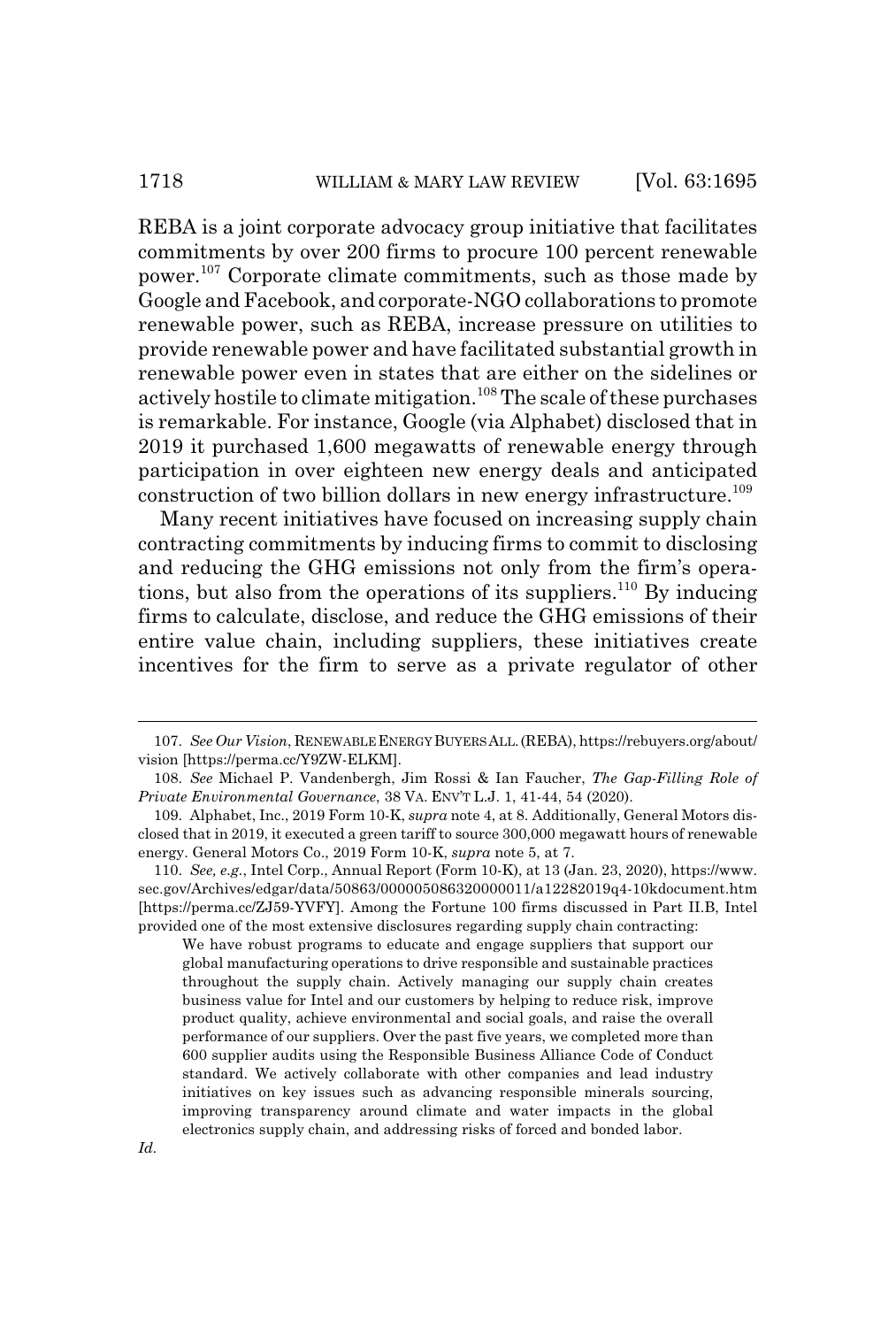REBA is a joint corporate advocacy group initiative that facilitates commitments by over 200 firms to procure 100 percent renewable power.[107] Corporate climate commitments, such as those made by Google and Facebook, and corporate-NGO collaborations to promote renewable power, such as REBA, increase pressure on utilities to provide renewable power and have facilitated substantial growth in renewable power even in states that are either on the sidelines or actively hostile to climate mitigation.[108] The scale of these purchases is remarkable. For instance, Google (via Alphabet) disclosed that in 2019 it purchased 1,600 megawatts of renewable energy through participation in over eighteen new energy deals and anticipated construction of two billion dollars in new energy infrastructure.[109]

Many recent initiatives have focused on increasing supply chain contracting commitments by inducing firms to commit to disclosing and reducing the GHG emissions not only from the firm's operations, but also from the operations of its suppliers.[110] By inducing firms to calculate, disclose, and reduce the GHG emissions of their entire value chain, including suppliers, these initiatives create incentives for the firm to serve as a private regulator of other

---

107. *See Our Vision*, RENEWABLE ENERGY BUYERS ALL. (REBA), https://rebuyers.org/about/vision [https://perma.cc/Y9ZW-ELKM].

108. *See* Michael P. Vandenbergh, Jim Rossi & Ian Faucher, *The Gap-Filling Role of Private Environmental Governance*, 38 VA. ENV'T L.J. 1, 41-44, 54 (2020).

109. Alphabet, Inc., 2019 Form 10-K, *supra* note 4, at 8. Additionally, General Motors disclosed that in 2019, it executed a green tariff to source 300,000 megawatt hours of renewable energy. General Motors Co., 2019 Form 10-K, *supra* note 5, at 7.

110. *See, e.g.*, Intel Corp., Annual Report (Form 10-K), at 13 (Jan. 23, 2020), https://www.sec.gov/Archives/edgar/data/50863/000005086320000011/a12282019q4-10kdocument.htm [https://perma.cc/ZJ59-YVFY]. Among the Fortune 100 firms discussed in Part II.B, Intel provided one of the most extensive disclosures regarding supply chain contracting:

> We have robust programs to educate and engage suppliers that support our global manufacturing operations to drive responsible and sustainable practices throughout the supply chain. Actively managing our supply chain creates business value for Intel and our customers by helping to reduce risk, improve product quality, achieve environmental and social goals, and raise the overall performance of our suppliers. Over the past five years, we completed more than 600 supplier audits using the Responsible Business Alliance Code of Conduct standard. We actively collaborate with other companies and lead industry initiatives on key issues such as advancing responsible minerals sourcing, improving transparency around climate and water impacts in the global electronics supply chain, and addressing risks of forced and bonded labor.

*Id.*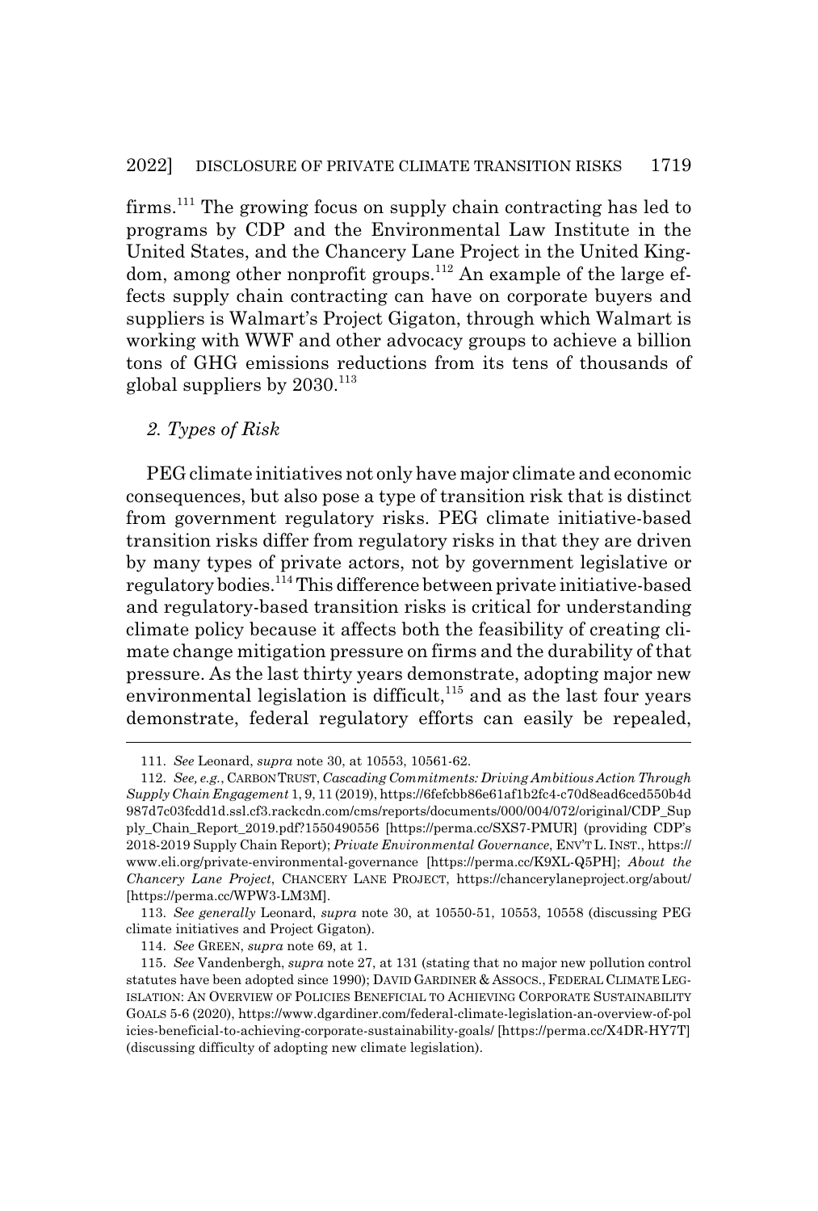firms.[111] The growing focus on supply chain contracting has led to programs by CDP and the Environmental Law Institute in the United States, and the Chancery Lane Project in the United Kingdom, among other nonprofit groups.[112] An example of the large effects supply chain contracting can have on corporate buyers and suppliers is Walmart's Project Gigaton, through which Walmart is working with WWF and other advocacy groups to achieve a billion tons of GHG emissions reductions from its tens of thousands of global suppliers by 2030.[113]

### *2. Types of Risk*

PEG climate initiatives not only have major climate and economic consequences, but also pose a type of transition risk that is distinct from government regulatory risks. PEG climate initiative-based transition risks differ from regulatory risks in that they are driven by many types of private actors, not by government legislative or regulatory bodies.[114] This difference between private initiative-based and regulatory-based transition risks is critical for understanding climate policy because it affects both the feasibility of creating climate change mitigation pressure on firms and the durability of that pressure. As the last thirty years demonstrate, adopting major new environmental legislation is difficult,[115] and as the last four years demonstrate, federal regulatory efforts can easily be repealed,

---

111. *See* Leonard, *supra* note 30, at 10553, 10561-62.

112. *See, e.g.*, CARBON TRUST, *Cascading Commitments: Driving Ambitious Action Through Supply Chain Engagement* 1, 9, 11 (2019), https://6fefcbb86e61af1b2fc4-c70d8ead6ced550b4d987d7c03fcdd1d.ssl.cf3.rackcdn.com/cms/reports/documents/000/004/072/original/CDP_Supply_Chain_Report_2019.pdf?1550490556 [https://perma.cc/SXS7-PMUR] (providing CDP's 2018-2019 Supply Chain Report); *Private Environmental Governance*, ENV'T L. INST., https://www.eli.org/private-environmental-governance [https://perma.cc/K9XL-Q5PH]; *About the Chancery Lane Project*, CHANCERY LANE PROJECT, https://chancerylaneproject.org/about/ [https://perma.cc/WPW3-LM3M].

113. *See generally* Leonard, *supra* note 30, at 10550-51, 10553, 10558 (discussing PEG climate initiatives and Project Gigaton).

114. *See* GREEN, *supra* note 69, at 1.

115. *See* Vandenbergh, *supra* note 27, at 131 (stating that no major new pollution control statutes have been adopted since 1990); DAVID GARDINER & ASSOCS., FEDERAL CLIMATE LEGISLATION: AN OVERVIEW OF POLICIES BENEFICIAL TO ACHIEVING CORPORATE SUSTAINABILITY GOALS 5-6 (2020), https://www.dgardiner.com/federal-climate-legislation-an-overview-of-policies-beneficial-to-achieving-corporate-sustainability-goals/ [https://perma.cc/X4DR-HY7T] (discussing difficulty of adopting new climate legislation).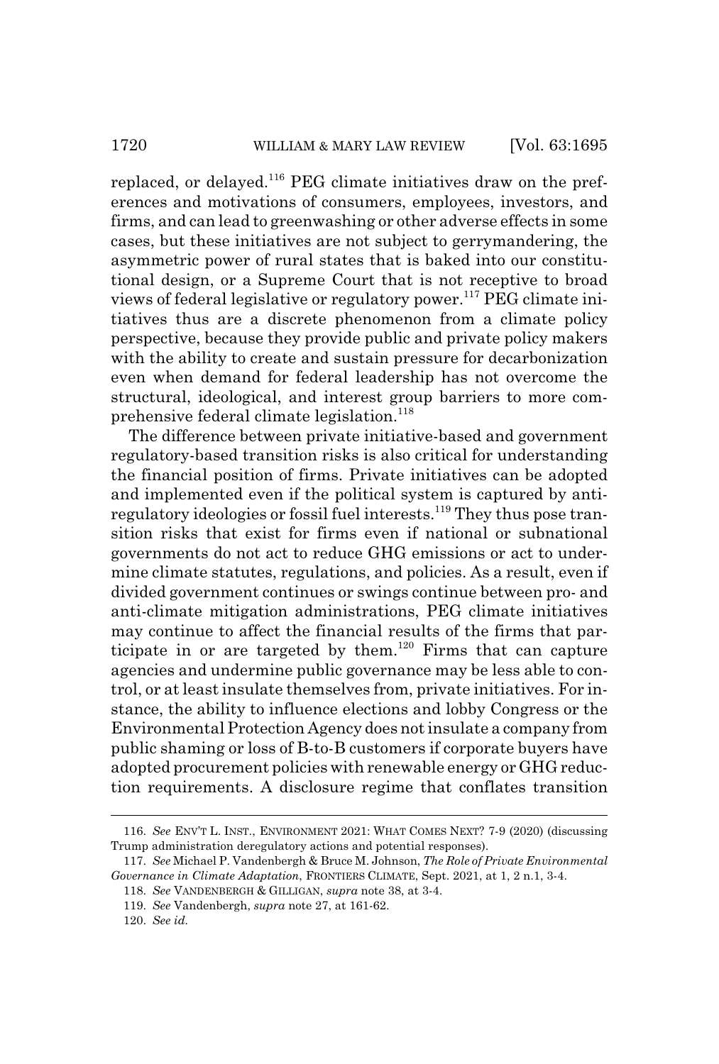replaced, or delayed.[116] PEG climate initiatives draw on the preferences and motivations of consumers, employees, investors, and firms, and can lead to greenwashing or other adverse effects in some cases, but these initiatives are not subject to gerrymandering, the asymmetric power of rural states that is baked into our constitutional design, or a Supreme Court that is not receptive to broad views of federal legislative or regulatory power.[117] PEG climate initiatives thus are a discrete phenomenon from a climate policy perspective, because they provide public and private policy makers with the ability to create and sustain pressure for decarbonization even when demand for federal leadership has not overcome the structural, ideological, and interest group barriers to more comprehensive federal climate legislation.[118]

The difference between private initiative-based and government regulatory-based transition risks is also critical for understanding the financial position of firms. Private initiatives can be adopted and implemented even if the political system is captured by anti-regulatory ideologies or fossil fuel interests.[119] They thus pose transition risks that exist for firms even if national or subnational governments do not act to reduce GHG emissions or act to undermine climate statutes, regulations, and policies. As a result, even if divided government continues or swings continue between pro- and anti-climate mitigation administrations, PEG climate initiatives may continue to affect the financial results of the firms that participate in or are targeted by them.[120] Firms that can capture agencies and undermine public governance may be less able to control, or at least insulate themselves from, private initiatives. For instance, the ability to influence elections and lobby Congress or the Environmental Protection Agency does not insulate a company from public shaming or loss of B-to-B customers if corporate buyers have adopted procurement policies with renewable energy or GHG reduction requirements. A disclosure regime that conflates transition

---

116. *See* ENV'T L. INST., ENVIRONMENT 2021: WHAT COMES NEXT? 7-9 (2020) (discussing Trump administration deregulatory actions and potential responses).

117. *See* Michael P. Vandenbergh & Bruce M. Johnson, *The Role of Private Environmental Governance in Climate Adaptation*, FRONTIERS CLIMATE, Sept. 2021, at 1, 2 n.1, 3-4.

118. *See* VANDENBERGH & GILLIGAN, *supra* note 38, at 3-4.

119. *See* Vandenbergh, *supra* note 27, at 161-62.

120. *See id.*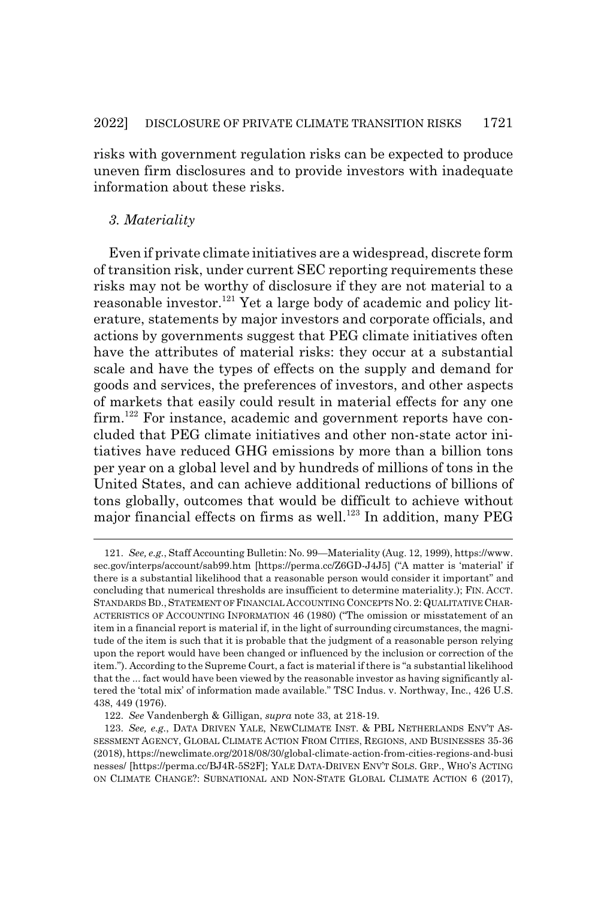risks with government regulation risks can be expected to produce uneven firm disclosures and to provide investors with inadequate information about these risks.

### *3. Materiality*

Even if private climate initiatives are a widespread, discrete form of transition risk, under current SEC reporting requirements these risks may not be worthy of disclosure if they are not material to a reasonable investor.[121] Yet a large body of academic and policy literature, statements by major investors and corporate officials, and actions by governments suggest that PEG climate initiatives often have the attributes of material risks: they occur at a substantial scale and have the types of effects on the supply and demand for goods and services, the preferences of investors, and other aspects of markets that easily could result in material effects for any one firm.[122] For instance, academic and government reports have concluded that PEG climate initiatives and other non-state actor initiatives have reduced GHG emissions by more than a billion tons per year on a global level and by hundreds of millions of tons in the United States, and can achieve additional reductions of billions of tons globally, outcomes that would be difficult to achieve without major financial effects on firms as well.[123] In addition, many PEG

---

121. *See, e.g.*, Staff Accounting Bulletin: No. 99—Materiality (Aug. 12, 1999), https://www.sec.gov/interps/account/sab99.htm [https://perma.cc/Z6GD-J4J5] ("A matter is 'material' if there is a substantial likelihood that a reasonable person would consider it important" and concluding that numerical thresholds are insufficient to determine materiality.); FIN. ACCT. STANDARDS BD., STATEMENT OF FINANCIAL ACCOUNTING CONCEPTS NO. 2: QUALITATIVE CHARACTERISTICS OF ACCOUNTING INFORMATION 46 (1980) ("The omission or misstatement of an item in a financial report is material if, in the light of surrounding circumstances, the magnitude of the item is such that it is probable that the judgment of a reasonable person relying upon the report would have been changed or influenced by the inclusion or correction of the item."). According to the Supreme Court, a fact is material if there is "a substantial likelihood that the ... fact would have been viewed by the reasonable investor as having significantly altered the 'total mix' of information made available." TSC Indus. v. Northway, Inc., 426 U.S. 438, 449 (1976).

122. *See* Vandenbergh & Gilligan, *supra* note 33, at 218-19.

123. *See, e.g.*, DATA DRIVEN YALE, NEWCLIMATE INST. & PBL NETHERLANDS ENV'T ASSESSMENT AGENCY, GLOBAL CLIMATE ACTION FROM CITIES, REGIONS, AND BUSINESSES 35-36 (2018), https://newclimate.org/2018/08/30/global-climate-action-from-cities-regions-and-businesses/ [https://perma.cc/BJ4R-5S2F]; YALE DATA-DRIVEN ENV'T SOLS. GRP., WHO'S ACTING ON CLIMATE CHANGE?: SUBNATIONAL AND NON-STATE GLOBAL CLIMATE ACTION 6 (2017),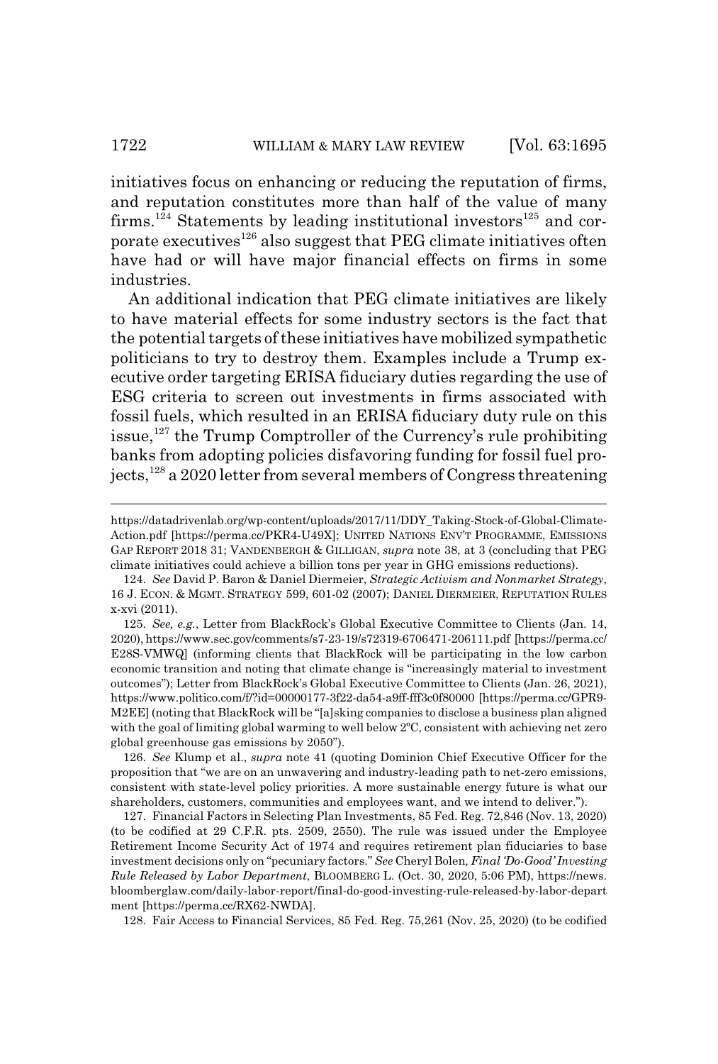initiatives focus on enhancing or reducing the reputation of firms, and reputation constitutes more than half of the value of many firms.[124] Statements by leading institutional investors[125] and corporate executives[126] also suggest that PEG climate initiatives often have had or will have major financial effects on firms in some industries.

An additional indication that PEG climate initiatives are likely to have material effects for some industry sectors is the fact that the potential targets of these initiatives have mobilized sympathetic politicians to try to destroy them. Examples include a Trump executive order targeting ERISA fiduciary duties regarding the use of ESG criteria to screen out investments in firms associated with fossil fuels, which resulted in an ERISA fiduciary duty rule on this issue,[127] the Trump Comptroller of the Currency's rule prohibiting banks from adopting policies disfavoring funding for fossil fuel projects,[128] a 2020 letter from several members of Congress threatening

---

https://datadrivenlab.org/wp-content/uploads/2017/11/DDY_Taking-Stock-of-Global-Climate-Action.pdf [https://perma.cc/PKR4-U49X]; UNITED NATIONS ENV'T PROGRAMME, EMISSIONS GAP REPORT 2018 31; VANDENBERGH & GILLIGAN, *supra* note 38, at 3 (concluding that PEG climate initiatives could achieve a billion tons per year in GHG emissions reductions).

124. *See* David P. Baron & Daniel Diermeier, *Strategic Activism and Nonmarket Strategy*, 16 J. ECON. & MGMT. STRATEGY 599, 601-02 (2007); DANIEL DIERMEIER, REPUTATION RULES x-xvi (2011).

125. *See, e.g.*, Letter from BlackRock's Global Executive Committee to Clients (Jan. 14, 2020), https://www.sec.gov/comments/s7-23-19/s72319-6706471-206111.pdf [https://perma.cc/E28S-VMWQ] (informing clients that BlackRock will be participating in the low carbon economic transition and noting that climate change is "increasingly material to investment outcomes"); Letter from BlackRock's Global Executive Committee to Clients (Jan. 26, 2021), https://www.politico.com/f/?id=00000177-3f22-da54-a9ff-fff3c0f80000 [https://perma.cc/GPR9-M2EE] (noting that BlackRock will be "[a]sking companies to disclose a business plan aligned with the goal of limiting global warming to well below 2ºC, consistent with achieving net zero global greenhouse gas emissions by 2050").

126. *See* Klump et al., *supra* note 41 (quoting Dominion Chief Executive Officer for the proposition that "we are on an unwavering and industry-leading path to net-zero emissions, consistent with state-level policy priorities. A more sustainable energy future is what our shareholders, customers, communities and employees want, and we intend to deliver.").

127. Financial Factors in Selecting Plan Investments, 85 Fed. Reg. 72,846 (Nov. 13, 2020) (to be codified at 29 C.F.R. pts. 2509, 2550). The rule was issued under the Employee Retirement Income Security Act of 1974 and requires retirement plan fiduciaries to base investment decisions only on "pecuniary factors." *See* Cheryl Bolen, *Final 'Do-Good' Investing Rule Released by Labor Department*, BLOOMBERG L. (Oct. 30, 2020, 5:06 PM), https://news.bloomberglaw.com/daily-labor-report/final-do-good-investing-rule-released-by-labor-department [https://perma.cc/RX62-NWDA].

128. Fair Access to Financial Services, 85 Fed. Reg. 75,261 (Nov. 25, 2020) (to be codified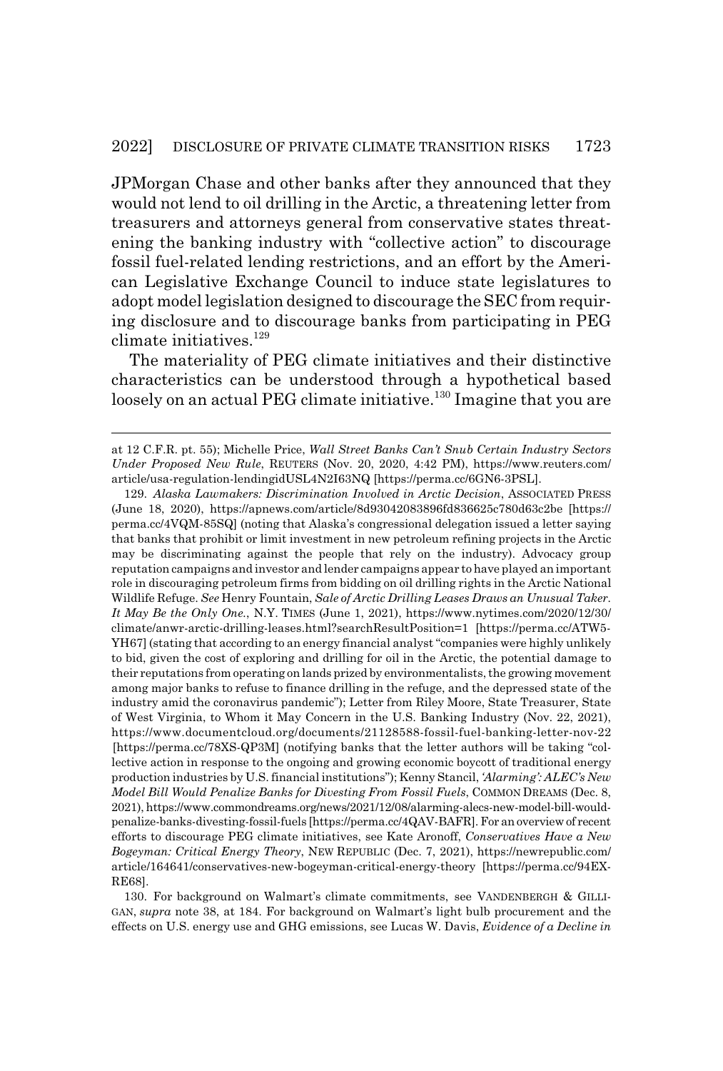JPMorgan Chase and other banks after they announced that they would not lend to oil drilling in the Arctic, a threatening letter from treasurers and attorneys general from conservative states threatening the banking industry with "collective action" to discourage fossil fuel-related lending restrictions, and an effort by the American Legislative Exchange Council to induce state legislatures to adopt model legislation designed to discourage the SEC from requiring disclosure and to discourage banks from participating in PEG climate initiatives.[129]

The materiality of PEG climate initiatives and their distinctive characteristics can be understood through a hypothetical based loosely on an actual PEG climate initiative.[130] Imagine that you are

---

at 12 C.F.R. pt. 55); Michelle Price, *Wall Street Banks Can't Snub Certain Industry Sectors Under Proposed New Rule*, REUTERS (Nov. 20, 2020, 4:42 PM), https://www.reuters.com/article/usa-regulation-lendingidUSL4N2I63NQ [https://perma.cc/6GN6-3PSL].

129. *Alaska Lawmakers: Discrimination Involved in Arctic Decision*, ASSOCIATED PRESS (June 18, 2020), https://apnews.com/article/8d93042083896fd836625c780d63c2be [https://perma.cc/4VQM-85SQ] (noting that Alaska's congressional delegation issued a letter saying that banks that prohibit or limit investment in new petroleum refining projects in the Arctic may be discriminating against the people that rely on the industry). Advocacy group reputation campaigns and investor and lender campaigns appear to have played an important role in discouraging petroleum firms from bidding on oil drilling rights in the Arctic National Wildlife Refuge. *See* Henry Fountain, *Sale of Arctic Drilling Leases Draws an Unusual Taker. It May Be the Only One.*, N.Y. TIMES (June 1, 2021), https://www.nytimes.com/2020/12/30/climate/anwr-arctic-drilling-leases.html?searchResultPosition=1 [https://perma.cc/ATW5-YH67] (stating that according to an energy financial analyst "companies were highly unlikely to bid, given the cost of exploring and drilling for oil in the Arctic, the potential damage to their reputations from operating on lands prized by environmentalists, the growing movement among major banks to refuse to finance drilling in the refuge, and the depressed state of the industry amid the coronavirus pandemic"); Letter from Riley Moore, State Treasurer, State of West Virginia, to Whom it May Concern in the U.S. Banking Industry (Nov. 22, 2021), https://www.documentcloud.org/documents/21128588-fossil-fuel-banking-letter-nov-22 [https://perma.cc/78XS-QP3M] (notifying banks that the letter authors will be taking "collective action in response to the ongoing and growing economic boycott of traditional energy production industries by U.S. financial institutions"); Kenny Stancil, *'Alarming': ALEC's New Model Bill Would Penalize Banks for Divesting From Fossil Fuels*, COMMON DREAMS (Dec. 8, 2021), https://www.commondreams.org/news/2021/12/08/alarming-alecs-new-model-bill-would-penalize-banks-divesting-fossil-fuels [https://perma.cc/4QAV-BAFR]. For an overview of recent efforts to discourage PEG climate initiatives, see Kate Aronoff, *Conservatives Have a New Bogeyman: Critical Energy Theory*, NEW REPUBLIC (Dec. 7, 2021), https://newrepublic.com/article/164641/conservatives-new-bogeyman-critical-energy-theory [https://perma.cc/94EX-RE68].

130. For background on Walmart's climate commitments, see VANDENBERGH & GILLIGAN, *supra* note 38, at 184. For background on Walmart's light bulb procurement and the effects on U.S. energy use and GHG emissions, see Lucas W. Davis, *Evidence of a Decline in*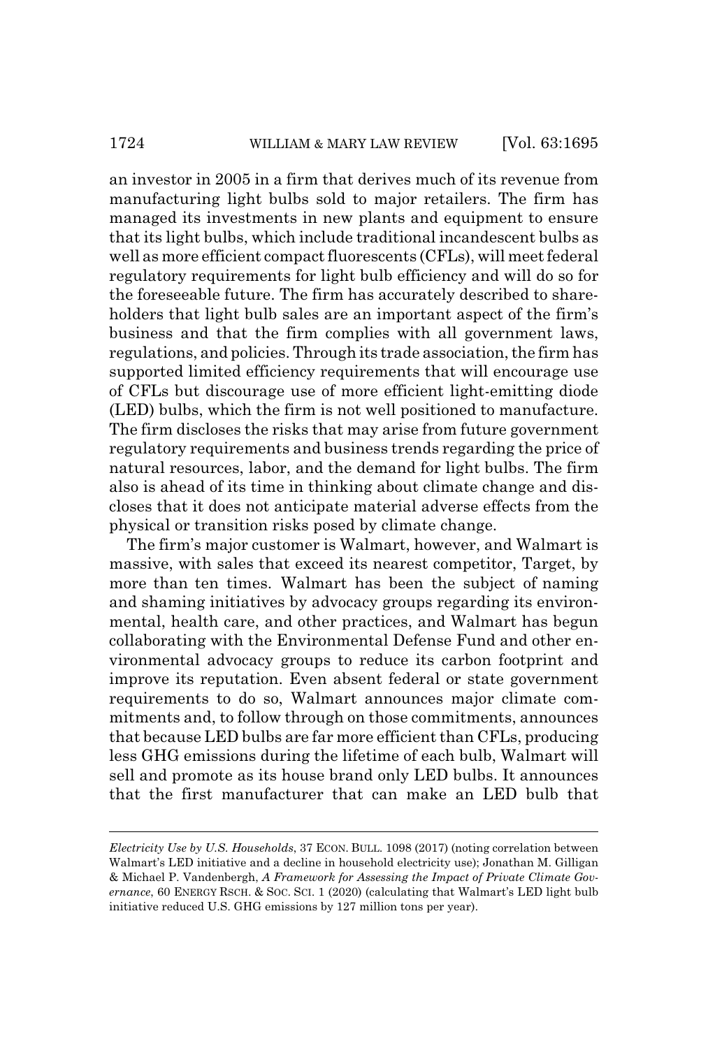an investor in 2005 in a firm that derives much of its revenue from manufacturing light bulbs sold to major retailers. The firm has managed its investments in new plants and equipment to ensure that its light bulbs, which include traditional incandescent bulbs as well as more efficient compact fluorescents (CFLs), will meet federal regulatory requirements for light bulb efficiency and will do so for the foreseeable future. The firm has accurately described to shareholders that light bulb sales are an important aspect of the firm's business and that the firm complies with all government laws, regulations, and policies. Through its trade association, the firm has supported limited efficiency requirements that will encourage use of CFLs but discourage use of more efficient light-emitting diode (LED) bulbs, which the firm is not well positioned to manufacture. The firm discloses the risks that may arise from future government regulatory requirements and business trends regarding the price of natural resources, labor, and the demand for light bulbs. The firm also is ahead of its time in thinking about climate change and discloses that it does not anticipate material adverse effects from the physical or transition risks posed by climate change.

The firm's major customer is Walmart, however, and Walmart is massive, with sales that exceed its nearest competitor, Target, by more than ten times. Walmart has been the subject of naming and shaming initiatives by advocacy groups regarding its environmental, health care, and other practices, and Walmart has begun collaborating with the Environmental Defense Fund and other environmental advocacy groups to reduce its carbon footprint and improve its reputation. Even absent federal or state government requirements to do so, Walmart announces major climate commitments and, to follow through on those commitments, announces that because LED bulbs are far more efficient than CFLs, producing less GHG emissions during the lifetime of each bulb, Walmart will sell and promote as its house brand only LED bulbs. It announces that the first manufacturer that can make an LED bulb that

---

*Electricity Use by U.S. Households*, 37 ECON. BULL. 1098 (2017) (noting correlation between Walmart's LED initiative and a decline in household electricity use); Jonathan M. Gilligan & Michael P. Vandenbergh, *A Framework for Assessing the Impact of Private Climate Governance*, 60 ENERGY RSCH. & SOC. SCI. 1 (2020) (calculating that Walmart's LED light bulb initiative reduced U.S. GHG emissions by 127 million tons per year).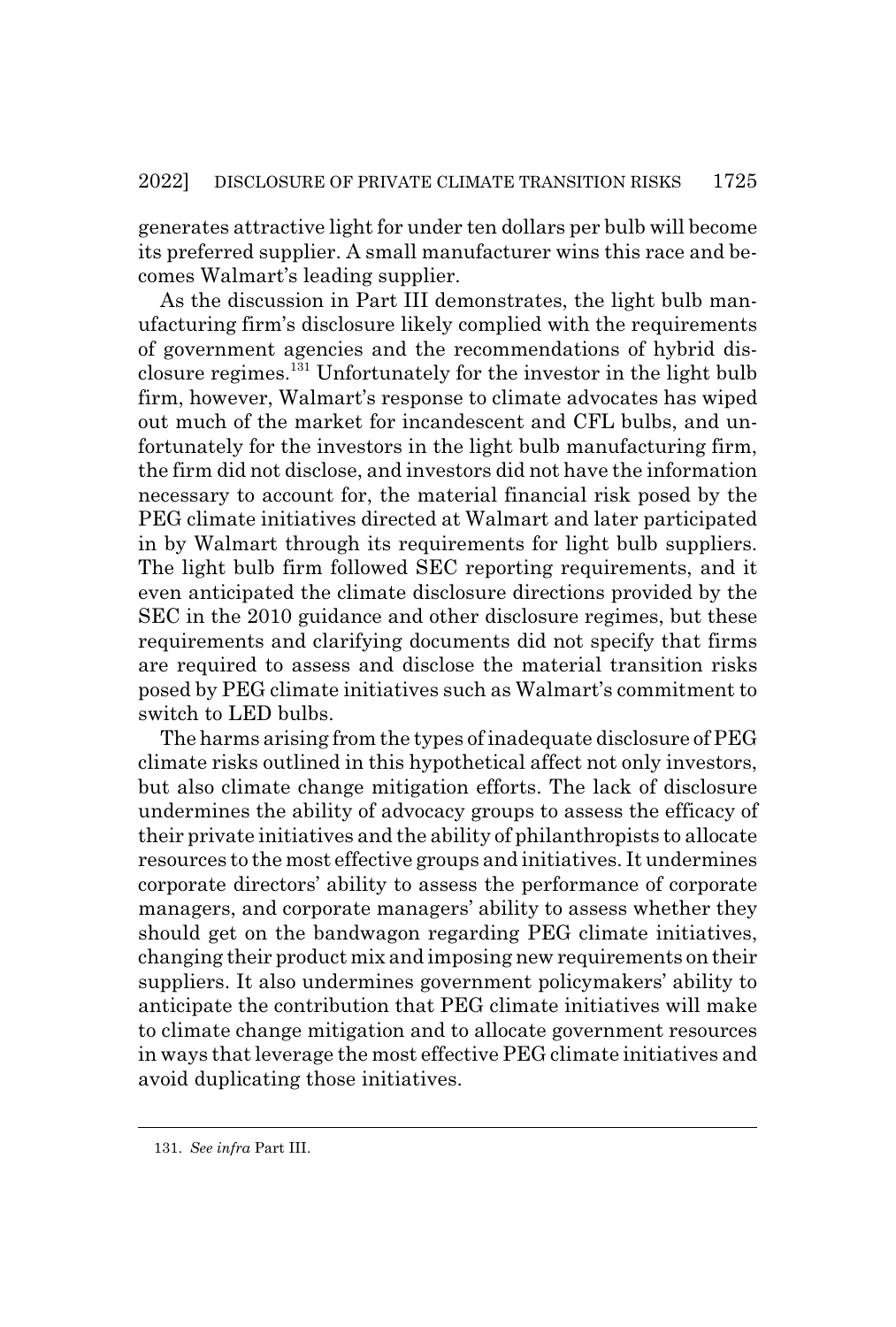generates attractive light for under ten dollars per bulb will become its preferred supplier. A small manufacturer wins this race and becomes Walmart's leading supplier.

As the discussion in Part III demonstrates, the light bulb manufacturing firm's disclosure likely complied with the requirements of government agencies and the recommendations of hybrid disclosure regimes.[131] Unfortunately for the investor in the light bulb firm, however, Walmart's response to climate advocates has wiped out much of the market for incandescent and CFL bulbs, and unfortunately for the investors in the light bulb manufacturing firm, the firm did not disclose, and investors did not have the information necessary to account for, the material financial risk posed by the PEG climate initiatives directed at Walmart and later participated in by Walmart through its requirements for light bulb suppliers. The light bulb firm followed SEC reporting requirements, and it even anticipated the climate disclosure directions provided by the SEC in the 2010 guidance and other disclosure regimes, but these requirements and clarifying documents did not specify that firms are required to assess and disclose the material transition risks posed by PEG climate initiatives such as Walmart's commitment to switch to LED bulbs.

The harms arising from the types of inadequate disclosure of PEG climate risks outlined in this hypothetical affect not only investors, but also climate change mitigation efforts. The lack of disclosure undermines the ability of advocacy groups to assess the efficacy of their private initiatives and the ability of philanthropists to allocate resources to the most effective groups and initiatives. It undermines corporate directors' ability to assess the performance of corporate managers, and corporate managers' ability to assess whether they should get on the bandwagon regarding PEG climate initiatives, changing their product mix and imposing new requirements on their suppliers. It also undermines government policymakers' ability to anticipate the contribution that PEG climate initiatives will make to climate change mitigation and to allocate government resources in ways that leverage the most effective PEG climate initiatives and avoid duplicating those initiatives.

---

131. *See infra* Part III.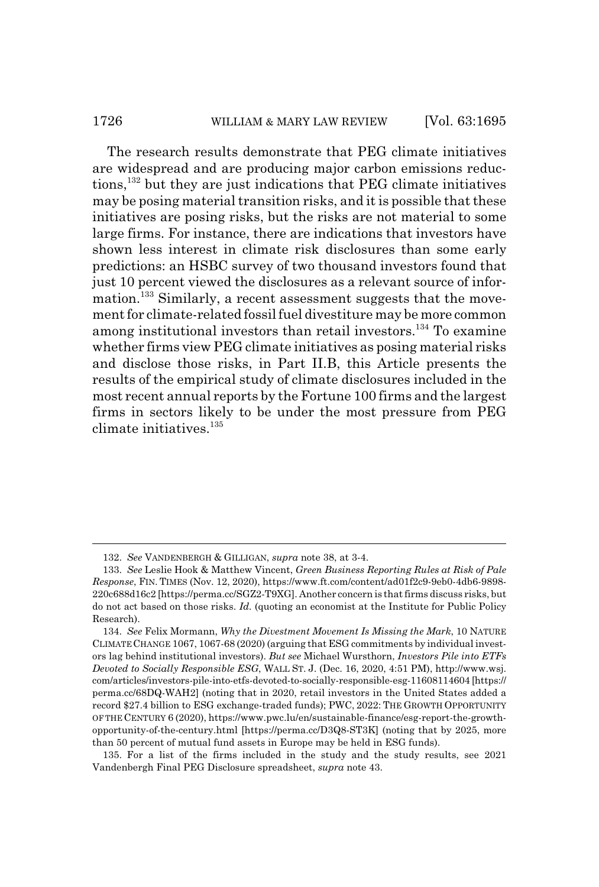The research results demonstrate that PEG climate initiatives are widespread and are producing major carbon emissions reductions,[132] but they are just indications that PEG climate initiatives may be posing material transition risks, and it is possible that these initiatives are posing risks, but the risks are not material to some large firms. For instance, there are indications that investors have shown less interest in climate risk disclosures than some early predictions: an HSBC survey of two thousand investors found that just 10 percent viewed the disclosures as a relevant source of information.[133] Similarly, a recent assessment suggests that the movement for climate-related fossil fuel divestiture may be more common among institutional investors than retail investors.[134] To examine whether firms view PEG climate initiatives as posing material risks and disclose those risks, in Part II.B, this Article presents the results of the empirical study of climate disclosures included in the most recent annual reports by the Fortune 100 firms and the largest firms in sectors likely to be under the most pressure from PEG climate initiatives.[135]

---

132. *See* VANDENBERGH & GILLIGAN, *supra* note 38, at 3-4.

133. *See* Leslie Hook & Matthew Vincent, *Green Business Reporting Rules at Risk of Pale Response*, FIN. TIMES (Nov. 12, 2020), https://www.ft.com/content/ad01f2c9-9eb0-4db6-9898-220c688d16c2 [https://perma.cc/SGZ2-T9XG]. Another concern is that firms discuss risks, but do not act based on those risks. *Id.* (quoting an economist at the Institute for Public Policy Research).

134. *See* Felix Mormann, *Why the Divestment Movement Is Missing the Mark*, 10 NATURE CLIMATE CHANGE 1067, 1067-68 (2020) (arguing that ESG commitments by individual investors lag behind institutional investors). *But see* Michael Wursthorn, *Investors Pile into ETFs Devoted to Socially Responsible ESG*, WALL ST. J. (Dec. 16, 2020, 4:51 PM), http://www.wsj.com/articles/investors-pile-into-etfs-devoted-to-socially-responsible-esg-11608114604 [https://perma.cc/68DQ-WAH2] (noting that in 2020, retail investors in the United States added a record $27.4 billion to ESG exchange-traded funds); PWC, 2022: THE GROWTH OPPORTUNITY OF THE CENTURY 6 (2020), https://www.pwc.lu/en/sustainable-finance/esg-report-the-growth-opportunity-of-the-century.html [https://perma.cc/D3Q8-ST3K] (noting that by 2025, more than 50 percent of mutual fund assets in Europe may be held in ESG funds).

135. For a list of the firms included in the study and the study results, see 2021 Vandenbergh Final PEG Disclosure spreadsheet, *supra* note 43.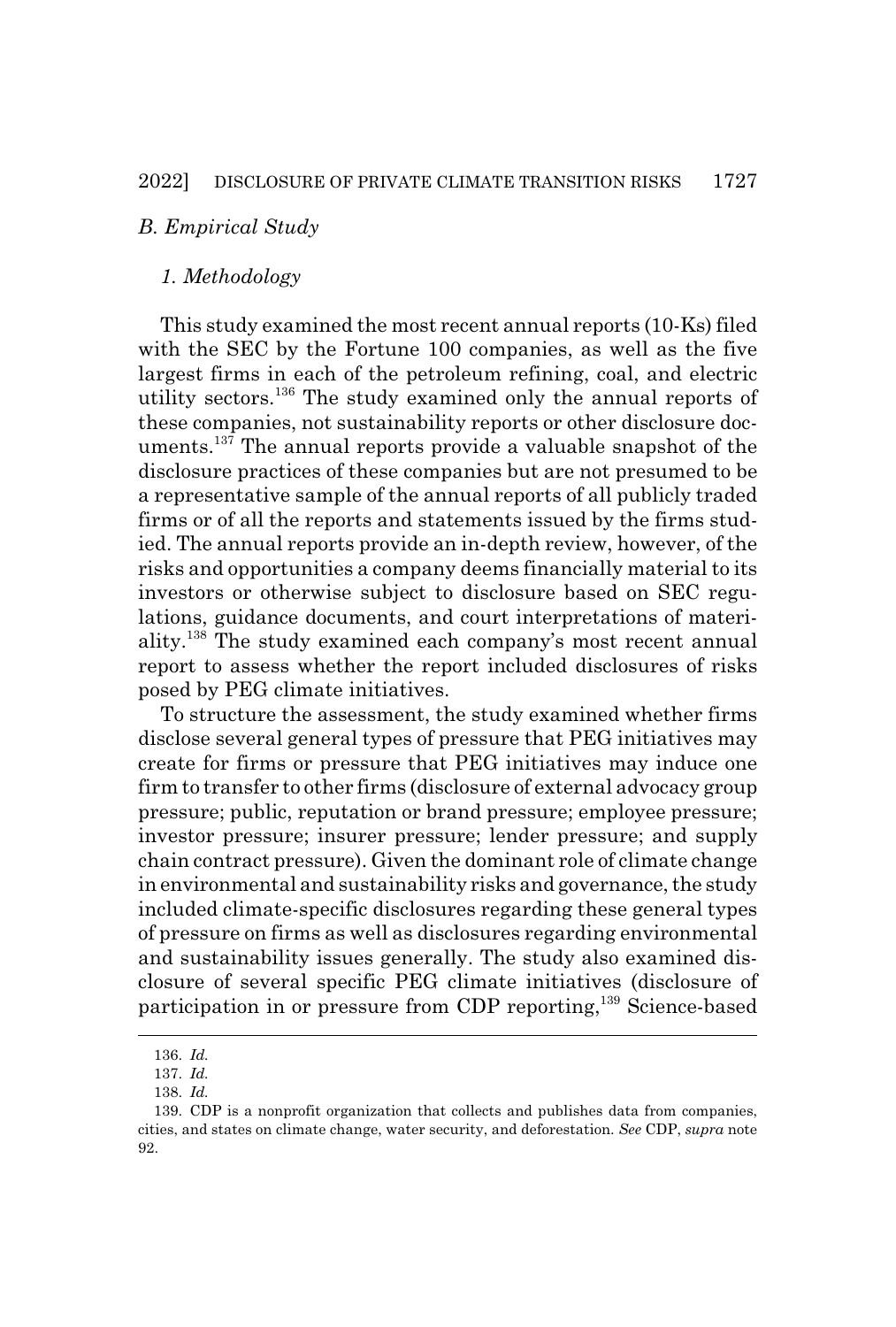### B. Empirical Study

#### 1. Methodology

This study examined the most recent annual reports (10-Ks) filed with the SEC by the Fortune 100 companies, as well as the five largest firms in each of the petroleum refining, coal, and electric utility sectors.[136] The study examined only the annual reports of these companies, not sustainability reports or other disclosure documents.[137] The annual reports provide a valuable snapshot of the disclosure practices of these companies but are not presumed to be a representative sample of the annual reports of all publicly traded firms or of all the reports and statements issued by the firms studied. The annual reports provide an in-depth review, however, of the risks and opportunities a company deems financially material to its investors or otherwise subject to disclosure based on SEC regulations, guidance documents, and court interpretations of materiality.[138] The study examined each company's most recent annual report to assess whether the report included disclosures of risks posed by PEG climate initiatives.

To structure the assessment, the study examined whether firms disclose several general types of pressure that PEG initiatives may create for firms or pressure that PEG initiatives may induce one firm to transfer to other firms (disclosure of external advocacy group pressure; public, reputation or brand pressure; employee pressure; investor pressure; insurer pressure; lender pressure; and supply chain contract pressure). Given the dominant role of climate change in environmental and sustainability risks and governance, the study included climate-specific disclosures regarding these general types of pressure on firms as well as disclosures regarding environmental and sustainability issues generally. The study also examined disclosure of several specific PEG climate initiatives (disclosure of participation in or pressure from CDP reporting,[139] Science-based

---

136. *Id.*

137. *Id.*

138. *Id.*

139. CDP is a nonprofit organization that collects and publishes data from companies, cities, and states on climate change, water security, and deforestation. *See* CDP, *supra* note 92.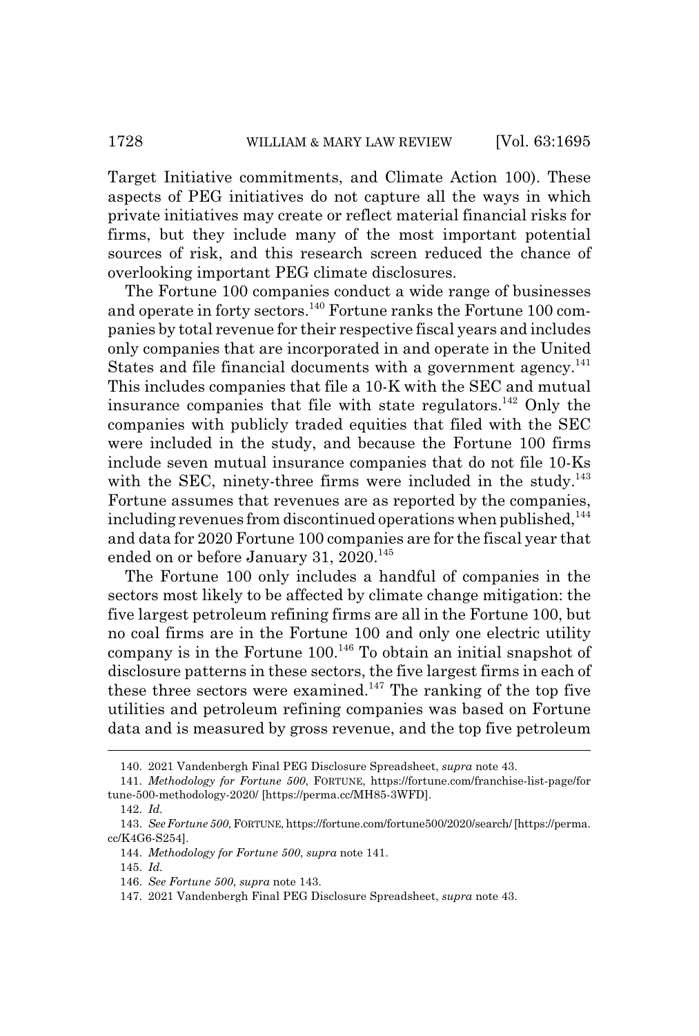Target Initiative commitments, and Climate Action 100). These aspects of PEG initiatives do not capture all the ways in which private initiatives may create or reflect material financial risks for firms, but they include many of the most important potential sources of risk, and this research screen reduced the chance of overlooking important PEG climate disclosures.

The Fortune 100 companies conduct a wide range of businesses and operate in forty sectors.[140] Fortune ranks the Fortune 100 companies by total revenue for their respective fiscal years and includes only companies that are incorporated in and operate in the United States and file financial documents with a government agency.[141] This includes companies that file a 10-K with the SEC and mutual insurance companies that file with state regulators.[142] Only the companies with publicly traded equities that filed with the SEC were included in the study, and because the Fortune 100 firms include seven mutual insurance companies that do not file 10-Ks with the SEC, ninety-three firms were included in the study.[143] Fortune assumes that revenues are as reported by the companies, including revenues from discontinued operations when published,[144] and data for 2020 Fortune 100 companies are for the fiscal year that ended on or before January 31, 2020.[145]

The Fortune 100 only includes a handful of companies in the sectors most likely to be affected by climate change mitigation: the five largest petroleum refining firms are all in the Fortune 100, but no coal firms are in the Fortune 100 and only one electric utility company is in the Fortune 100.[146] To obtain an initial snapshot of disclosure patterns in these sectors, the five largest firms in each of these three sectors were examined.[147] The ranking of the top five utilities and petroleum refining companies was based on Fortune data and is measured by gross revenue, and the top five petroleum

---

140. 2021 Vandenbergh Final PEG Disclosure Spreadsheet, *supra* note 43.

141. *Methodology for Fortune 500*, FORTUNE, https://fortune.com/franchise-list-page/fortune-500-methodology-2020/ [https://perma.cc/MH85-3WFD].

142. *Id.*

143. *See Fortune 500*, FORTUNE, https://fortune.com/fortune500/2020/search/ [https://perma.cc/K4G6-S254].

144. *Methodology for Fortune 500*, *supra* note 141.

145. *Id.*

146. *See Fortune 500*, *supra* note 143.

147. 2021 Vandenbergh Final PEG Disclosure Spreadsheet, *supra* note 43.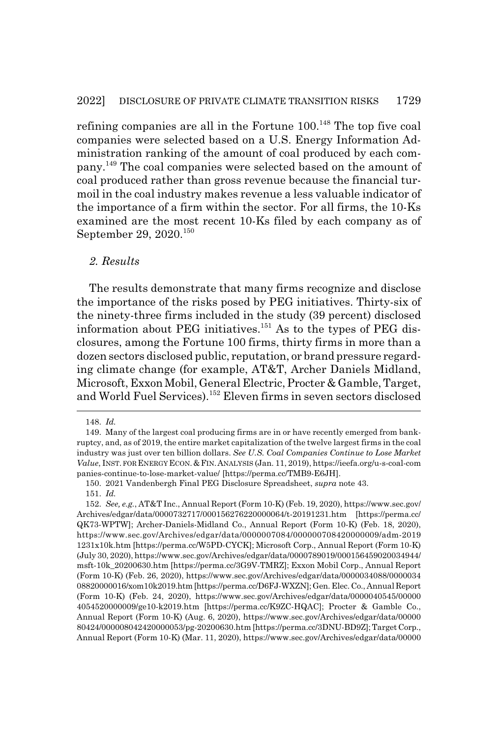refining companies are all in the Fortune 100.[148] The top five coal companies were selected based on a U.S. Energy Information Administration ranking of the amount of coal produced by each company.[149] The coal companies were selected based on the amount of coal produced rather than gross revenue because the financial turmoil in the coal industry makes revenue a less valuable indicator of the importance of a firm within the sector. For all firms, the 10-Ks examined are the most recent 10-Ks filed by each company as of September 29, 2020.[150]

### *2. Results*

The results demonstrate that many firms recognize and disclose the importance of the risks posed by PEG initiatives. Thirty-six of the ninety-three firms included in the study (39 percent) disclosed information about PEG initiatives.[151] As to the types of PEG disclosures, among the Fortune 100 firms, thirty firms in more than a dozen sectors disclosed public, reputation, or brand pressure regarding climate change (for example, AT&T, Archer Daniels Midland, Microsoft, Exxon Mobil, General Electric, Procter & Gamble, Target, and World Fuel Services).[152] Eleven firms in seven sectors disclosed

---

148. *Id.*

149. Many of the largest coal producing firms are in or have recently emerged from bankruptcy, and, as of 2019, the entire market capitalization of the twelve largest firms in the coal industry was just over ten billion dollars. *See U.S. Coal Companies Continue to Lose Market Value*, INST. FOR ENERGY ECON. & FIN. ANALYSIS (Jan. 11, 2019), https://ieefa.org/u-s-coal-companies-continue-to-lose-market-value/ [https://perma.cc/TMB9-E6JH].

150. 2021 Vandenbergh Final PEG Disclosure Spreadsheet, *supra* note 43.

151. *Id.*

152. *See, e.g.*, AT&T Inc., Annual Report (Form 10-K) (Feb. 19, 2020), https://www.sec.gov/Archives/edgar/data/0000732717/000156276220000064/t-20191231.htm [https://perma.cc/QK73-WPTW]; Archer-Daniels-Midland Co., Annual Report (Form 10-K) (Feb. 18, 2020), https://www.sec.gov/Archives/edgar/data/0000007084/000000708420000009/adm-20191231x10k.htm [https://perma.cc/W5PD-CYCK]; Microsoft Corp., Annual Report (Form 10-K) (July 30, 2020), https://www.sec.gov/Archives/edgar/data/0000789019/000156459020034944/msft-10k_20200630.htm [https://perma.cc/3G9V-TMRZ]; Exxon Mobil Corp., Annual Report (Form 10-K) (Feb. 26, 2020), https://www.sec.gov/Archives/edgar/data/0000034088/000003408820000016/xom10k2019.htm [https://perma.cc/D6FJ-WXZN]; Gen. Elec. Co., Annual Report (Form 10-K) (Feb. 24, 2020), https://www.sec.gov/Archives/edgar/data/0000040545/000004054520000009/ge10-k2019.htm [https://perma.cc/K9ZC-HQAC]; Procter & Gamble Co., Annual Report (Form 10-K) (Aug. 6, 2020), https://www.sec.gov/Archives/edgar/data/0000080424/000008042420000053/pg-20200630.htm [https://perma.cc/3DNU-BD9Z]; Target Corp., Annual Report (Form 10-K) (Mar. 11, 2020), https://www.sec.gov/Archives/edgar/data/00000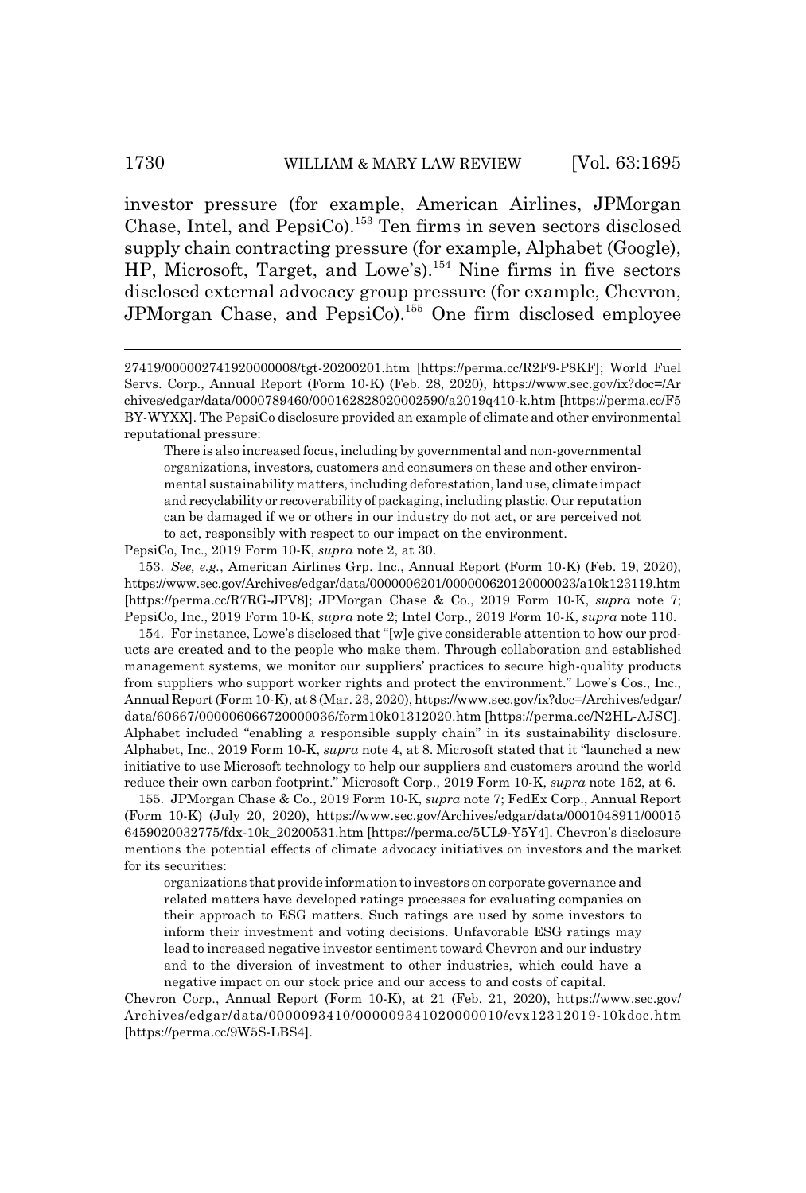investor pressure (for example, American Airlines, JPMorgan Chase, Intel, and PepsiCo).[153] Ten firms in seven sectors disclosed supply chain contracting pressure (for example, Alphabet (Google), HP, Microsoft, Target, and Lowe's).[154] Nine firms in five sectors disclosed external advocacy group pressure (for example, Chevron, JPMorgan Chase, and PepsiCo).[155] One firm disclosed employee

---

27419/000002741920000008/tgt-20200201.htm [https://perma.cc/R2F9-P8KF]; World Fuel Servs. Corp., Annual Report (Form 10-K) (Feb. 28, 2020), https://www.sec.gov/ix?doc=/Archives/edgar/data/0000789460/000162828020002590/a2019q410-k.htm [https://perma.cc/F5BY-WYXX]. The PepsiCo disclosure provided an example of climate and other environmental reputational pressure:

> There is also increased focus, including by governmental and non-governmental organizations, investors, customers and consumers on these and other environmental sustainability matters, including deforestation, land use, climate impact and recyclability or recoverability of packaging, including plastic. Our reputation can be damaged if we or others in our industry do not act, or are perceived not to act, responsibly with respect to our impact on the environment.

PepsiCo, Inc., 2019 Form 10-K, *supra* note 2, at 30.

153. *See, e.g.*, American Airlines Grp. Inc., Annual Report (Form 10-K) (Feb. 19, 2020), https://www.sec.gov/Archives/edgar/data/0000006201/000000620120000023/a10k123119.htm [https://perma.cc/R7RG-JPV8]; JPMorgan Chase & Co., 2019 Form 10-K, *supra* note 7; PepsiCo, Inc., 2019 Form 10-K, *supra* note 2; Intel Corp., 2019 Form 10-K, *supra* note 110.

154. For instance, Lowe's disclosed that "[w]e give considerable attention to how our products are created and to the people who make them. Through collaboration and established management systems, we monitor our suppliers' practices to secure high-quality products from suppliers who support worker rights and protect the environment." Lowe's Cos., Inc., Annual Report (Form 10-K), at 8 (Mar. 23, 2020), https://www.sec.gov/ix?doc=/Archives/edgar/data/60667/000006066720000036/form10k01312020.htm [https://perma.cc/N2HL-AJSC]. Alphabet included "enabling a responsible supply chain" in its sustainability disclosure. Alphabet, Inc., 2019 Form 10-K, *supra* note 4, at 8. Microsoft stated that it "launched a new initiative to use Microsoft technology to help our suppliers and customers around the world reduce their own carbon footprint." Microsoft Corp., 2019 Form 10-K, *supra* note 152, at 6.

155. JPMorgan Chase & Co., 2019 Form 10-K, *supra* note 7; FedEx Corp., Annual Report (Form 10-K) (July 20, 2020), https://www.sec.gov/Archives/edgar/data/0001048911/000156459020032775/fdx-10k_20200531.htm [https://perma.cc/5UL9-Y5Y4]. Chevron's disclosure mentions the potential effects of climate advocacy initiatives on investors and the market for its securities:

> organizations that provide information to investors on corporate governance and related matters have developed ratings processes for evaluating companies on their approach to ESG matters. Such ratings are used by some investors to inform their investment and voting decisions. Unfavorable ESG ratings may lead to increased negative investor sentiment toward Chevron and our industry and to the diversion of investment to other industries, which could have a negative impact on our stock price and our access to and costs of capital.

Chevron Corp., Annual Report (Form 10-K), at 21 (Feb. 21, 2020), https://www.sec.gov/Archives/edgar/data/0000093410/000009341020000010/cvx12312019-10kdoc.htm [https://perma.cc/9W5S-LBS4].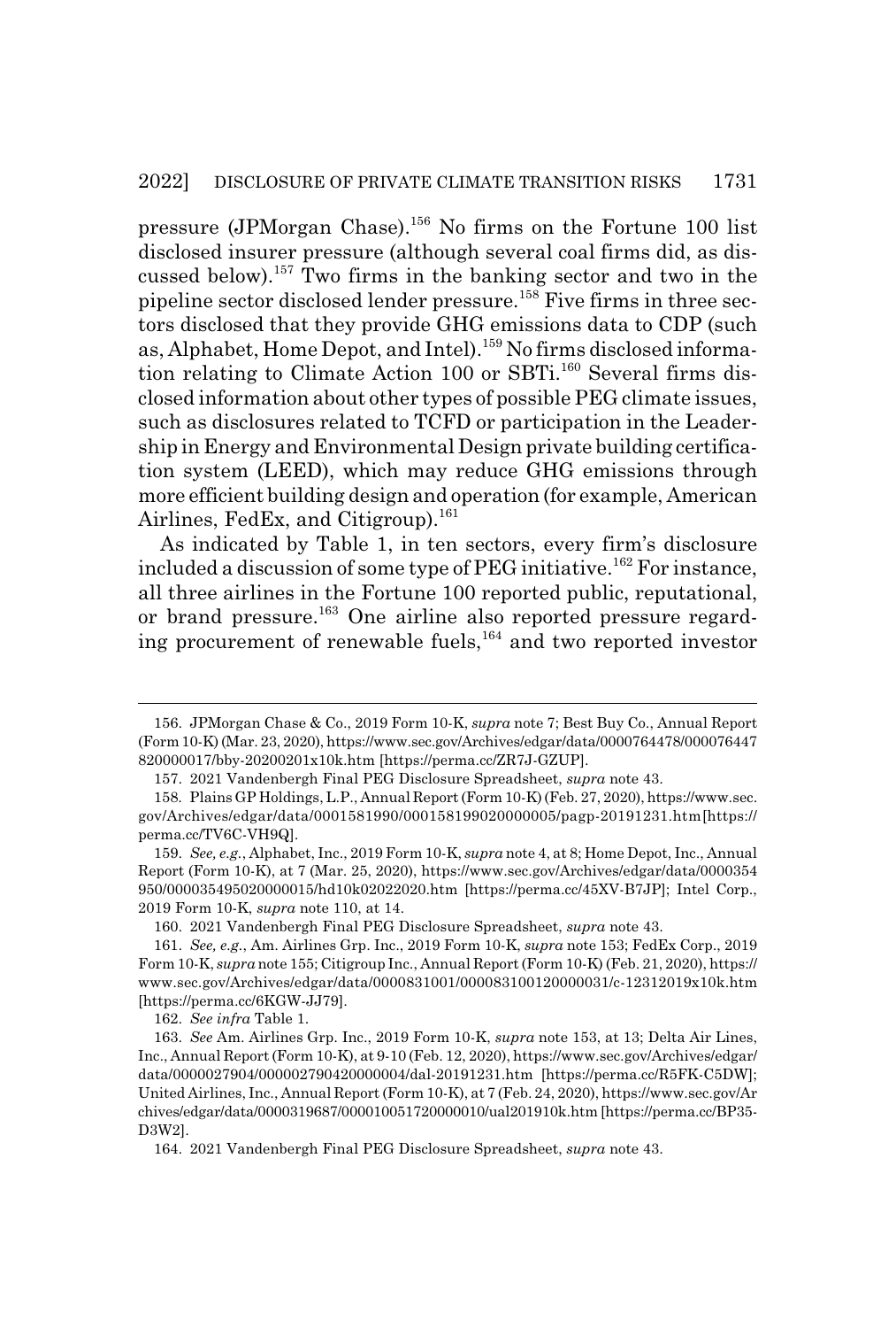pressure (JPMorgan Chase).[156] No firms on the Fortune 100 list disclosed insurer pressure (although several coal firms did, as discussed below).[157] Two firms in the banking sector and two in the pipeline sector disclosed lender pressure.[158] Five firms in three sectors disclosed that they provide GHG emissions data to CDP (such as, Alphabet, Home Depot, and Intel).[159] No firms disclosed information relating to Climate Action 100 or SBTi.[160] Several firms disclosed information about other types of possible PEG climate issues, such as disclosures related to TCFD or participation in the Leadership in Energy and Environmental Design private building certification system (LEED), which may reduce GHG emissions through more efficient building design and operation (for example, American Airlines, FedEx, and Citigroup).[161]

As indicated by Table 1, in ten sectors, every firm's disclosure included a discussion of some type of PEG initiative.[162] For instance, all three airlines in the Fortune 100 reported public, reputational, or brand pressure.[163] One airline also reported pressure regarding procurement of renewable fuels,[164] and two reported investor

---

156. JPMorgan Chase & Co., 2019 Form 10-K, *supra* note 7; Best Buy Co., Annual Report (Form 10-K) (Mar. 23, 2020), https://www.sec.gov/Archives/edgar/data/0000764478/000076447820000017/bby-20200201x10k.htm [https://perma.cc/ZR7J-GZUP].

157. 2021 Vandenbergh Final PEG Disclosure Spreadsheet, *supra* note 43.

158. Plains GP Holdings, L.P., Annual Report (Form 10-K) (Feb. 27, 2020), https://www.sec.gov/Archives/edgar/data/0001581990/000158199020000005/pagp-20191231.htm [https://perma.cc/TV6C-VH9Q].

159. *See, e.g.*, Alphabet, Inc., 2019 Form 10-K, *supra* note 4, at 8; Home Depot, Inc., Annual Report (Form 10-K), at 7 (Mar. 25, 2020), https://www.sec.gov/Archives/edgar/data/0000354950/000035495020000015/hd10k02022020.htm [https://perma.cc/45XV-B7JP]; Intel Corp., 2019 Form 10-K, *supra* note 110, at 14.

160. 2021 Vandenbergh Final PEG Disclosure Spreadsheet, *supra* note 43.

161. *See, e.g.*, Am. Airlines Grp. Inc., 2019 Form 10-K, *supra* note 153; FedEx Corp., 2019 Form 10-K, *supra* note 155; Citigroup Inc., Annual Report (Form 10-K) (Feb. 21, 2020), https://www.sec.gov/Archives/edgar/data/0000831001/000083100120000031/c-12312019x10k.htm [https://perma.cc/6KGW-JJ79].

162. *See infra* Table 1.

163. *See* Am. Airlines Grp. Inc., 2019 Form 10-K, *supra* note 153, at 13; Delta Air Lines, Inc., Annual Report (Form 10-K), at 9-10 (Feb. 12, 2020), https://www.sec.gov/Archives/edgar/data/0000027904/000002790420000004/dal-20191231.htm [https://perma.cc/R5FK-C5DW]; United Airlines, Inc., Annual Report (Form 10-K), at 7 (Feb. 24, 2020), https://www.sec.gov/Archives/edgar/data/0000319687/000010051720000010/ual201910k.htm [https://perma.cc/BP35-D3W2].

164. 2021 Vandenbergh Final PEG Disclosure Spreadsheet, *supra* note 43.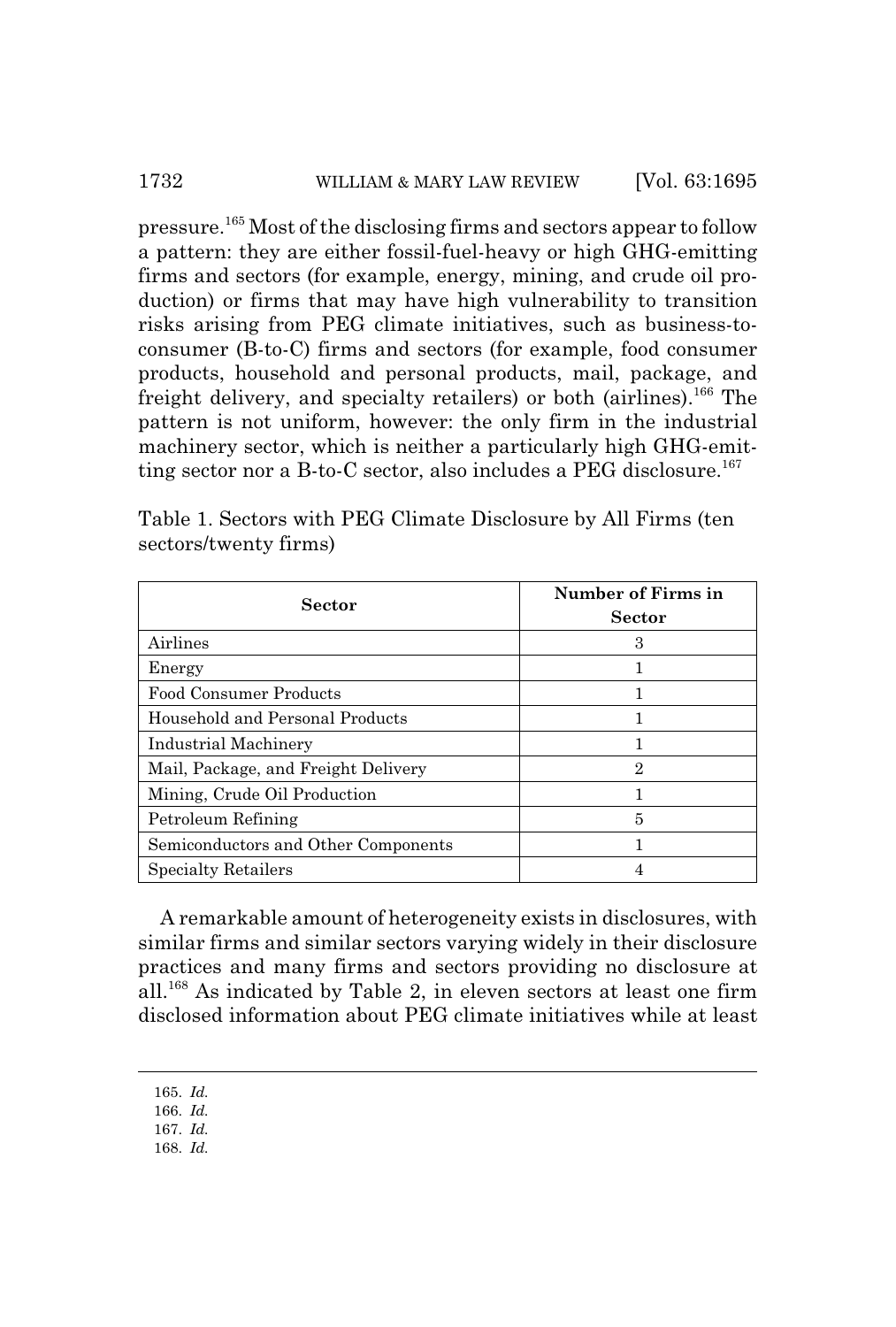pressure.[165] Most of the disclosing firms and sectors appear to follow a pattern: they are either fossil-fuel-heavy or high GHG-emitting firms and sectors (for example, energy, mining, and crude oil production) or firms that may have high vulnerability to transition risks arising from PEG climate initiatives, such as business-to-consumer (B-to-C) firms and sectors (for example, food consumer products, household and personal products, mail, package, and freight delivery, and specialty retailers) or both (airlines).[166] The pattern is not uniform, however: the only firm in the industrial machinery sector, which is neither a particularly high GHG-emitting sector nor a B-to-C sector, also includes a PEG disclosure.[167]

Table 1. Sectors with PEG Climate Disclosure by All Firms (ten sectors/twenty firms)

| Sector | Number of Firms in Sector |
|---|---|
| Airlines | 3 |
| Energy | 1 |
| Food Consumer Products | 1 |
| Household and Personal Products | 1 |
| Industrial Machinery | 1 |
| Mail, Package, and Freight Delivery | 2 |
| Mining, Crude Oil Production | 1 |
| Petroleum Refining | 5 |
| Semiconductors and Other Components | 1 |
| Specialty Retailers | 4 |

A remarkable amount of heterogeneity exists in disclosures, with similar firms and similar sectors varying widely in their disclosure practices and many firms and sectors providing no disclosure at all.[168] As indicated by Table 2, in eleven sectors at least one firm disclosed information about PEG climate initiatives while at least

165. *Id.*
166. *Id.*
167. *Id.*
168. *Id.*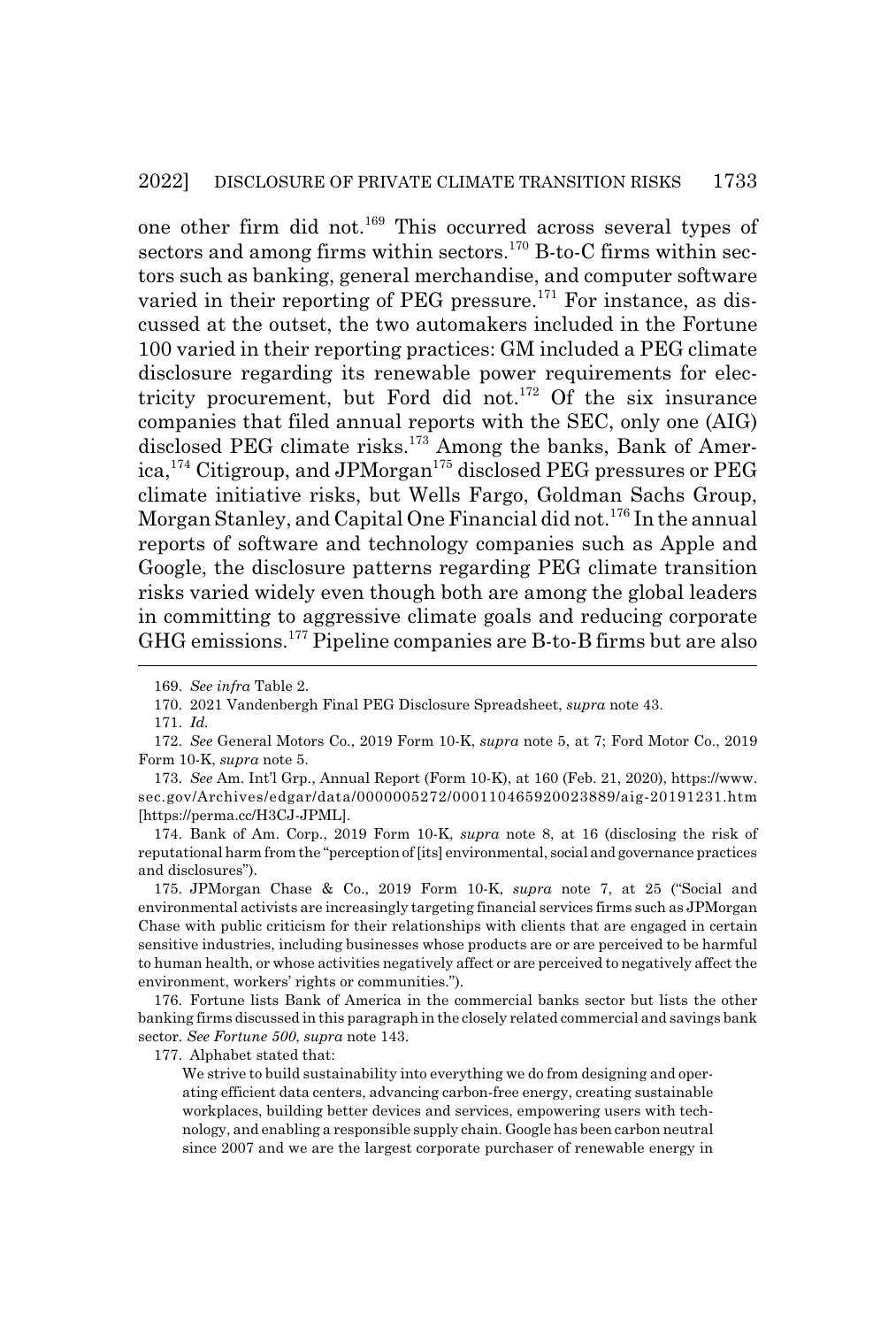one other firm did not.[169] This occurred across several types of sectors and among firms within sectors.[170] B-to-C firms within sectors such as banking, general merchandise, and computer software varied in their reporting of PEG pressure.[171] For instance, as discussed at the outset, the two automakers included in the Fortune 100 varied in their reporting practices: GM included a PEG climate disclosure regarding its renewable power requirements for electricity procurement, but Ford did not.[172] Of the six insurance companies that filed annual reports with the SEC, only one (AIG) disclosed PEG climate risks.[173] Among the banks, Bank of America,[174] Citigroup, and JPMorgan[175] disclosed PEG pressures or PEG climate initiative risks, but Wells Fargo, Goldman Sachs Group, Morgan Stanley, and Capital One Financial did not.[176] In the annual reports of software and technology companies such as Apple and Google, the disclosure patterns regarding PEG climate transition risks varied widely even though both are among the global leaders in committing to aggressive climate goals and reducing corporate GHG emissions.[177] Pipeline companies are B-to-B firms but are also

---

169. *See infra* Table 2.

170. 2021 Vandenbergh Final PEG Disclosure Spreadsheet, *supra* note 43.

171. *Id.*

172. *See* General Motors Co., 2019 Form 10-K, *supra* note 5, at 7; Ford Motor Co., 2019 Form 10-K, *supra* note 5.

173. *See* Am. Int'l Grp., Annual Report (Form 10-K), at 160 (Feb. 21, 2020), https://www.sec.gov/Archives/edgar/data/0000005272/000110465920023889/aig-20191231.htm [https://perma.cc/H3CJ-JPML].

174. Bank of Am. Corp., 2019 Form 10-K, *supra* note 8, at 16 (disclosing the risk of reputational harm from the "perception of [its] environmental, social and governance practices and disclosures").

175. JPMorgan Chase & Co., 2019 Form 10-K, *supra* note 7, at 25 ("Social and environmental activists are increasingly targeting financial services firms such as JPMorgan Chase with public criticism for their relationships with clients that are engaged in certain sensitive industries, including businesses whose products are or are perceived to be harmful to human health, or whose activities negatively affect or are perceived to negatively affect the environment, workers' rights or communities.").

176. Fortune lists Bank of America in the commercial banks sector but lists the other banking firms discussed in this paragraph in the closely related commercial and savings bank sector. *See Fortune 500*, *supra* note 143.

177. Alphabet stated that:

> We strive to build sustainability into everything we do from designing and operating efficient data centers, advancing carbon-free energy, creating sustainable workplaces, building better devices and services, empowering users with technology, and enabling a responsible supply chain. Google has been carbon neutral since 2007 and we are the largest corporate purchaser of renewable energy in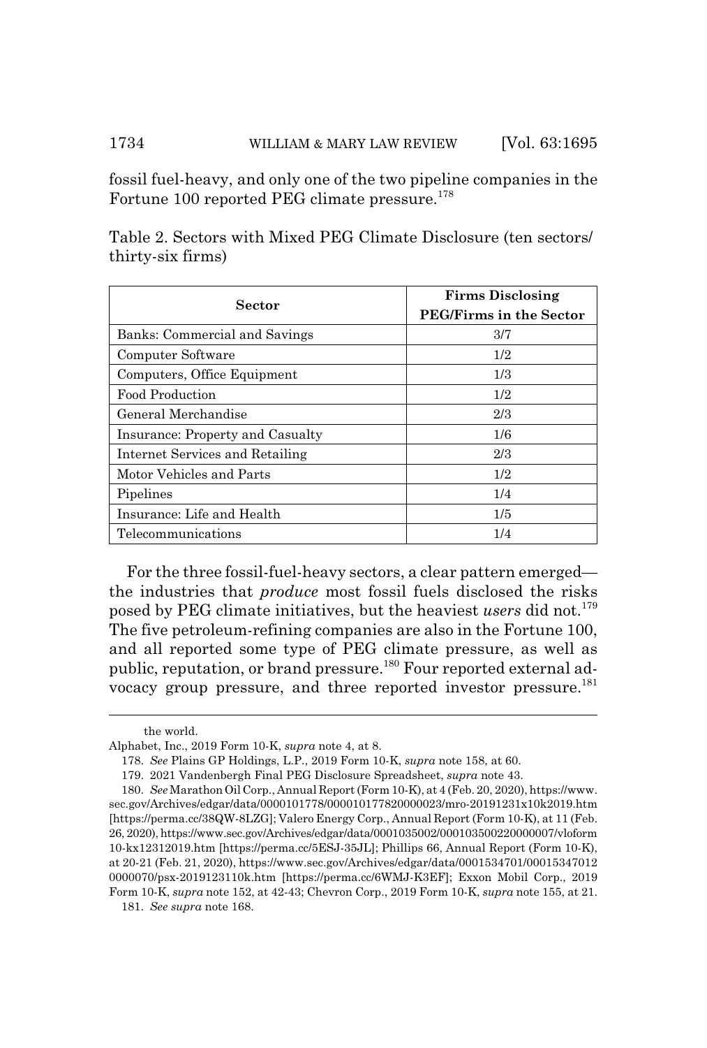fossil fuel-heavy, and only one of the two pipeline companies in the Fortune 100 reported PEG climate pressure.[178]

Table 2. Sectors with Mixed PEG Climate Disclosure (ten sectors/ thirty-six firms)

| Sector | Firms Disclosing PEG/Firms in the Sector |
|---|---|
| Banks: Commercial and Savings | 3/7 |
| Computer Software | 1/2 |
| Computers, Office Equipment | 1/3 |
| Food Production | 1/2 |
| General Merchandise | 2/3 |
| Insurance: Property and Casualty | 1/6 |
| Internet Services and Retailing | 2/3 |
| Motor Vehicles and Parts | 1/2 |
| Pipelines | 1/4 |
| Insurance: Life and Health | 1/5 |
| Telecommunications | 1/4 |

For the three fossil-fuel-heavy sectors, a clear pattern emerged—the industries that *produce* most fossil fuels disclosed the risks posed by PEG climate initiatives, but the heaviest *users* did not.[179] The five petroleum-refining companies are also in the Fortune 100, and all reported some type of PEG climate pressure, as well as public, reputation, or brand pressure.[180] Four reported external advocacy group pressure, and three reported investor pressure.[181]

---

the world.

Alphabet, Inc., 2019 Form 10-K, *supra* note 4, at 8.

178. *See* Plains GP Holdings, L.P., 2019 Form 10-K, *supra* note 158, at 60.

179. 2021 Vandenbergh Final PEG Disclosure Spreadsheet, *supra* note 43.

180. *See* Marathon Oil Corp., Annual Report (Form 10-K), at 4 (Feb. 20, 2020), https://www.sec.gov/Archives/edgar/data/0000101778/000010177820000023/mro-20191231x10k2019.htm [https://perma.cc/38QW-8LZG]; Valero Energy Corp., Annual Report (Form 10-K), at 11 (Feb. 26, 2020), https://www.sec.gov/Archives/edgar/data/0001035002/000103500220000007/vloform10-kx12312019.htm [https://perma.cc/5ESJ-35JL]; Phillips 66, Annual Report (Form 10-K), at 20-21 (Feb. 21, 2020), https://www.sec.gov/Archives/edgar/data/0001534701/000153470120000070/psx-2019123110k.htm [https://perma.cc/6WMJ-K3EF]; Exxon Mobil Corp., 2019 Form 10-K, *supra* note 152, at 42-43; Chevron Corp., 2019 Form 10-K, *supra* note 155, at 21.

181. *See supra* note 168.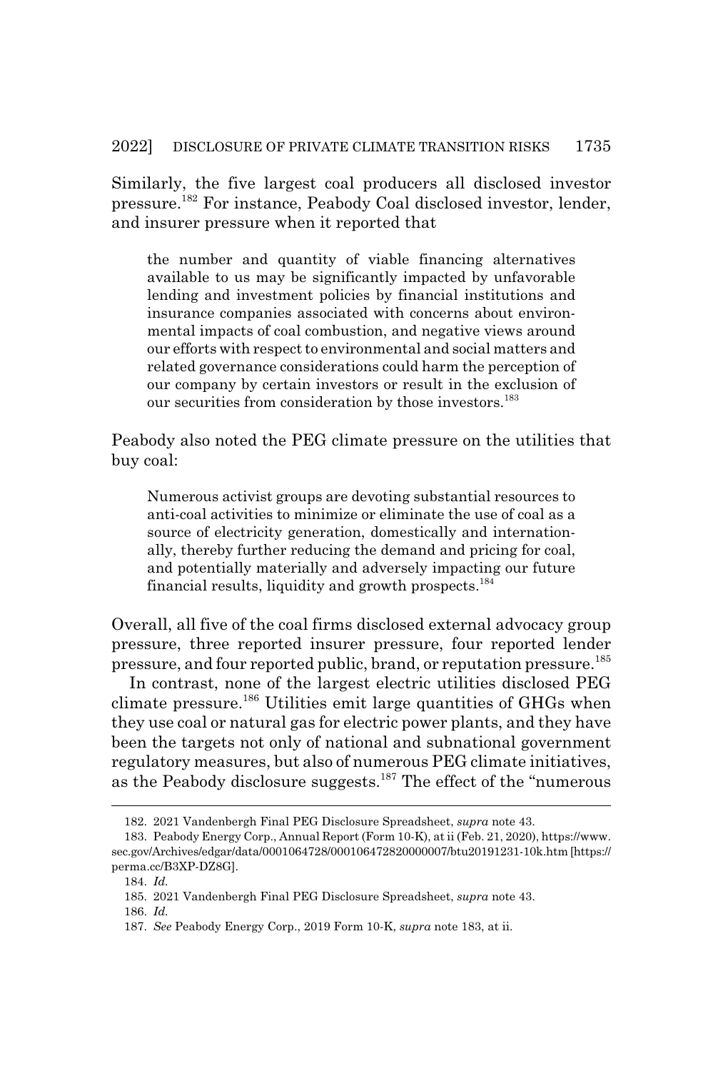Similarly, the five largest coal producers all disclosed investor pressure.[182] For instance, Peabody Coal disclosed investor, lender, and insurer pressure when it reported that

> the number and quantity of viable financing alternatives available to us may be significantly impacted by unfavorable lending and investment policies by financial institutions and insurance companies associated with concerns about environmental impacts of coal combustion, and negative views around our efforts with respect to environmental and social matters and related governance considerations could harm the perception of our company by certain investors or result in the exclusion of our securities from consideration by those investors.[183]

Peabody also noted the PEG climate pressure on the utilities that buy coal:

> Numerous activist groups are devoting substantial resources to anti-coal activities to minimize or eliminate the use of coal as a source of electricity generation, domestically and internationally, thereby further reducing the demand and pricing for coal, and potentially materially and adversely impacting our future financial results, liquidity and growth prospects.[184]

Overall, all five of the coal firms disclosed external advocacy group pressure, three reported insurer pressure, four reported lender pressure, and four reported public, brand, or reputation pressure.[185]

In contrast, none of the largest electric utilities disclosed PEG climate pressure.[186] Utilities emit large quantities of GHGs when they use coal or natural gas for electric power plants, and they have been the targets not only of national and subnational government regulatory measures, but also of numerous PEG climate initiatives, as the Peabody disclosure suggests.[187] The effect of the "numerous

---

182. 2021 Vandenbergh Final PEG Disclosure Spreadsheet, *supra* note 43.

183. Peabody Energy Corp., Annual Report (Form 10-K), at ii (Feb. 21, 2020), https://www.sec.gov/Archives/edgar/data/0001064728/000106472820000007/btu20191231-10k.htm [https://perma.cc/B3XP-DZ8G].

184. *Id.*

185. 2021 Vandenbergh Final PEG Disclosure Spreadsheet, *supra* note 43.

186. *Id.*

187. *See* Peabody Energy Corp., 2019 Form 10-K, *supra* note 183, at ii.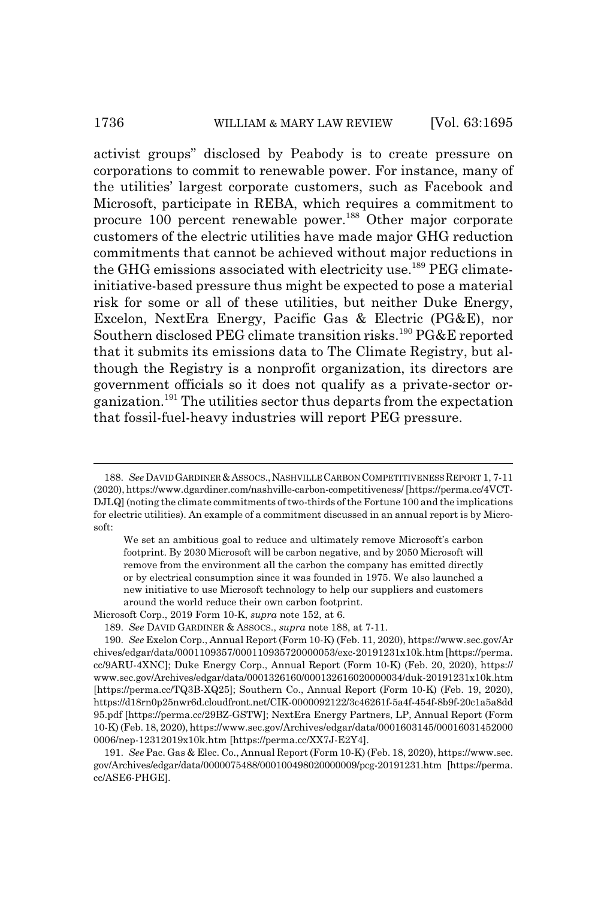activist groups" disclosed by Peabody is to create pressure on corporations to commit to renewable power. For instance, many of the utilities' largest corporate customers, such as Facebook and Microsoft, participate in REBA, which requires a commitment to procure 100 percent renewable power.[188] Other major corporate customers of the electric utilities have made major GHG reduction commitments that cannot be achieved without major reductions in the GHG emissions associated with electricity use.[189] PEG climate-initiative-based pressure thus might be expected to pose a material risk for some or all of these utilities, but neither Duke Energy, Excelon, NextEra Energy, Pacific Gas & Electric (PG&E), nor Southern disclosed PEG climate transition risks.[190] PG&E reported that it submits its emissions data to The Climate Registry, but although the Registry is a nonprofit organization, its directors are government officials so it does not qualify as a private-sector organization.[191] The utilities sector thus departs from the expectation that fossil-fuel-heavy industries will report PEG pressure.

---

188. *See* DAVID GARDINER & ASSOCS., NASHVILLE CARBON COMPETITIVENESS REPORT 1, 7-11 (2020), https://www.dgardiner.com/nashville-carbon-competitiveness/ [https://perma.cc/4VCT-DJLQ] (noting the climate commitments of two-thirds of the Fortune 100 and the implications for electric utilities). An example of a commitment discussed in an annual report is by Microsoft:

> We set an ambitious goal to reduce and ultimately remove Microsoft's carbon footprint. By 2030 Microsoft will be carbon negative, and by 2050 Microsoft will remove from the environment all the carbon the company has emitted directly or by electrical consumption since it was founded in 1975. We also launched a new initiative to use Microsoft technology to help our suppliers and customers around the world reduce their own carbon footprint.

Microsoft Corp., 2019 Form 10-K, *supra* note 152, at 6.

189. *See* DAVID GARDINER & ASSOCS., *supra* note 188, at 7-11.

190. *See* Exelon Corp., Annual Report (Form 10-K) (Feb. 11, 2020), https://www.sec.gov/Archives/edgar/data/0001109357/000110935720000053/exc-20191231x10k.htm [https://perma.cc/9ARU-4XNC]; Duke Energy Corp., Annual Report (Form 10-K) (Feb. 20, 2020), https://www.sec.gov/Archives/edgar/data/0001326160/000132616020000034/duk-20191231x10k.htm [https://perma.cc/TQ3B-XQ25]; Southern Co., Annual Report (Form 10-K) (Feb. 19, 2020), https://d18rn0p25nwr6d.cloudfront.net/CIK-0000092122/3c46261f-5a4f-454f-8b9f-20c1a5a8dd95.pdf [https://perma.cc/29BZ-GSTW]; NextEra Energy Partners, LP, Annual Report (Form 10-K) (Feb. 18, 2020), https://www.sec.gov/Archives/edgar/data/0001603145/000160314520000006/nep-12312019x10k.htm [https://perma.cc/XX7J-E2Y4].

191. *See* Pac. Gas & Elec. Co., Annual Report (Form 10-K) (Feb. 18, 2020), https://www.sec.gov/Archives/edgar/data/0000075488/000100498020000009/pcg-20191231.htm [https://perma.cc/ASE6-PHGE].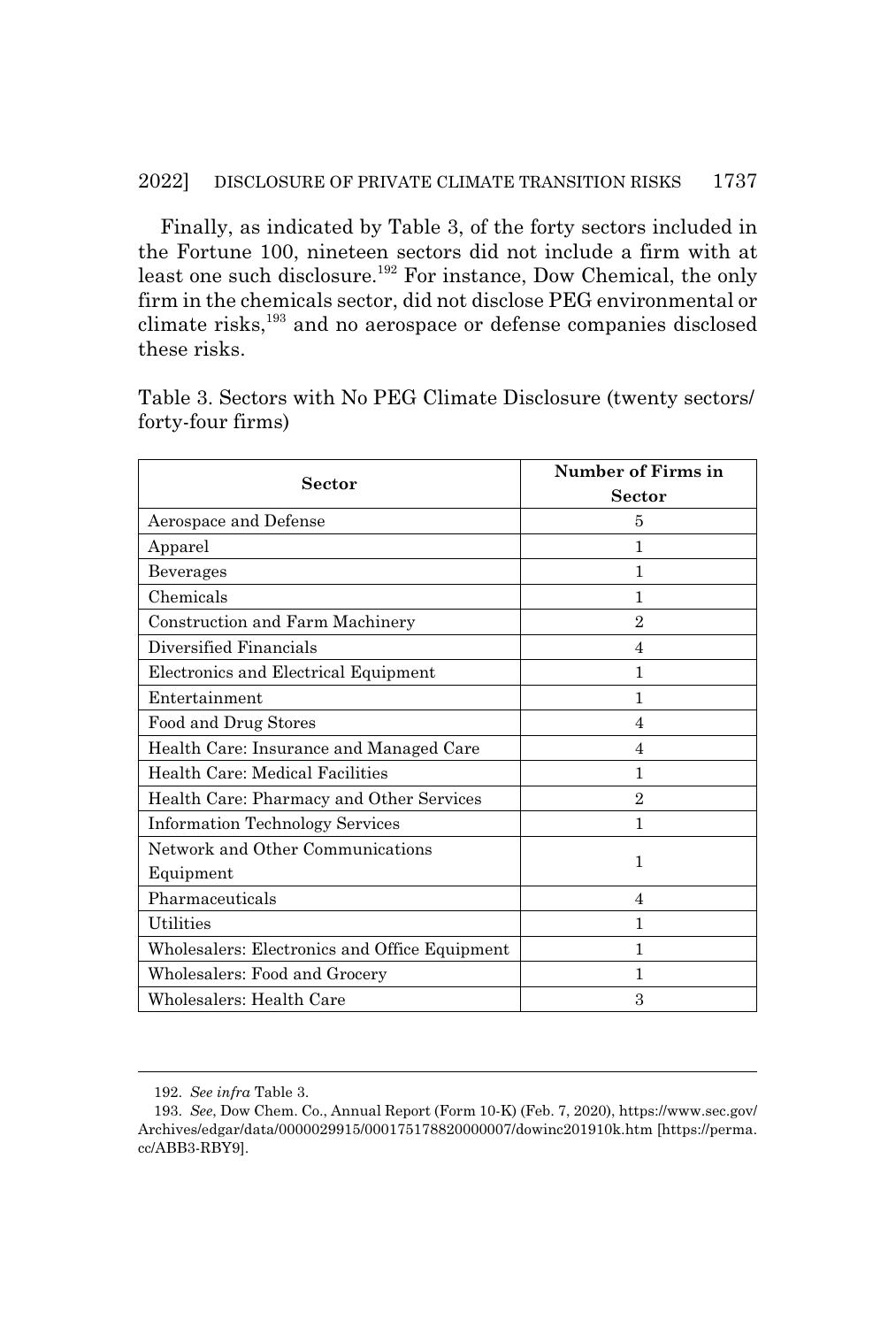Finally, as indicated by Table 3, of the forty sectors included in the Fortune 100, nineteen sectors did not include a firm with at least one such disclosure.[192] For instance, Dow Chemical, the only firm in the chemicals sector, did not disclose PEG environmental or climate risks,[193] and no aerospace or defense companies disclosed these risks.

Table 3. Sectors with No PEG Climate Disclosure (twenty sectors/ forty-four firms)

| Sector | Number of Firms in Sector |
|---|---|
| Aerospace and Defense | 5 |
| Apparel | 1 |
| Beverages | 1 |
| Chemicals | 1 |
| Construction and Farm Machinery | 2 |
| Diversified Financials | 4 |
| Electronics and Electrical Equipment | 1 |
| Entertainment | 1 |
| Food and Drug Stores | 4 |
| Health Care: Insurance and Managed Care | 4 |
| Health Care: Medical Facilities | 1 |
| Health Care: Pharmacy and Other Services | 2 |
| Information Technology Services | 1 |
| Network and Other Communications Equipment | 1 |
| Pharmaceuticals | 4 |
| Utilities | 1 |
| Wholesalers: Electronics and Office Equipment | 1 |
| Wholesalers: Food and Grocery | 1 |
| Wholesalers: Health Care | 3 |

---

192. *See infra* Table 3.

193. *See*, Dow Chem. Co., Annual Report (Form 10-K) (Feb. 7, 2020), https://www.sec.gov/Archives/edgar/data/0000029915/000175178820000007/dowinc201910k.htm [https://perma.cc/ABB3-RBY9].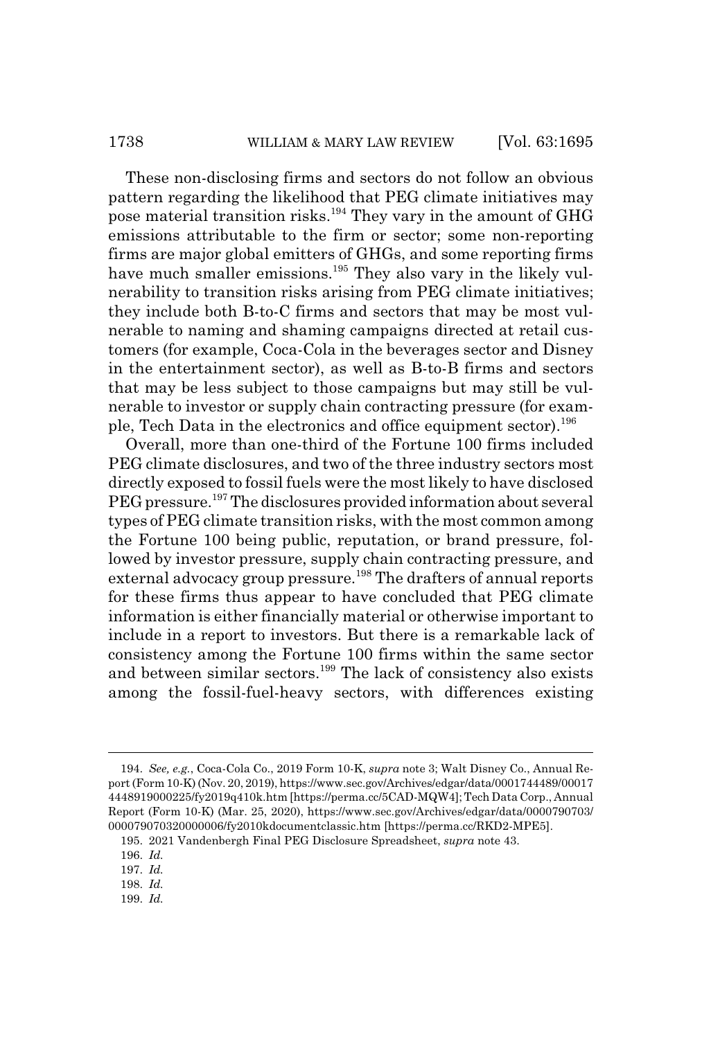These non-disclosing firms and sectors do not follow an obvious pattern regarding the likelihood that PEG climate initiatives may pose material transition risks.[194] They vary in the amount of GHG emissions attributable to the firm or sector; some non-reporting firms are major global emitters of GHGs, and some reporting firms have much smaller emissions.[195] They also vary in the likely vulnerability to transition risks arising from PEG climate initiatives; they include both B-to-C firms and sectors that may be most vulnerable to naming and shaming campaigns directed at retail customers (for example, Coca-Cola in the beverages sector and Disney in the entertainment sector), as well as B-to-B firms and sectors that may be less subject to those campaigns but may still be vulnerable to investor or supply chain contracting pressure (for example, Tech Data in the electronics and office equipment sector).[196]

Overall, more than one-third of the Fortune 100 firms included PEG climate disclosures, and two of the three industry sectors most directly exposed to fossil fuels were the most likely to have disclosed PEG pressure.[197] The disclosures provided information about several types of PEG climate transition risks, with the most common among the Fortune 100 being public, reputation, or brand pressure, followed by investor pressure, supply chain contracting pressure, and external advocacy group pressure.[198] The drafters of annual reports for these firms thus appear to have concluded that PEG climate information is either financially material or otherwise important to include in a report to investors. But there is a remarkable lack of consistency among the Fortune 100 firms within the same sector and between similar sectors.[199] The lack of consistency also exists among the fossil-fuel-heavy sectors, with differences existing

---

194. *See, e.g.*, Coca-Cola Co., 2019 Form 10-K, *supra* note 3; Walt Disney Co., Annual Report (Form 10-K) (Nov. 20, 2019), https://www.sec.gov/Archives/edgar/data/0001744489/000174448919000225/fy2019q410k.htm [https://perma.cc/5CAD-MQW4]; Tech Data Corp., Annual Report (Form 10-K) (Mar. 25, 2020), https://www.sec.gov/Archives/edgar/data/0000790703/000079070320000006/fy2010kdocumentclassic.htm [https://perma.cc/RKD2-MPE5].

195. 2021 Vandenbergh Final PEG Disclosure Spreadsheet, *supra* note 43.

196. *Id.*

197. *Id.*

198. *Id.*

199. *Id.*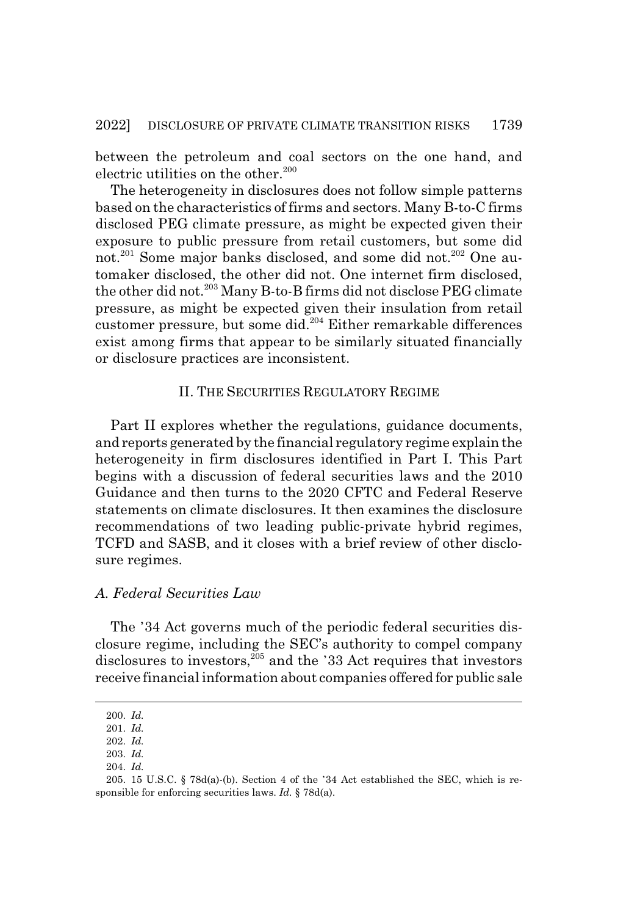between the petroleum and coal sectors on the one hand, and electric utilities on the other.[200]

The heterogeneity in disclosures does not follow simple patterns based on the characteristics of firms and sectors. Many B-to-C firms disclosed PEG climate pressure, as might be expected given their exposure to public pressure from retail customers, but some did not.[201] Some major banks disclosed, and some did not.[202] One automaker disclosed, the other did not. One internet firm disclosed, the other did not.[203] Many B-to-B firms did not disclose PEG climate pressure, as might be expected given their insulation from retail customer pressure, but some did.[204] Either remarkable differences exist among firms that appear to be similarly situated financially or disclosure practices are inconsistent.

## II. THE SECURITIES REGULATORY REGIME

Part II explores whether the regulations, guidance documents, and reports generated by the financial regulatory regime explain the heterogeneity in firm disclosures identified in Part I. This Part begins with a discussion of federal securities laws and the 2010 Guidance and then turns to the 2020 CFTC and Federal Reserve statements on climate disclosures. It then examines the disclosure recommendations of two leading public-private hybrid regimes, TCFD and SASB, and it closes with a brief review of other disclosure regimes.

### *A. Federal Securities Law*

The '34 Act governs much of the periodic federal securities disclosure regime, including the SEC's authority to compel company disclosures to investors,[205] and the '33 Act requires that investors receive financial information about companies offered for public sale

---

200. *Id.*

201. *Id.*

202. *Id.*

203. *Id.*

204. *Id.*

205. 15 U.S.C. § 78d(a)-(b). Section 4 of the '34 Act established the SEC, which is responsible for enforcing securities laws. *Id.* § 78d(a).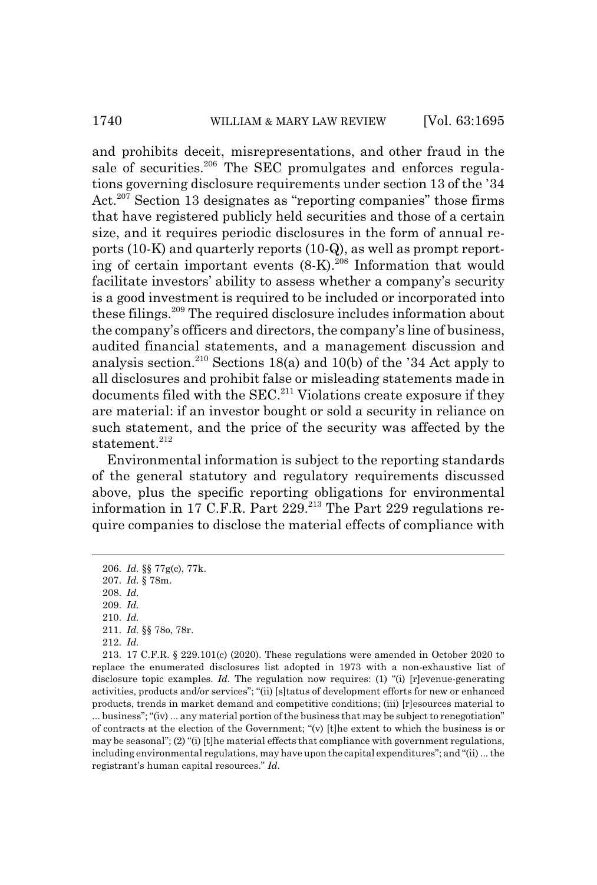and prohibits deceit, misrepresentations, and other fraud in the sale of securities.[206] The SEC promulgates and enforces regulations governing disclosure requirements under section 13 of the '34 Act.[207] Section 13 designates as "reporting companies" those firms that have registered publicly held securities and those of a certain size, and it requires periodic disclosures in the form of annual reports (10-K) and quarterly reports (10-Q), as well as prompt reporting of certain important events (8-K).[208] Information that would facilitate investors' ability to assess whether a company's security is a good investment is required to be included or incorporated into these filings.[209] The required disclosure includes information about the company's officers and directors, the company's line of business, audited financial statements, and a management discussion and analysis section.[210] Sections 18(a) and 10(b) of the '34 Act apply to all disclosures and prohibit false or misleading statements made in documents filed with the SEC.[211] Violations create exposure if they are material: if an investor bought or sold a security in reliance on such statement, and the price of the security was affected by the statement.[212]

Environmental information is subject to the reporting standards of the general statutory and regulatory requirements discussed above, plus the specific reporting obligations for environmental information in 17 C.F.R. Part 229.[213] The Part 229 regulations require companies to disclose the material effects of compliance with

---

206. *Id.* §§ 77g(c), 77k.

207. *Id.* § 78m.

208. *Id.*

209. *Id.*

210. *Id.*

211. *Id.* §§ 78o, 78r.

212. *Id.*

213. 17 C.F.R. § 229.101(c) (2020). These regulations were amended in October 2020 to replace the enumerated disclosures list adopted in 1973 with a non-exhaustive list of disclosure topic examples. *Id.* The regulation now requires: (1) "(i) [r]evenue-generating activities, products and/or services"; "(ii) [s]tatus of development efforts for new or enhanced products, trends in market demand and competitive conditions; (iii) [r]esources material to ... business"; "(iv) ... any material portion of the business that may be subject to renegotiation" of contracts at the election of the Government; "(v) [t]he extent to which the business is or may be seasonal"; (2) "(i) [t]he material effects that compliance with government regulations, including environmental regulations, may have upon the capital expenditures"; and "(ii) ... the registrant's human capital resources." *Id.*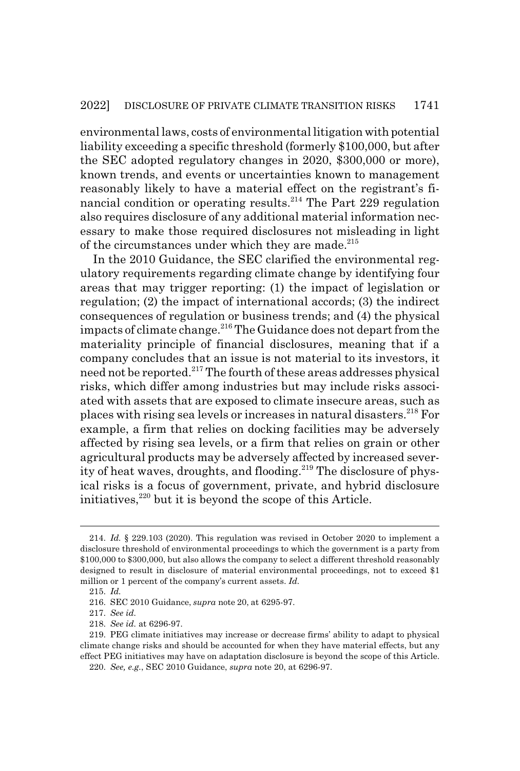environmental laws, costs of environmental litigation with potential liability exceeding a specific threshold (formerly $100,000, but after the SEC adopted regulatory changes in 2020, $300,000 or more), known trends, and events or uncertainties known to management reasonably likely to have a material effect on the registrant's financial condition or operating results.[214] The Part 229 regulation also requires disclosure of any additional material information necessary to make those required disclosures not misleading in light of the circumstances under which they are made.[215]

In the 2010 Guidance, the SEC clarified the environmental regulatory requirements regarding climate change by identifying four areas that may trigger reporting: (1) the impact of legislation or regulation; (2) the impact of international accords; (3) the indirect consequences of regulation or business trends; and (4) the physical impacts of climate change.[216] The Guidance does not depart from the materiality principle of financial disclosures, meaning that if a company concludes that an issue is not material to its investors, it need not be reported.[217] The fourth of these areas addresses physical risks, which differ among industries but may include risks associated with assets that are exposed to climate insecure areas, such as places with rising sea levels or increases in natural disasters.[218] For example, a firm that relies on docking facilities may be adversely affected by rising sea levels, or a firm that relies on grain or other agricultural products may be adversely affected by increased severity of heat waves, droughts, and flooding.[219] The disclosure of physical risks is a focus of government, private, and hybrid disclosure initiatives,[220] but it is beyond the scope of this Article.

---

214. *Id.* § 229.103 (2020). This regulation was revised in October 2020 to implement a disclosure threshold of environmental proceedings to which the government is a party from $100,000 to $300,000, but also allows the company to select a different threshold reasonably designed to result in disclosure of material environmental proceedings, not to exceed $1 million or 1 percent of the company's current assets. *Id.*

215. *Id.*

216. SEC 2010 Guidance, *supra* note 20, at 6295-97.

217. *See id.*

218. *See id.* at 6296-97.

219. PEG climate initiatives may increase or decrease firms' ability to adapt to physical climate change risks and should be accounted for when they have material effects, but any effect PEG initiatives may have on adaptation disclosure is beyond the scope of this Article.

220. *See, e.g.*, SEC 2010 Guidance, *supra* note 20, at 6296-97.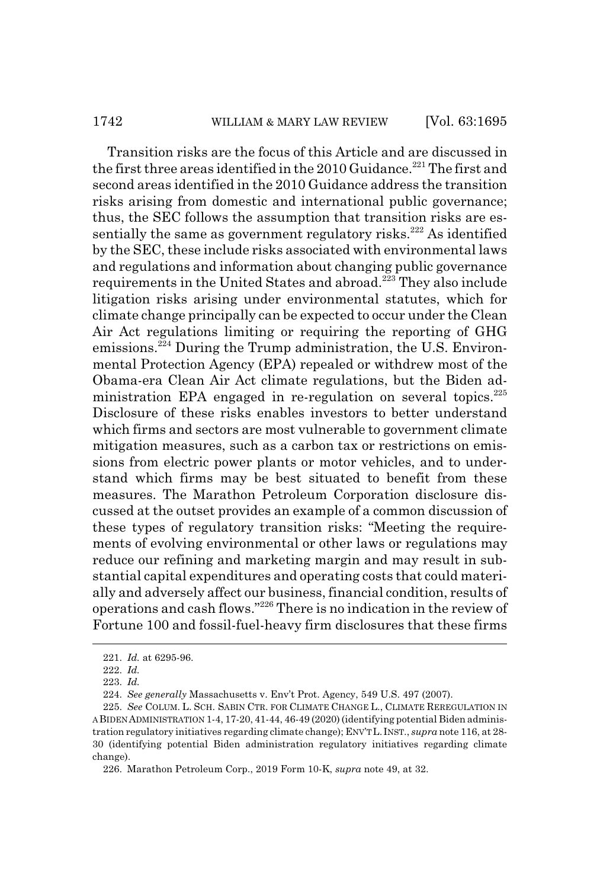Transition risks are the focus of this Article and are discussed in the first three areas identified in the 2010 Guidance.[221] The first and second areas identified in the 2010 Guidance address the transition risks arising from domestic and international public governance; thus, the SEC follows the assumption that transition risks are essentially the same as government regulatory risks.[222] As identified by the SEC, these include risks associated with environmental laws and regulations and information about changing public governance requirements in the United States and abroad.[223] They also include litigation risks arising under environmental statutes, which for climate change principally can be expected to occur under the Clean Air Act regulations limiting or requiring the reporting of GHG emissions.[224] During the Trump administration, the U.S. Environmental Protection Agency (EPA) repealed or withdrew most of the Obama-era Clean Air Act climate regulations, but the Biden administration EPA engaged in re-regulation on several topics.[225] Disclosure of these risks enables investors to better understand which firms and sectors are most vulnerable to government climate mitigation measures, such as a carbon tax or restrictions on emissions from electric power plants or motor vehicles, and to understand which firms may be best situated to benefit from these measures. The Marathon Petroleum Corporation disclosure discussed at the outset provides an example of a common discussion of these types of regulatory transition risks: "Meeting the requirements of evolving environmental or other laws or regulations may reduce our refining and marketing margin and may result in substantial capital expenditures and operating costs that could materially and adversely affect our business, financial condition, results of operations and cash flows."[226] There is no indication in the review of Fortune 100 and fossil-fuel-heavy firm disclosures that these firms

---

221. *Id.* at 6295-96.

222. *Id.*

223. *Id.*

224. *See generally* Massachusetts v. Env't Prot. Agency, 549 U.S. 497 (2007).

225. *See* COLUM. L. SCH. SABIN CTR. FOR CLIMATE CHANGE L., CLIMATE REREGULATION IN A BIDEN ADMINISTRATION 1-4, 17-20, 41-44, 46-49 (2020) (identifying potential Biden administration regulatory initiatives regarding climate change); ENV'T L. INST., *supra* note 116, at 28-30 (identifying potential Biden administration regulatory initiatives regarding climate change).

226. Marathon Petroleum Corp., 2019 Form 10-K, *supra* note 49, at 32.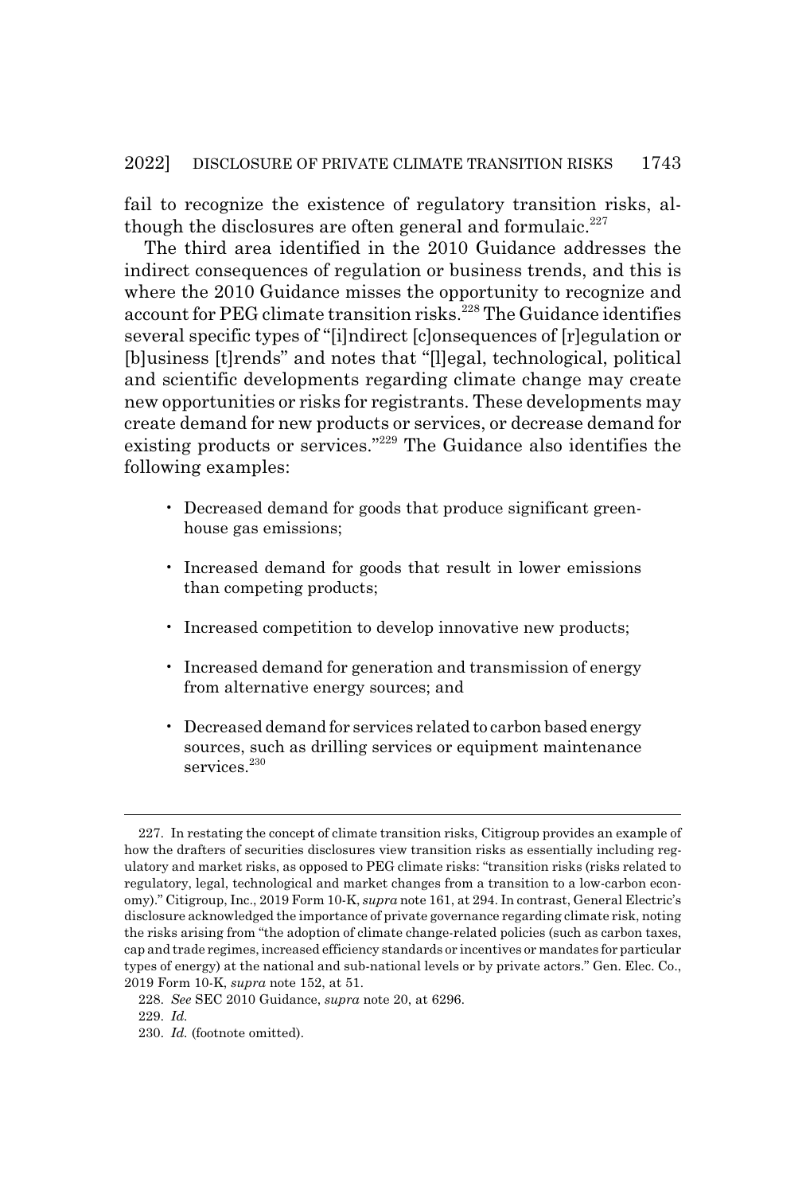fail to recognize the existence of regulatory transition risks, although the disclosures are often general and formulaic.[227]

The third area identified in the 2010 Guidance addresses the indirect consequences of regulation or business trends, and this is where the 2010 Guidance misses the opportunity to recognize and account for PEG climate transition risks.[228] The Guidance identifies several specific types of "[i]ndirect [c]onsequences of [r]egulation or [b]usiness [t]rends" and notes that "[l]egal, technological, political and scientific developments regarding climate change may create new opportunities or risks for registrants. These developments may create demand for new products or services, or decrease demand for existing products or services."[229] The Guidance also identifies the following examples:

- Decreased demand for goods that produce significant greenhouse gas emissions;
- Increased demand for goods that result in lower emissions than competing products;
- Increased competition to develop innovative new products;
- Increased demand for generation and transmission of energy from alternative energy sources; and
- Decreased demand for services related to carbon based energy sources, such as drilling services or equipment maintenance services.[230]

---

227. In restating the concept of climate transition risks, Citigroup provides an example of how the drafters of securities disclosures view transition risks as essentially including regulatory and market risks, as opposed to PEG climate risks: "transition risks (risks related to regulatory, legal, technological and market changes from a transition to a low-carbon economy)." Citigroup, Inc., 2019 Form 10-K, *supra* note 161, at 294. In contrast, General Electric's disclosure acknowledged the importance of private governance regarding climate risk, noting the risks arising from "the adoption of climate change-related policies (such as carbon taxes, cap and trade regimes, increased efficiency standards or incentives or mandates for particular types of energy) at the national and sub-national levels or by private actors." Gen. Elec. Co., 2019 Form 10-K, *supra* note 152, at 51.

228. *See* SEC 2010 Guidance, *supra* note 20, at 6296.

229. *Id.*

230. *Id.* (footnote omitted).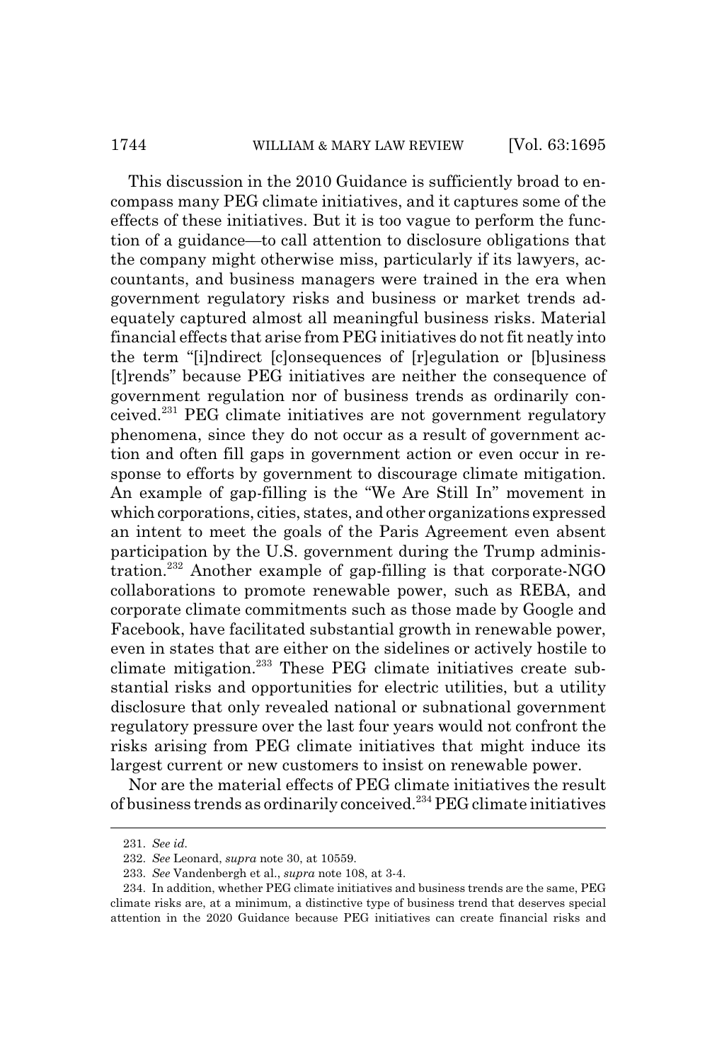This discussion in the 2010 Guidance is sufficiently broad to encompass many PEG climate initiatives, and it captures some of the effects of these initiatives. But it is too vague to perform the function of a guidance—to call attention to disclosure obligations that the company might otherwise miss, particularly if its lawyers, accountants, and business managers were trained in the era when government regulatory risks and business or market trends adequately captured almost all meaningful business risks. Material financial effects that arise from PEG initiatives do not fit neatly into the term "[i]ndirect [c]onsequences of [r]egulation or [b]usiness [t]rends" because PEG initiatives are neither the consequence of government regulation nor of business trends as ordinarily conceived.[231] PEG climate initiatives are not government regulatory phenomena, since they do not occur as a result of government action and often fill gaps in government action or even occur in response to efforts by government to discourage climate mitigation. An example of gap-filling is the "We Are Still In" movement in which corporations, cities, states, and other organizations expressed an intent to meet the goals of the Paris Agreement even absent participation by the U.S. government during the Trump administration.[232] Another example of gap-filling is that corporate-NGO collaborations to promote renewable power, such as REBA, and corporate climate commitments such as those made by Google and Facebook, have facilitated substantial growth in renewable power, even in states that are either on the sidelines or actively hostile to climate mitigation.[233] These PEG climate initiatives create substantial risks and opportunities for electric utilities, but a utility disclosure that only revealed national or subnational government regulatory pressure over the last four years would not confront the risks arising from PEG climate initiatives that might induce its largest current or new customers to insist on renewable power.

Nor are the material effects of PEG climate initiatives the result of business trends as ordinarily conceived.[234] PEG climate initiatives

---

231. *See id.*

232. *See* Leonard, *supra* note 30, at 10559.

233. *See* Vandenbergh et al., *supra* note 108, at 3-4.

234. In addition, whether PEG climate initiatives and business trends are the same, PEG climate risks are, at a minimum, a distinctive type of business trend that deserves special attention in the 2020 Guidance because PEG initiatives can create financial risks and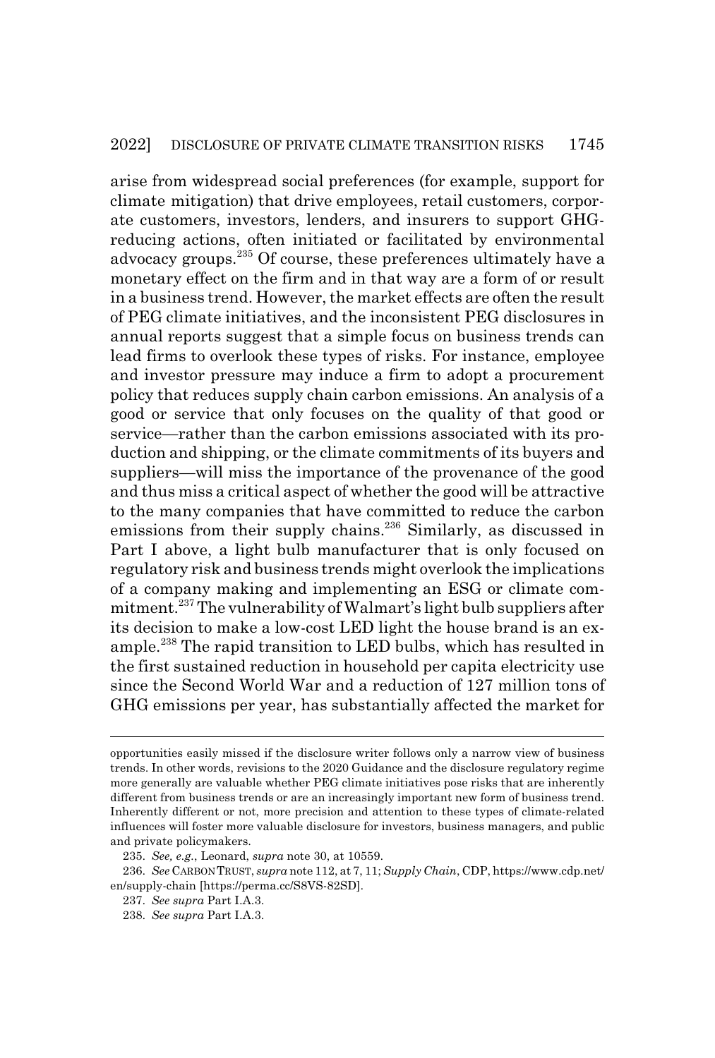arise from widespread social preferences (for example, support for climate mitigation) that drive employees, retail customers, corporate customers, investors, lenders, and insurers to support GHG-reducing actions, often initiated or facilitated by environmental advocacy groups.[235] Of course, these preferences ultimately have a monetary effect on the firm and in that way are a form of or result in a business trend. However, the market effects are often the result of PEG climate initiatives, and the inconsistent PEG disclosures in annual reports suggest that a simple focus on business trends can lead firms to overlook these types of risks. For instance, employee and investor pressure may induce a firm to adopt a procurement policy that reduces supply chain carbon emissions. An analysis of a good or service that only focuses on the quality of that good or service—rather than the carbon emissions associated with its production and shipping, or the climate commitments of its buyers and suppliers—will miss the importance of the provenance of the good and thus miss a critical aspect of whether the good will be attractive to the many companies that have committed to reduce the carbon emissions from their supply chains.[236] Similarly, as discussed in Part I above, a light bulb manufacturer that is only focused on regulatory risk and business trends might overlook the implications of a company making and implementing an ESG or climate commitment.[237] The vulnerability of Walmart's light bulb suppliers after its decision to make a low-cost LED light the house brand is an example.[238] The rapid transition to LED bulbs, which has resulted in the first sustained reduction in household per capita electricity use since the Second World War and a reduction of 127 million tons of GHG emissions per year, has substantially affected the market for

---

opportunities easily missed if the disclosure writer follows only a narrow view of business trends. In other words, revisions to the 2020 Guidance and the disclosure regulatory regime more generally are valuable whether PEG climate initiatives pose risks that are inherently different from business trends or are an increasingly important new form of business trend. Inherently different or not, more precision and attention to these types of climate-related influences will foster more valuable disclosure for investors, business managers, and public and private policymakers.

235. *See, e.g.*, Leonard, *supra* note 30, at 10559.

236. *See* CARBON TRUST, *supra* note 112, at 7, 11; *Supply Chain*, CDP, https://www.cdp.net/en/supply-chain [https://perma.cc/S8VS-82SD].

237. *See supra* Part I.A.3.

238. *See supra* Part I.A.3.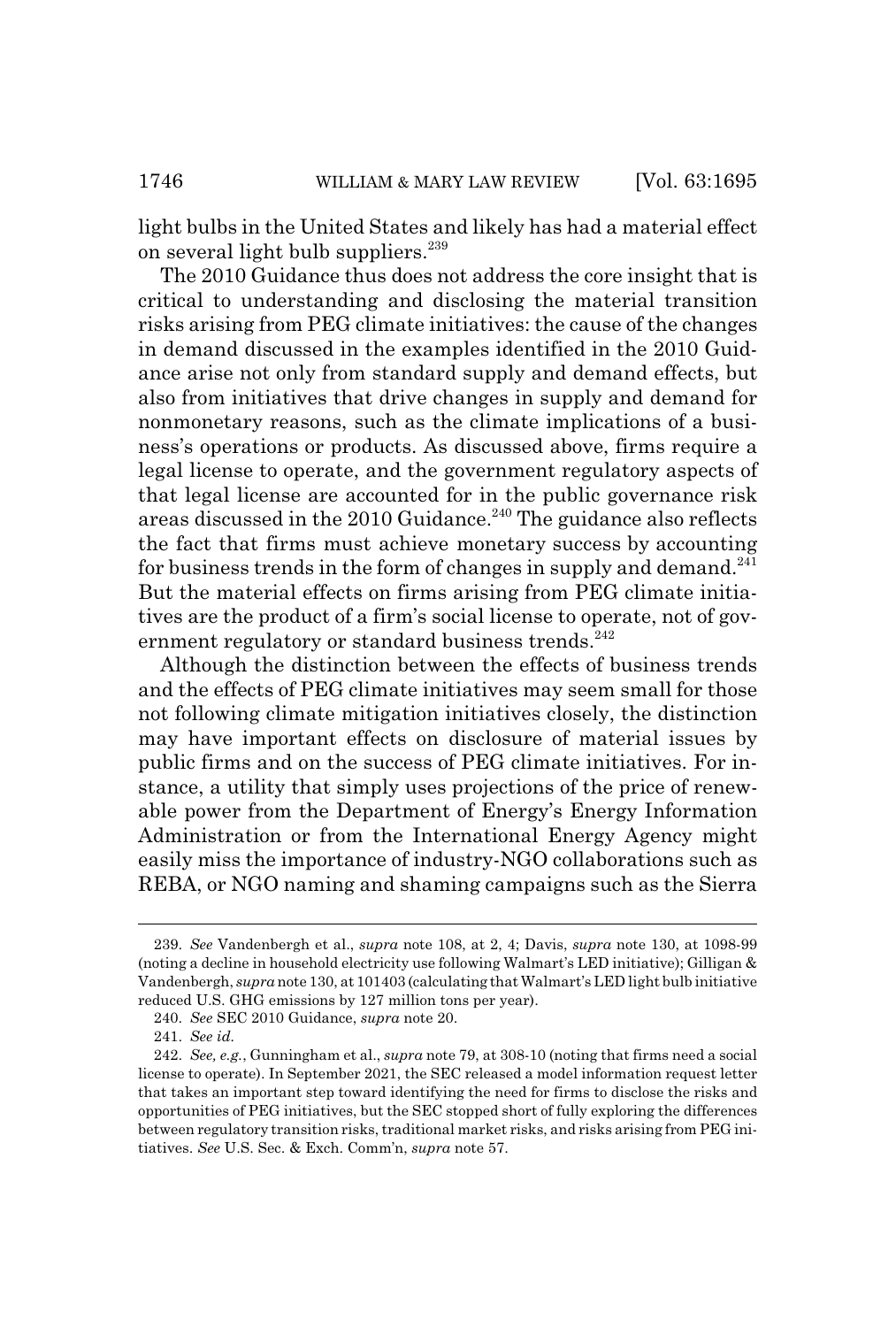light bulbs in the United States and likely has had a material effect on several light bulb suppliers.[239]

The 2010 Guidance thus does not address the core insight that is critical to understanding and disclosing the material transition risks arising from PEG climate initiatives: the cause of the changes in demand discussed in the examples identified in the 2010 Guidance arise not only from standard supply and demand effects, but also from initiatives that drive changes in supply and demand for nonmonetary reasons, such as the climate implications of a business's operations or products. As discussed above, firms require a legal license to operate, and the government regulatory aspects of that legal license are accounted for in the public governance risk areas discussed in the 2010 Guidance.[240] The guidance also reflects the fact that firms must achieve monetary success by accounting for business trends in the form of changes in supply and demand.[241] But the material effects on firms arising from PEG climate initiatives are the product of a firm's social license to operate, not of government regulatory or standard business trends.[242]

Although the distinction between the effects of business trends and the effects of PEG climate initiatives may seem small for those not following climate mitigation initiatives closely, the distinction may have important effects on disclosure of material issues by public firms and on the success of PEG climate initiatives. For instance, a utility that simply uses projections of the price of renewable power from the Department of Energy's Energy Information Administration or from the International Energy Agency might easily miss the importance of industry-NGO collaborations such as REBA, or NGO naming and shaming campaigns such as the Sierra

---

239. *See* Vandenbergh et al., *supra* note 108, at 2, 4; Davis, *supra* note 130, at 1098-99 (noting a decline in household electricity use following Walmart's LED initiative); Gilligan & Vandenbergh, *supra* note 130, at 101403 (calculating that Walmart's LED light bulb initiative reduced U.S. GHG emissions by 127 million tons per year).

240. *See* SEC 2010 Guidance, *supra* note 20.

241. *See id.*

242. *See, e.g.*, Gunningham et al., *supra* note 79, at 308-10 (noting that firms need a social license to operate). In September 2021, the SEC released a model information request letter that takes an important step toward identifying the need for firms to disclose the risks and opportunities of PEG initiatives, but the SEC stopped short of fully exploring the differences between regulatory transition risks, traditional market risks, and risks arising from PEG initiatives. *See* U.S. Sec. & Exch. Comm'n, *supra* note 57.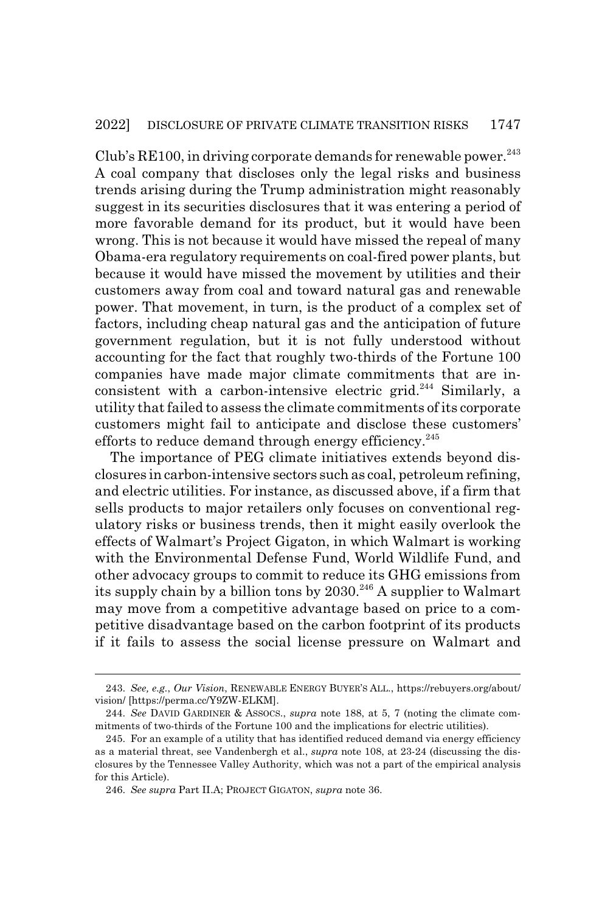Club's RE100, in driving corporate demands for renewable power.[243] A coal company that discloses only the legal risks and business trends arising during the Trump administration might reasonably suggest in its securities disclosures that it was entering a period of more favorable demand for its product, but it would have been wrong. This is not because it would have missed the repeal of many Obama-era regulatory requirements on coal-fired power plants, but because it would have missed the movement by utilities and their customers away from coal and toward natural gas and renewable power. That movement, in turn, is the product of a complex set of factors, including cheap natural gas and the anticipation of future government regulation, but it is not fully understood without accounting for the fact that roughly two-thirds of the Fortune 100 companies have made major climate commitments that are inconsistent with a carbon-intensive electric grid.[244] Similarly, a utility that failed to assess the climate commitments of its corporate customers might fail to anticipate and disclose these customers' efforts to reduce demand through energy efficiency.[245]

The importance of PEG climate initiatives extends beyond disclosures in carbon-intensive sectors such as coal, petroleum refining, and electric utilities. For instance, as discussed above, if a firm that sells products to major retailers only focuses on conventional regulatory risks or business trends, then it might easily overlook the effects of Walmart's Project Gigaton, in which Walmart is working with the Environmental Defense Fund, World Wildlife Fund, and other advocacy groups to commit to reduce its GHG emissions from its supply chain by a billion tons by 2030.[246] A supplier to Walmart may move from a competitive advantage based on price to a competitive disadvantage based on the carbon footprint of its products if it fails to assess the social license pressure on Walmart and

---

243. *See, e.g.*, *Our Vision*, RENEWABLE ENERGY BUYER'S ALL., https://rebuyers.org/about/vision/ [https://perma.cc/Y9ZW-ELKM].

244. *See* DAVID GARDINER & ASSOCS., *supra* note 188, at 5, 7 (noting the climate commitments of two-thirds of the Fortune 100 and the implications for electric utilities).

245. For an example of a utility that has identified reduced demand via energy efficiency as a material threat, see Vandenbergh et al., *supra* note 108, at 23-24 (discussing the disclosures by the Tennessee Valley Authority, which was not a part of the empirical analysis for this Article).

246. *See supra* Part II.A; PROJECT GIGATON, *supra* note 36.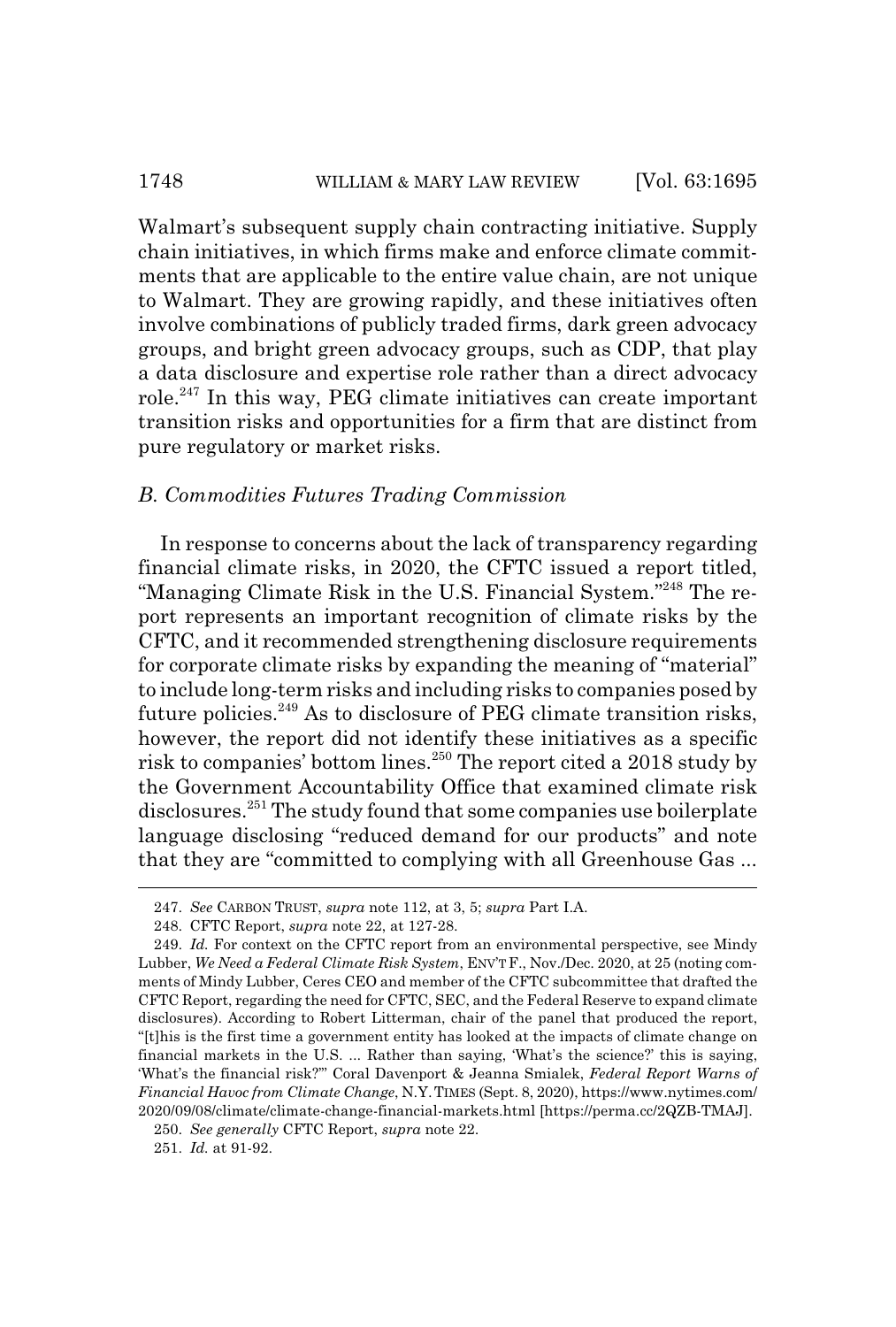Walmart's subsequent supply chain contracting initiative. Supply chain initiatives, in which firms make and enforce climate commitments that are applicable to the entire value chain, are not unique to Walmart. They are growing rapidly, and these initiatives often involve combinations of publicly traded firms, dark green advocacy groups, and bright green advocacy groups, such as CDP, that play a data disclosure and expertise role rather than a direct advocacy role.[247] In this way, PEG climate initiatives can create important transition risks and opportunities for a firm that are distinct from pure regulatory or market risks.

### *B. Commodities Futures Trading Commission*

In response to concerns about the lack of transparency regarding financial climate risks, in 2020, the CFTC issued a report titled, "Managing Climate Risk in the U.S. Financial System."[248] The report represents an important recognition of climate risks by the CFTC, and it recommended strengthening disclosure requirements for corporate climate risks by expanding the meaning of "material" to include long-term risks and including risks to companies posed by future policies.[249] As to disclosure of PEG climate transition risks, however, the report did not identify these initiatives as a specific risk to companies' bottom lines.[250] The report cited a 2018 study by the Government Accountability Office that examined climate risk disclosures.[251] The study found that some companies use boilerplate language disclosing "reduced demand for our products" and note that they are "committed to complying with all Greenhouse Gas ...

---

247. *See* CARBON TRUST, *supra* note 112, at 3, 5; *supra* Part I.A.

248. CFTC Report, *supra* note 22, at 127-28.

249. *Id.* For context on the CFTC report from an environmental perspective, see Mindy Lubber, *We Need a Federal Climate Risk System*, ENV'T F., Nov./Dec. 2020, at 25 (noting comments of Mindy Lubber, Ceres CEO and member of the CFTC subcommittee that drafted the CFTC Report, regarding the need for CFTC, SEC, and the Federal Reserve to expand climate disclosures). According to Robert Litterman, chair of the panel that produced the report, "[t]his is the first time a government entity has looked at the impacts of climate change on financial markets in the U.S. ... Rather than saying, 'What's the science?' this is saying, 'What's the financial risk?'" Coral Davenport & Jeanna Smialek, *Federal Report Warns of Financial Havoc from Climate Change*, N.Y. TIMES (Sept. 8, 2020), https://www.nytimes.com/2020/09/08/climate/climate-change-financial-markets.html [https://perma.cc/2QZB-TMAJ].

250. *See generally* CFTC Report, *supra* note 22.

251. *Id.* at 91-92.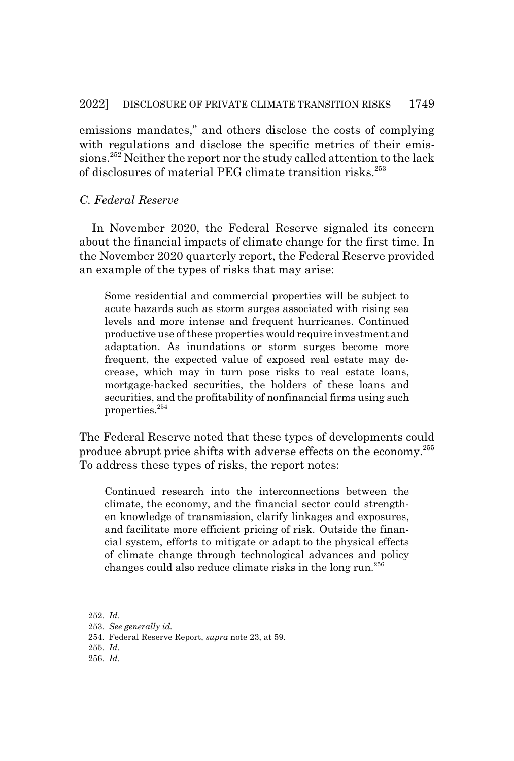emissions mandates," and others disclose the costs of complying with regulations and disclose the specific metrics of their emissions.[252] Neither the report nor the study called attention to the lack of disclosures of material PEG climate transition risks.[253]

### *C. Federal Reserve*

In November 2020, the Federal Reserve signaled its concern about the financial impacts of climate change for the first time. In the November 2020 quarterly report, the Federal Reserve provided an example of the types of risks that may arise:

> Some residential and commercial properties will be subject to acute hazards such as storm surges associated with rising sea levels and more intense and frequent hurricanes. Continued productive use of these properties would require investment and adaptation. As inundations or storm surges become more frequent, the expected value of exposed real estate may decrease, which may in turn pose risks to real estate loans, mortgage-backed securities, the holders of these loans and securities, and the profitability of nonfinancial firms using such properties.[254]

The Federal Reserve noted that these types of developments could produce abrupt price shifts with adverse effects on the economy.[255] To address these types of risks, the report notes:

> Continued research into the interconnections between the climate, the economy, and the financial sector could strengthen knowledge of transmission, clarify linkages and exposures, and facilitate more efficient pricing of risk. Outside the financial system, efforts to mitigate or adapt to the physical effects of climate change through technological advances and policy changes could also reduce climate risks in the long run.[256]

---

252. *Id.*
253. *See generally id.*
254. Federal Reserve Report, *supra* note 23, at 59.
255. *Id.*
256. *Id.*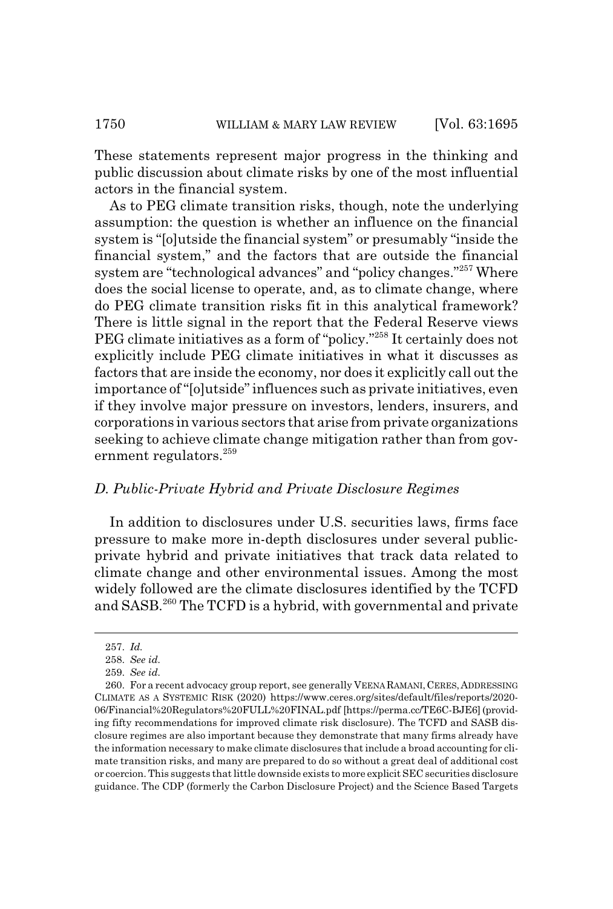These statements represent major progress in the thinking and public discussion about climate risks by one of the most influential actors in the financial system.

As to PEG climate transition risks, though, note the underlying assumption: the question is whether an influence on the financial system is "[o]utside the financial system" or presumably "inside the financial system," and the factors that are outside the financial system are "technological advances" and "policy changes."[257] Where does the social license to operate, and, as to climate change, where do PEG climate transition risks fit in this analytical framework? There is little signal in the report that the Federal Reserve views PEG climate initiatives as a form of "policy."[258] It certainly does not explicitly include PEG climate initiatives in what it discusses as factors that are inside the economy, nor does it explicitly call out the importance of "[o]utside" influences such as private initiatives, even if they involve major pressure on investors, lenders, insurers, and corporations in various sectors that arise from private organizations seeking to achieve climate change mitigation rather than from government regulators.[259]

### *D. Public-Private Hybrid and Private Disclosure Regimes*

In addition to disclosures under U.S. securities laws, firms face pressure to make more in-depth disclosures under several public-private hybrid and private initiatives that track data related to climate change and other environmental issues. Among the most widely followed are the climate disclosures identified by the TCFD and SASB.[260] The TCFD is a hybrid, with governmental and private

---

257. *Id.*

258. *See id.*

259. *See id.*

260. For a recent advocacy group report, see generally VEENA RAMANI, CERES, ADDRESSING CLIMATE AS A SYSTEMIC RISK (2020) https://www.ceres.org/sites/default/files/reports/2020-06/Financial%20Regulators%20FULL%20FINAL.pdf [https://perma.cc/TE6C-BJE6] (providing fifty recommendations for improved climate risk disclosure). The TCFD and SASB disclosure regimes are also important because they demonstrate that many firms already have the information necessary to make climate disclosures that include a broad accounting for climate transition risks, and many are prepared to do so without a great deal of additional cost or coercion. This suggests that little downside exists to more explicit SEC securities disclosure guidance. The CDP (formerly the Carbon Disclosure Project) and the Science Based Targets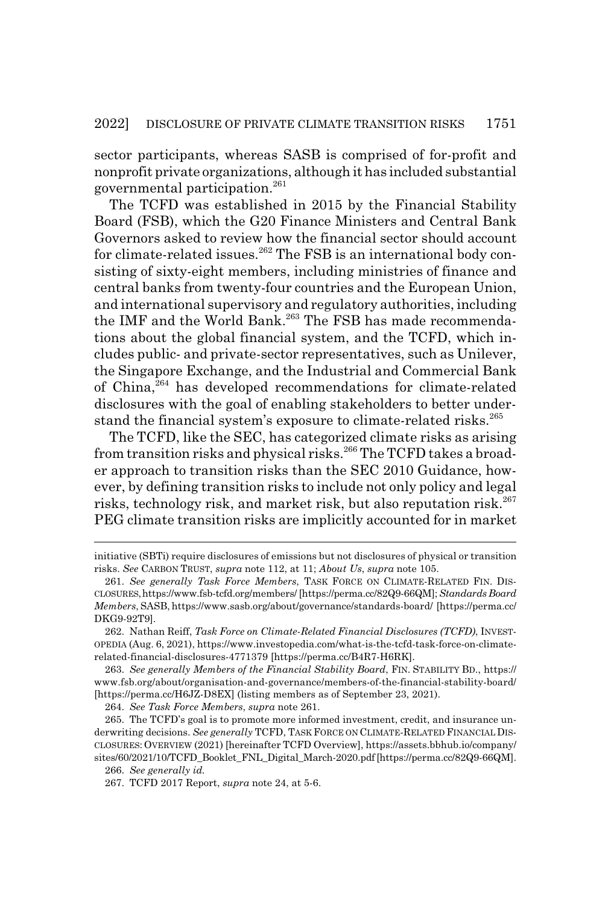sector participants, whereas SASB is comprised of for-profit and nonprofit private organizations, although it has included substantial governmental participation.[261]

The TCFD was established in 2015 by the Financial Stability Board (FSB), which the G20 Finance Ministers and Central Bank Governors asked to review how the financial sector should account for climate-related issues.[262] The FSB is an international body consisting of sixty-eight members, including ministries of finance and central banks from twenty-four countries and the European Union, and international supervisory and regulatory authorities, including the IMF and the World Bank.[263] The FSB has made recommendations about the global financial system, and the TCFD, which includes public- and private-sector representatives, such as Unilever, the Singapore Exchange, and the Industrial and Commercial Bank of China,[264] has developed recommendations for climate-related disclosures with the goal of enabling stakeholders to better understand the financial system's exposure to climate-related risks.[265]

The TCFD, like the SEC, has categorized climate risks as arising from transition risks and physical risks.[266] The TCFD takes a broader approach to transition risks than the SEC 2010 Guidance, however, by defining transition risks to include not only policy and legal risks, technology risk, and market risk, but also reputation risk.[267] PEG climate transition risks are implicitly accounted for in market

---

initiative (SBTi) require disclosures of emissions but not disclosures of physical or transition risks. *See* CARBON TRUST, *supra* note 112, at 11; *About Us*, *supra* note 105.

261. *See generally Task Force Members*, TASK FORCE ON CLIMATE-RELATED FIN. DISCLOSURES, https://www.fsb-tcfd.org/members/ [https://perma.cc/82Q9-66QM]; *Standards Board Members*, SASB, https://www.sasb.org/about/governance/standards-board/ [https://perma.cc/DKG9-92T9].

262. Nathan Reiff, *Task Force on Climate-Related Financial Disclosures (TCFD)*, INVESTOPEDIA (Aug. 6, 2021), https://www.investopedia.com/what-is-the-tcfd-task-force-on-climate-related-financial-disclosures-4771379 [https://perma.cc/B4R7-H6RK].

263. *See generally Members of the Financial Stability Board*, FIN. STABILITY BD., https://www.fsb.org/about/organisation-and-governance/members-of-the-financial-stability-board/ [https://perma.cc/H6JZ-D8EX] (listing members as of September 23, 2021).

264. *See Task Force Members*, *supra* note 261.

265. The TCFD's goal is to promote more informed investment, credit, and insurance underwriting decisions. *See generally* TCFD, TASK FORCE ON CLIMATE-RELATED FINANCIAL DISCLOSURES: OVERVIEW (2021) [hereinafter TCFD Overview], https://assets.bbhub.io/company/sites/60/2021/10/TCFD_Booklet_FNL_Digital_March-2020.pdf [https://perma.cc/82Q9-66QM].

266. *See generally id.*

267. TCFD 2017 Report, *supra* note 24, at 5-6.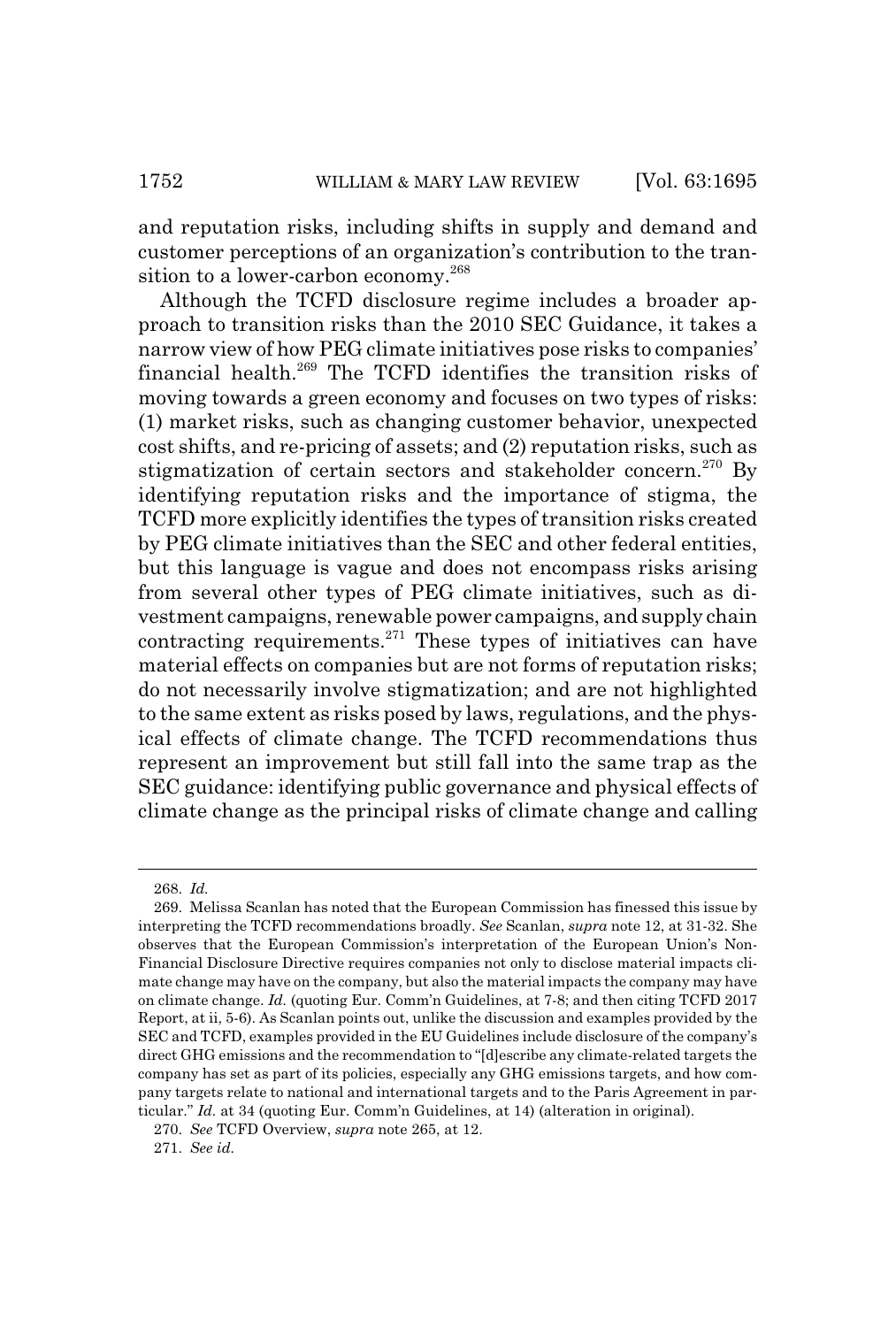and reputation risks, including shifts in supply and demand and customer perceptions of an organization's contribution to the transition to a lower-carbon economy.[268]

Although the TCFD disclosure regime includes a broader approach to transition risks than the 2010 SEC Guidance, it takes a narrow view of how PEG climate initiatives pose risks to companies' financial health.[269] The TCFD identifies the transition risks of moving towards a green economy and focuses on two types of risks: (1) market risks, such as changing customer behavior, unexpected cost shifts, and re-pricing of assets; and (2) reputation risks, such as stigmatization of certain sectors and stakeholder concern.[270] By identifying reputation risks and the importance of stigma, the TCFD more explicitly identifies the types of transition risks created by PEG climate initiatives than the SEC and other federal entities, but this language is vague and does not encompass risks arising from several other types of PEG climate initiatives, such as divestment campaigns, renewable power campaigns, and supply chain contracting requirements.[271] These types of initiatives can have material effects on companies but are not forms of reputation risks; do not necessarily involve stigmatization; and are not highlighted to the same extent as risks posed by laws, regulations, and the physical effects of climate change. The TCFD recommendations thus represent an improvement but still fall into the same trap as the SEC guidance: identifying public governance and physical effects of climate change as the principal risks of climate change and calling

---

268. *Id.*

269. Melissa Scanlan has noted that the European Commission has finessed this issue by interpreting the TCFD recommendations broadly. *See* Scanlan, *supra* note 12, at 31-32. She observes that the European Commission's interpretation of the European Union's Non-Financial Disclosure Directive requires companies not only to disclose material impacts climate change may have on the company, but also the material impacts the company may have on climate change. *Id.* (quoting Eur. Comm'n Guidelines, at 7-8; and then citing TCFD 2017 Report, at ii, 5-6). As Scanlan points out, unlike the discussion and examples provided by the SEC and TCFD, examples provided in the EU Guidelines include disclosure of the company's direct GHG emissions and the recommendation to "[d]escribe any climate-related targets the company has set as part of its policies, especially any GHG emissions targets, and how company targets relate to national and international targets and to the Paris Agreement in particular." *Id.* at 34 (quoting Eur. Comm'n Guidelines, at 14) (alteration in original).

270. *See* TCFD Overview, *supra* note 265, at 12.

271. *See id.*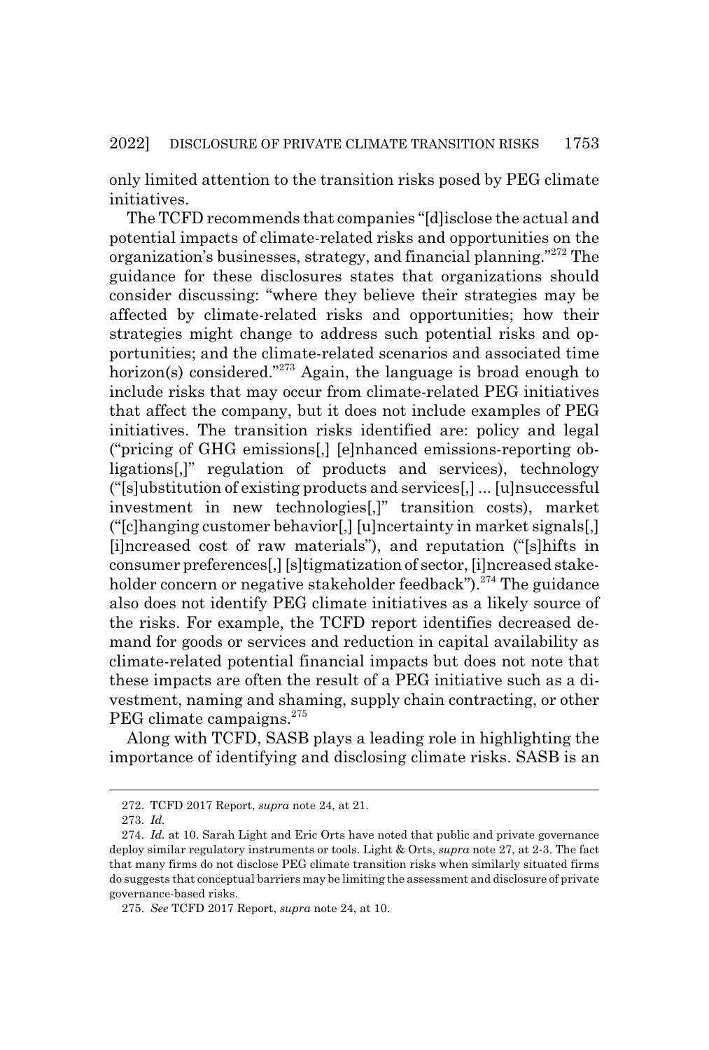only limited attention to the transition risks posed by PEG climate initiatives.

The TCFD recommends that companies "[d]isclose the actual and potential impacts of climate-related risks and opportunities on the organization's businesses, strategy, and financial planning."[272] The guidance for these disclosures states that organizations should consider discussing: "where they believe their strategies may be affected by climate-related risks and opportunities; how their strategies might change to address such potential risks and opportunities; and the climate-related scenarios and associated time horizon(s) considered."[273] Again, the language is broad enough to include risks that may occur from climate-related PEG initiatives that affect the company, but it does not include examples of PEG initiatives. The transition risks identified are: policy and legal ("pricing of GHG emissions[,] [e]nhanced emissions-reporting obligations[,]" regulation of products and services), technology ("[s]ubstitution of existing products and services[,] ... [u]nsuccessful investment in new technologies[,]" transition costs), market ("[c]hanging customer behavior[,] [u]ncertainty in market signals[,] [i]ncreased cost of raw materials"), and reputation ("[s]hifts in consumer preferences[,] [s]tigmatization of sector, [i]ncreased stakeholder concern or negative stakeholder feedback").[274] The guidance also does not identify PEG climate initiatives as a likely source of the risks. For example, the TCFD report identifies decreased demand for goods or services and reduction in capital availability as climate-related potential financial impacts but does not note that these impacts are often the result of a PEG initiative such as a divestment, naming and shaming, supply chain contracting, or other PEG climate campaigns.[275]

Along with TCFD, SASB plays a leading role in highlighting the importance of identifying and disclosing climate risks. SASB is an

---

272. TCFD 2017 Report, *supra* note 24, at 21.

273. *Id.*

274. *Id.* at 10. Sarah Light and Eric Orts have noted that public and private governance deploy similar regulatory instruments or tools. Light & Orts, *supra* note 27, at 2-3. The fact that many firms do not disclose PEG climate transition risks when similarly situated firms do suggests that conceptual barriers may be limiting the assessment and disclosure of private governance-based risks.

275. *See* TCFD 2017 Report, *supra* note 24, at 10.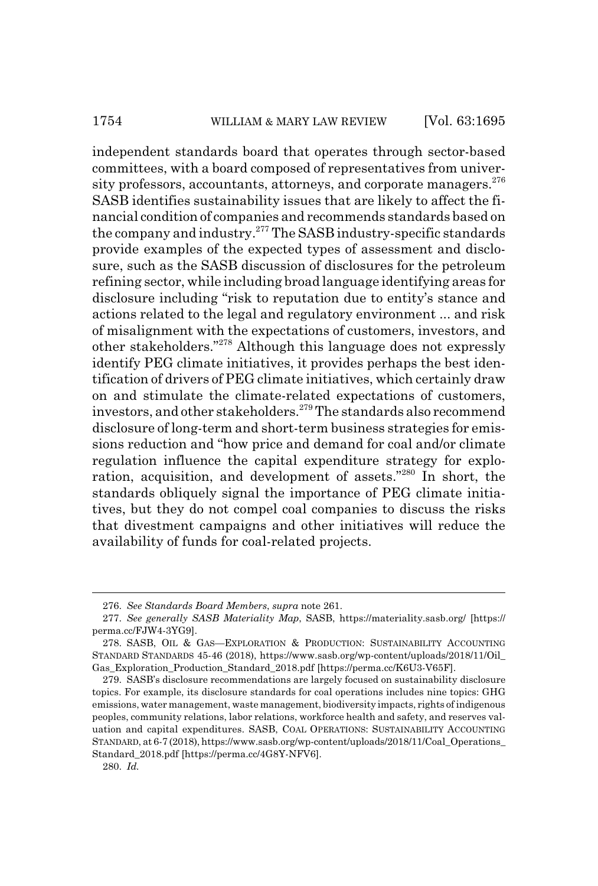independent standards board that operates through sector-based committees, with a board composed of representatives from university professors, accountants, attorneys, and corporate managers.[276] SASB identifies sustainability issues that are likely to affect the financial condition of companies and recommends standards based on the company and industry.[277] The SASB industry-specific standards provide examples of the expected types of assessment and disclosure, such as the SASB discussion of disclosures for the petroleum refining sector, while including broad language identifying areas for disclosure including "risk to reputation due to entity's stance and actions related to the legal and regulatory environment ... and risk of misalignment with the expectations of customers, investors, and other stakeholders."[278] Although this language does not expressly identify PEG climate initiatives, it provides perhaps the best identification of drivers of PEG climate initiatives, which certainly draw on and stimulate the climate-related expectations of customers, investors, and other stakeholders.[279] The standards also recommend disclosure of long-term and short-term business strategies for emissions reduction and "how price and demand for coal and/or climate regulation influence the capital expenditure strategy for exploration, acquisition, and development of assets."[280] In short, the standards obliquely signal the importance of PEG climate initiatives, but they do not compel coal companies to discuss the risks that divestment campaigns and other initiatives will reduce the availability of funds for coal-related projects.

---

276. *See Standards Board Members*, *supra* note 261.

277. *See generally SASB Materiality Map*, SASB, https://materiality.sasb.org/ [https://perma.cc/FJW4-3YG9].

278. SASB, OIL & GAS—EXPLORATION & PRODUCTION: SUSTAINABILITY ACCOUNTING STANDARD STANDARDS 45-46 (2018), https://www.sasb.org/wp-content/uploads/2018/11/Oil_Gas_Exploration_Production_Standard_2018.pdf [https://perma.cc/K6U3-V65F].

279. SASB's disclosure recommendations are largely focused on sustainability disclosure topics. For example, its disclosure standards for coal operations includes nine topics: GHG emissions, water management, waste management, biodiversity impacts, rights of indigenous peoples, community relations, labor relations, workforce health and safety, and reserves valuation and capital expenditures. SASB, COAL OPERATIONS: SUSTAINABILITY ACCOUNTING STANDARD, at 6-7 (2018), https://www.sasb.org/wp-content/uploads/2018/11/Coal_Operations_Standard_2018.pdf [https://perma.cc/4G8Y-NFV6].

280. *Id.*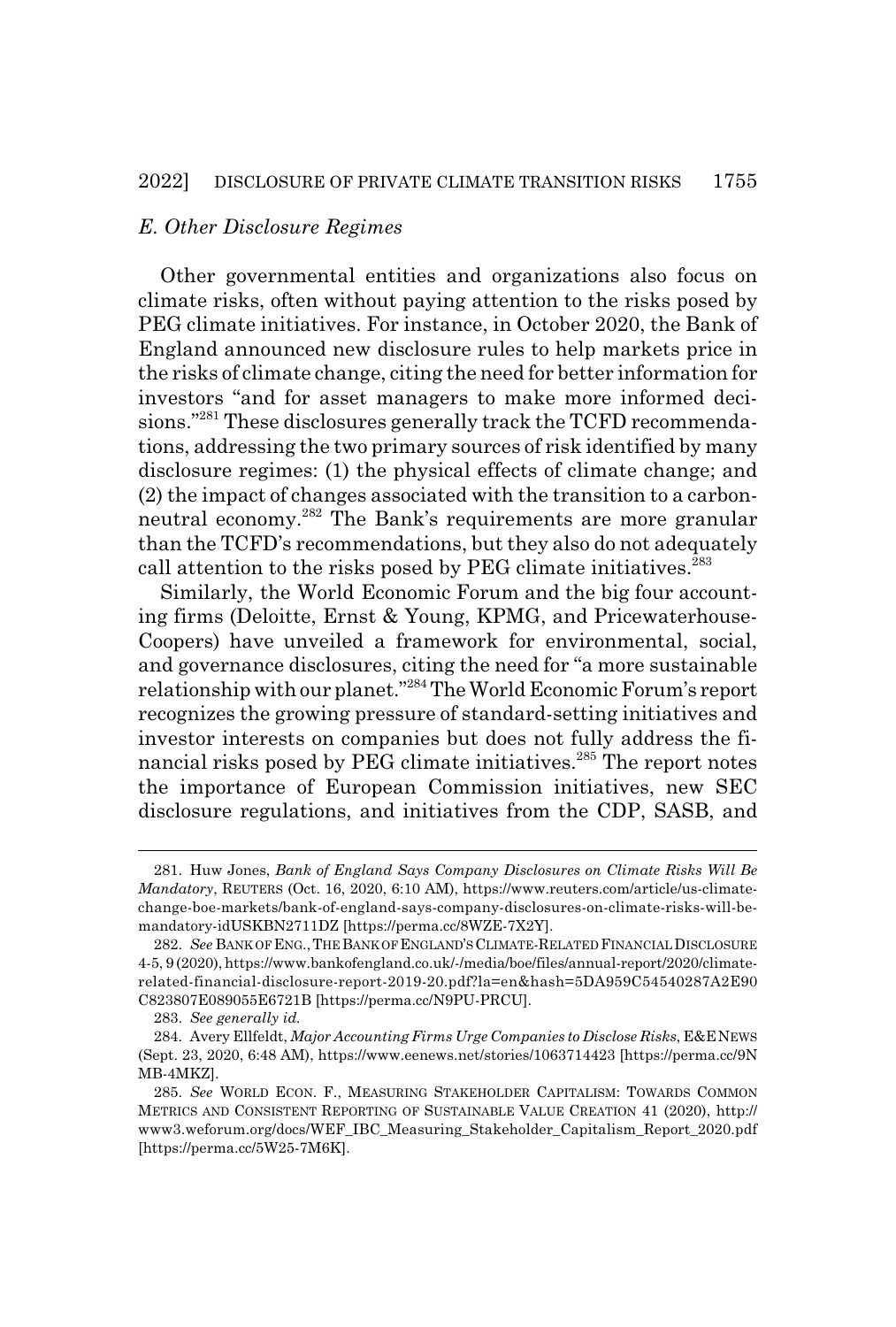### *E. Other Disclosure Regimes*

Other governmental entities and organizations also focus on climate risks, often without paying attention to the risks posed by PEG climate initiatives. For instance, in October 2020, the Bank of England announced new disclosure rules to help markets price in the risks of climate change, citing the need for better information for investors "and for asset managers to make more informed decisions."[281] These disclosures generally track the TCFD recommendations, addressing the two primary sources of risk identified by many disclosure regimes: (1) the physical effects of climate change; and (2) the impact of changes associated with the transition to a carbon-neutral economy.[282] The Bank's requirements are more granular than the TCFD's recommendations, but they also do not adequately call attention to the risks posed by PEG climate initiatives.[283]

Similarly, the World Economic Forum and the big four accounting firms (Deloitte, Ernst & Young, KPMG, and Pricewaterhouse-Coopers) have unveiled a framework for environmental, social, and governance disclosures, citing the need for "a more sustainable relationship with our planet."[284] The World Economic Forum's report recognizes the growing pressure of standard-setting initiatives and investor interests on companies but does not fully address the financial risks posed by PEG climate initiatives.[285] The report notes the importance of European Commission initiatives, new SEC disclosure regulations, and initiatives from the CDP, SASB, and

---

281. Huw Jones, *Bank of England Says Company Disclosures on Climate Risks Will Be Mandatory*, REUTERS (Oct. 16, 2020, 6:10 AM), https://www.reuters.com/article/us-climate-change-boe-markets/bank-of-england-says-company-disclosures-on-climate-risks-will-be-mandatory-idUSKBN2711DZ [https://perma.cc/8WZE-7X2Y].

282. *See* BANK OF ENG., THE BANK OF ENGLAND'S CLIMATE-RELATED FINANCIAL DISCLOSURE 4-5, 9 (2020), https://www.bankofengland.co.uk/-/media/boe/files/annual-report/2020/climate-related-financial-disclosure-report-2019-20.pdf?la=en&hash=5DA959C54540287A2E90C823807E089055E6721B [https://perma.cc/N9PU-PRCU].

283. *See generally id.*

284. Avery Ellfeldt, *Major Accounting Firms Urge Companies to Disclose Risks*, E&E NEWS (Sept. 23, 2020, 6:48 AM), https://www.eenews.net/stories/1063714423 [https://perma.cc/9NMB-4MKZ].

285. *See* WORLD ECON. F., MEASURING STAKEHOLDER CAPITALISM: TOWARDS COMMON METRICS AND CONSISTENT REPORTING OF SUSTAINABLE VALUE CREATION 41 (2020), http://www3.weforum.org/docs/WEF_IBC_Measuring_Stakeholder_Capitalism_Report_2020.pdf [https://perma.cc/5W25-7M6K].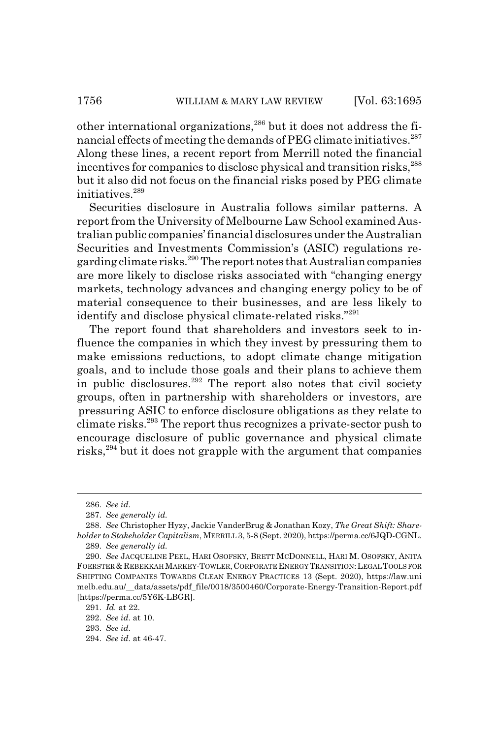other international organizations,[286] but it does not address the financial effects of meeting the demands of PEG climate initiatives.[287] Along these lines, a recent report from Merrill noted the financial incentives for companies to disclose physical and transition risks,[288] but it also did not focus on the financial risks posed by PEG climate initiatives.[289]

Securities disclosure in Australia follows similar patterns. A report from the University of Melbourne Law School examined Australian public companies' financial disclosures under the Australian Securities and Investments Commission's (ASIC) regulations regarding climate risks.[290] The report notes that Australian companies are more likely to disclose risks associated with "changing energy markets, technology advances and changing energy policy to be of material consequence to their businesses, and are less likely to identify and disclose physical climate-related risks."[291]

The report found that shareholders and investors seek to influence the companies in which they invest by pressuring them to make emissions reductions, to adopt climate change mitigation goals, and to include those goals and their plans to achieve them in public disclosures.[292] The report also notes that civil society groups, often in partnership with shareholders or investors, are pressuring ASIC to enforce disclosure obligations as they relate to climate risks.[293] The report thus recognizes a private-sector push to encourage disclosure of public governance and physical climate risks,[294] but it does not grapple with the argument that companies

---

286. *See id.*

287. *See generally id.*

288. *See* Christopher Hyzy, Jackie VanderBrug & Jonathan Kozy, *The Great Shift: Shareholder to Stakeholder Capitalism*, MERRILL 3, 5-8 (Sept. 2020), https://perma.cc/6JQD-CGNL.

289. *See generally id.*

290. *See* JACQUELINE PEEL, HARI OSOFSKY, BRETT MCDONNELL, HARI M. OSOFSKY, ANITA FOERSTER & REBEKKAH MARKEY-TOWLER, CORPORATE ENERGY TRANSITION: LEGAL TOOLS FOR SHIFTING COMPANIES TOWARDS CLEAN ENERGY PRACTICES 13 (Sept. 2020), https://law.unimelb.edu.au/__data/assets/pdf_file/0018/3500460/Corporate-Energy-Transition-Report.pdf [https://perma.cc/5Y6K-LBGR].

291. *Id.* at 22.

292. *See id.* at 10.

293. *See id.*

294. *See id.* at 46-47.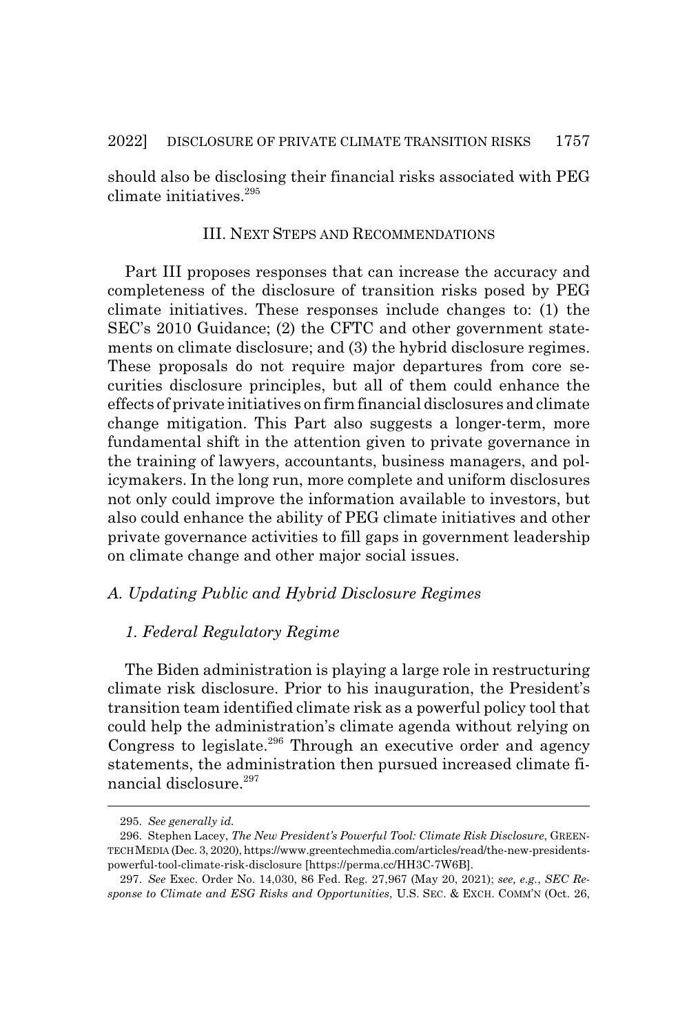should also be disclosing their financial risks associated with PEG climate initiatives.[295]

## III. Next Steps and Recommendations

Part III proposes responses that can increase the accuracy and completeness of the disclosure of transition risks posed by PEG climate initiatives. These responses include changes to: (1) the SEC's 2010 Guidance; (2) the CFTC and other government statements on climate disclosure; and (3) the hybrid disclosure regimes. These proposals do not require major departures from core securities disclosure principles, but all of them could enhance the effects of private initiatives on firm financial disclosures and climate change mitigation. This Part also suggests a longer-term, more fundamental shift in the attention given to private governance in the training of lawyers, accountants, business managers, and policymakers. In the long run, more complete and uniform disclosures not only could improve the information available to investors, but also could enhance the ability of PEG climate initiatives and other private governance activities to fill gaps in government leadership on climate change and other major social issues.

### *A. Updating Public and Hybrid Disclosure Regimes*

#### *1. Federal Regulatory Regime*

The Biden administration is playing a large role in restructuring climate risk disclosure. Prior to his inauguration, the President's transition team identified climate risk as a powerful policy tool that could help the administration's climate agenda without relying on Congress to legislate.[296] Through an executive order and agency statements, the administration then pursued increased climate financial disclosure.[297]

---

295. *See generally id.*

296. Stephen Lacey, *The New President's Powerful Tool: Climate Risk Disclosure*, GREENTECH MEDIA (Dec. 3, 2020), https://www.greentechmedia.com/articles/read/the-new-presidents-powerful-tool-climate-risk-disclosure [https://perma.cc/HH3C-7W6B].

297. *See* Exec. Order No. 14,030, 86 Fed. Reg. 27,967 (May 20, 2021); *see, e.g.*, *SEC Response to Climate and ESG Risks and Opportunities*, U.S. SEC. & EXCH. COMM'N (Oct. 26,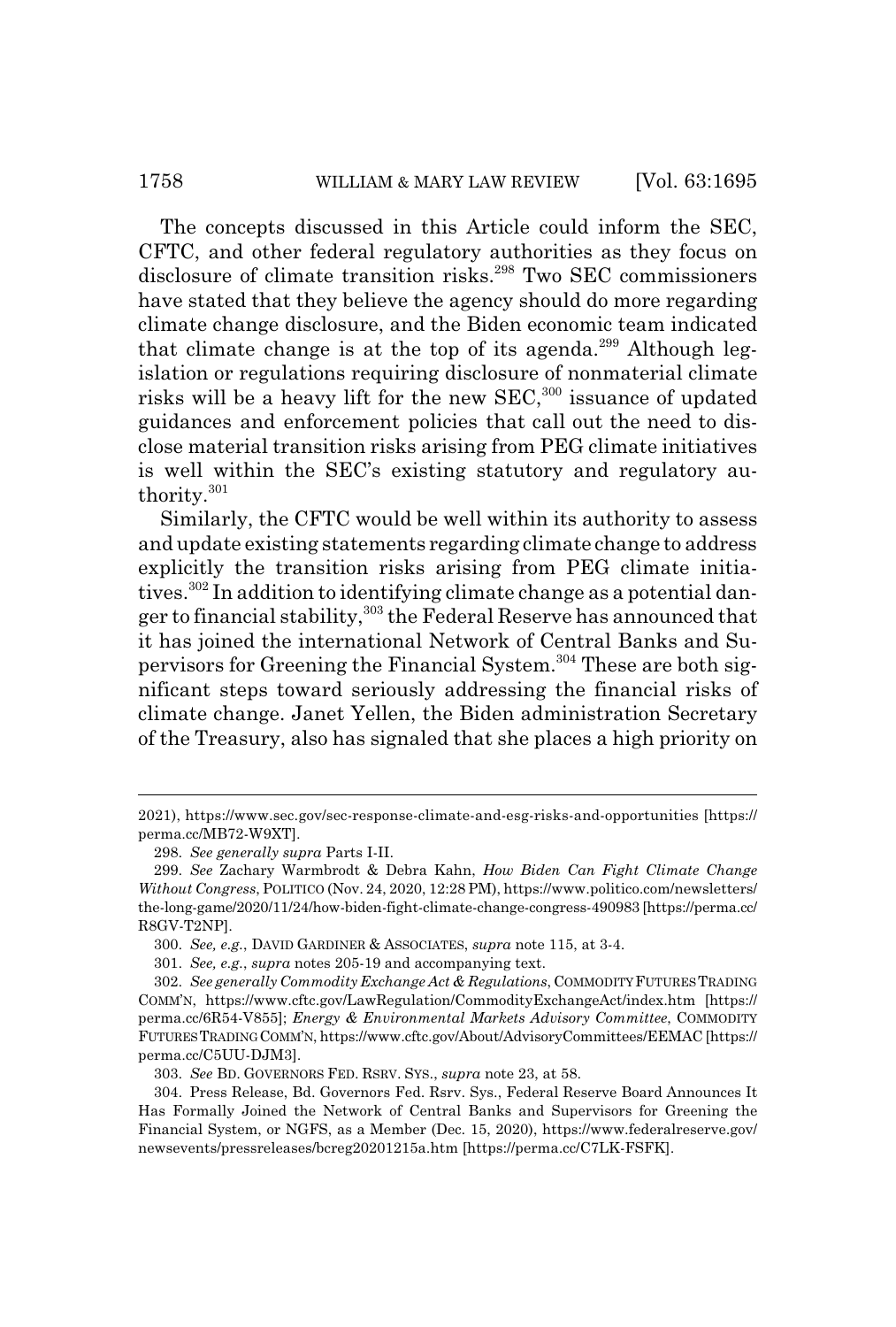The concepts discussed in this Article could inform the SEC, CFTC, and other federal regulatory authorities as they focus on disclosure of climate transition risks.[298] Two SEC commissioners have stated that they believe the agency should do more regarding climate change disclosure, and the Biden economic team indicated that climate change is at the top of its agenda.[299] Although legislation or regulations requiring disclosure of nonmaterial climate risks will be a heavy lift for the new SEC,[300] issuance of updated guidances and enforcement policies that call out the need to disclose material transition risks arising from PEG climate initiatives is well within the SEC's existing statutory and regulatory authority.[301]

Similarly, the CFTC would be well within its authority to assess and update existing statements regarding climate change to address explicitly the transition risks arising from PEG climate initiatives.[302] In addition to identifying climate change as a potential danger to financial stability,[303] the Federal Reserve has announced that it has joined the international Network of Central Banks and Supervisors for Greening the Financial System.[304] These are both significant steps toward seriously addressing the financial risks of climate change. Janet Yellen, the Biden administration Secretary of the Treasury, also has signaled that she places a high priority on

---

2021), https://www.sec.gov/sec-response-climate-and-esg-risks-and-opportunities [https://perma.cc/MB72-W9XT].

298. *See generally supra* Parts I-II.

299. *See* Zachary Warmbrodt & Debra Kahn, *How Biden Can Fight Climate Change Without Congress*, POLITICO (Nov. 24, 2020, 12:28 PM), https://www.politico.com/newsletters/the-long-game/2020/11/24/how-biden-fight-climate-change-congress-490983 [https://perma.cc/R8GV-T2NP].

300. *See, e.g.*, DAVID GARDINER & ASSOCIATES, *supra* note 115, at 3-4.

301. *See, e.g.*, *supra* notes 205-19 and accompanying text.

302. *See generally Commodity Exchange Act & Regulations*, COMMODITY FUTURES TRADING COMM'N, https://www.cftc.gov/LawRegulation/CommodityExchangeAct/index.htm [https://perma.cc/6R54-V855]; *Energy & Environmental Markets Advisory Committee*, COMMODITY FUTURES TRADING COMM'N, https://www.cftc.gov/About/AdvisoryCommittees/EEMAC [https://perma.cc/C5UU-DJM3].

303. *See* BD. GOVERNORS FED. RSRV. SYS., *supra* note 23, at 58.

304. Press Release, Bd. Governors Fed. Rsrv. Sys., Federal Reserve Board Announces It Has Formally Joined the Network of Central Banks and Supervisors for Greening the Financial System, or NGFS, as a Member (Dec. 15, 2020), https://www.federalreserve.gov/newsevents/pressreleases/bcreg20201215a.htm [https://perma.cc/C7LK-FSFK].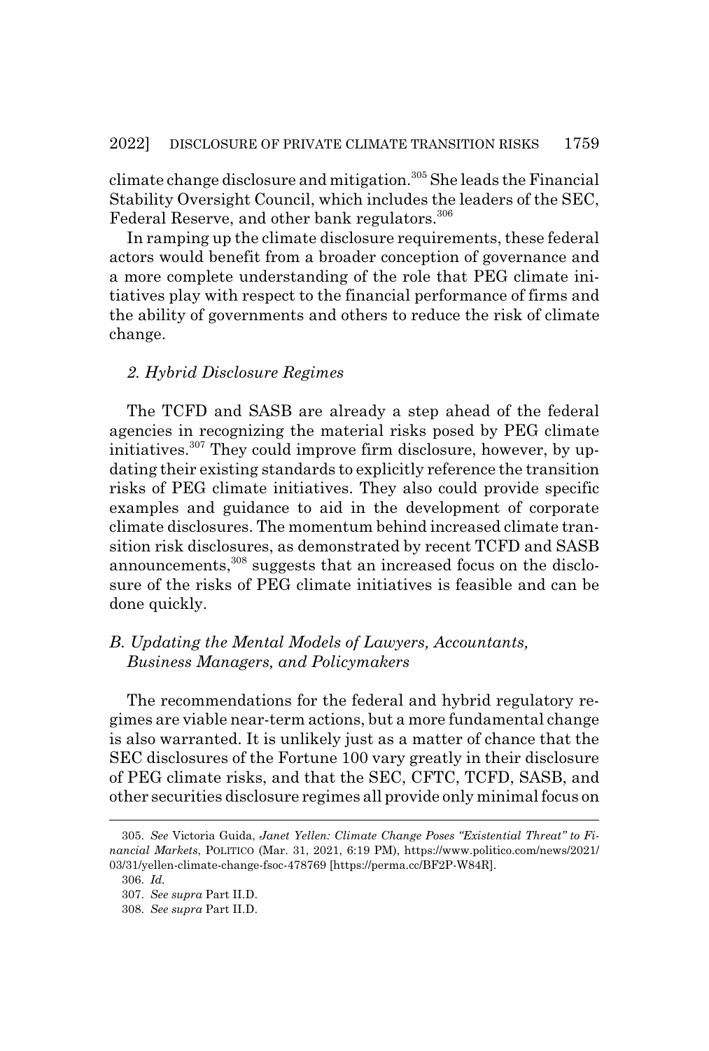climate change disclosure and mitigation.[305] She leads the Financial Stability Oversight Council, which includes the leaders of the SEC, Federal Reserve, and other bank regulators.[306]

In ramping up the climate disclosure requirements, these federal actors would benefit from a broader conception of governance and a more complete understanding of the role that PEG climate initiatives play with respect to the financial performance of firms and the ability of governments and others to reduce the risk of climate change.

#### *2. Hybrid Disclosure Regimes*

The TCFD and SASB are already a step ahead of the federal agencies in recognizing the material risks posed by PEG climate initiatives.[307] They could improve firm disclosure, however, by updating their existing standards to explicitly reference the transition risks of PEG climate initiatives. They also could provide specific examples and guidance to aid in the development of corporate climate disclosures. The momentum behind increased climate transition risk disclosures, as demonstrated by recent TCFD and SASB announcements,[308] suggests that an increased focus on the disclosure of the risks of PEG climate initiatives is feasible and can be done quickly.

### *B. Updating the Mental Models of Lawyers, Accountants, Business Managers, and Policymakers*

The recommendations for the federal and hybrid regulatory regimes are viable near-term actions, but a more fundamental change is also warranted. It is unlikely just as a matter of chance that the SEC disclosures of the Fortune 100 vary greatly in their disclosure of PEG climate risks, and that the SEC, CFTC, TCFD, SASB, and other securities disclosure regimes all provide only minimal focus on

---

305. *See* Victoria Guida, *Janet Yellen: Climate Change Poses "Existential Threat" to Financial Markets*, POLITICO (Mar. 31, 2021, 6:19 PM), https://www.politico.com/news/2021/03/31/yellen-climate-change-fsoc-478769 [https://perma.cc/BF2P-W84R].

306. *Id.*

307. *See supra* Part II.D.

308. *See supra* Part II.D.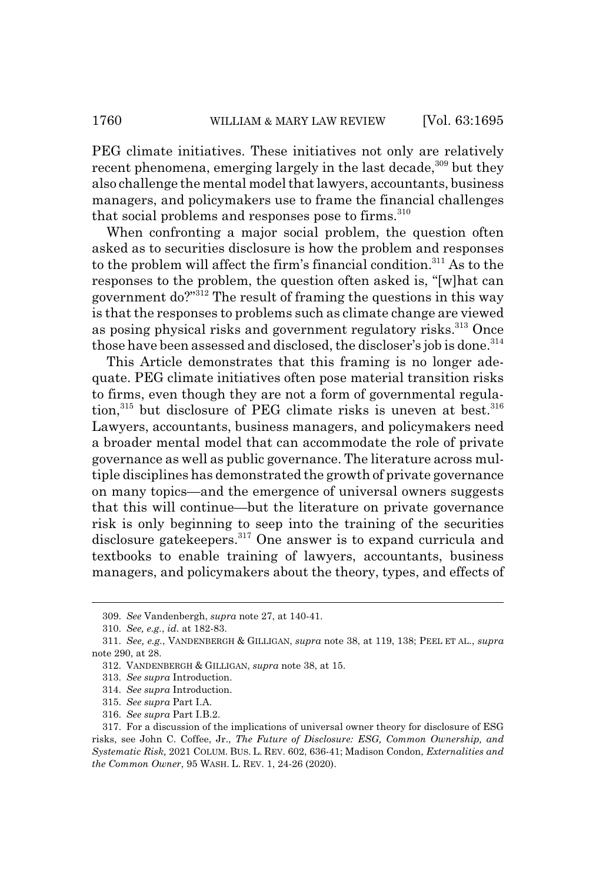PEG climate initiatives. These initiatives not only are relatively recent phenomena, emerging largely in the last decade,[309] but they also challenge the mental model that lawyers, accountants, business managers, and policymakers use to frame the financial challenges that social problems and responses pose to firms.[310]

When confronting a major social problem, the question often asked as to securities disclosure is how the problem and responses to the problem will affect the firm's financial condition.[311] As to the responses to the problem, the question often asked is, "[w]hat can government do?"[312] The result of framing the questions in this way is that the responses to problems such as climate change are viewed as posing physical risks and government regulatory risks.[313] Once those have been assessed and disclosed, the discloser's job is done.[314]

This Article demonstrates that this framing is no longer adequate. PEG climate initiatives often pose material transition risks to firms, even though they are not a form of governmental regulation,[315] but disclosure of PEG climate risks is uneven at best.[316] Lawyers, accountants, business managers, and policymakers need a broader mental model that can accommodate the role of private governance as well as public governance. The literature across multiple disciplines has demonstrated the growth of private governance on many topics—and the emergence of universal owners suggests that this will continue—but the literature on private governance risk is only beginning to seep into the training of the securities disclosure gatekeepers.[317] One answer is to expand curricula and textbooks to enable training of lawyers, accountants, business managers, and policymakers about the theory, types, and effects of

---

309. *See* Vandenbergh, *supra* note 27, at 140-41.

310. *See, e.g.*, *id.* at 182-83.

311. *See, e.g.*, VANDENBERGH & GILLIGAN, *supra* note 38, at 119, 138; PEEL ET AL., *supra* note 290, at 28.

312. VANDENBERGH & GILLIGAN, *supra* note 38, at 15.

313. *See supra* Introduction.

314. *See supra* Introduction.

315. *See supra* Part I.A.

316. *See supra* Part I.B.2.

317. For a discussion of the implications of universal owner theory for disclosure of ESG risks, see John C. Coffee, Jr., *The Future of Disclosure: ESG, Common Ownership, and Systematic Risk,* 2021 COLUM. BUS. L. REV. 602, 636-41; Madison Condon, *Externalities and the Common Owner*, 95 WASH. L. REV. 1, 24-26 (2020).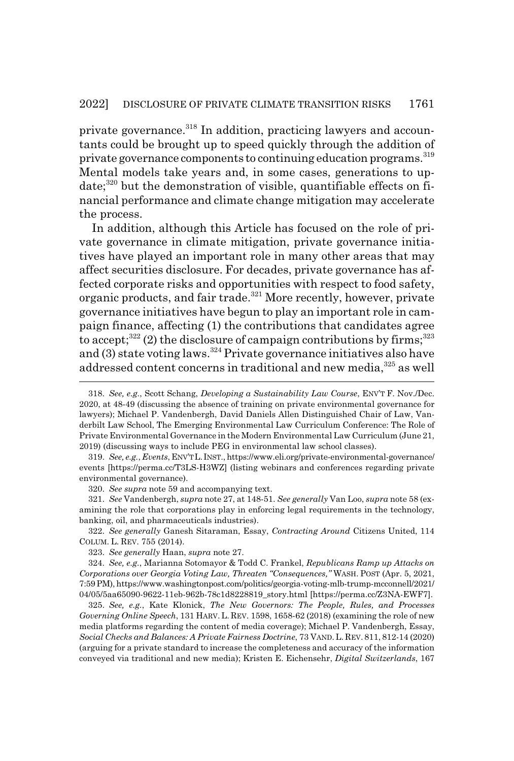private governance.[318] In addition, practicing lawyers and accountants could be brought up to speed quickly through the addition of private governance components to continuing education programs.[319] Mental models take years and, in some cases, generations to update;[320] but the demonstration of visible, quantifiable effects on financial performance and climate change mitigation may accelerate the process.

In addition, although this Article has focused on the role of private governance in climate mitigation, private governance initiatives have played an important role in many other areas that may affect securities disclosure. For decades, private governance has affected corporate risks and opportunities with respect to food safety, organic products, and fair trade.[321] More recently, however, private governance initiatives have begun to play an important role in campaign finance, affecting (1) the contributions that candidates agree to accept;[322] (2) the disclosure of campaign contributions by firms;[323] and (3) state voting laws.[324] Private governance initiatives also have addressed content concerns in traditional and new media,[325] as well

---

318. *See, e.g.*, Scott Schang, *Developing a Sustainability Law Course*, ENV'T F. Nov./Dec. 2020, at 48-49 (discussing the absence of training on private environmental governance for lawyers); Michael P. Vandenbergh, David Daniels Allen Distinguished Chair of Law, Vanderbilt Law School, The Emerging Environmental Law Curriculum Conference: The Role of Private Environmental Governance in the Modern Environmental Law Curriculum (June 21, 2019) (discussing ways to include PEG in environmental law school classes).

319. *See, e.g.*, *Events*, ENV'T L. INST., https://www.eli.org/private-environmental-governance/events [https://perma.cc/T3LS-H3WZ] (listing webinars and conferences regarding private environmental governance).

320. *See supra* note 59 and accompanying text.

321. *See* Vandenbergh, *supra* note 27, at 148-51. *See generally* Van Loo, *supra* note 58 (examining the role that corporations play in enforcing legal requirements in the technology, banking, oil, and pharmaceuticals industries).

322. *See generally* Ganesh Sitaraman, Essay, *Contracting Around* Citizens United, 114 COLUM. L. REV. 755 (2014).

323. *See generally* Haan, *supra* note 27.

324. *See, e.g.*, Marianna Sotomayor & Todd C. Frankel, *Republicans Ramp up Attacks on Corporations over Georgia Voting Law, Threaten "Consequences,"* WASH. POST (Apr. 5, 2021, 7:59 PM), https://www.washingtonpost.com/politics/georgia-voting-mlb-trump-mcconnell/2021/04/05/5aa65090-9622-11eb-962b-78c1d8228819_story.html [https://perma.cc/Z3NA-EWF7].

325. *See, e.g.*, Kate Klonick, *The New Governors: The People, Rules, and Processes Governing Online Speech*, 131 HARV. L. REV. 1598, 1658-62 (2018) (examining the role of new media platforms regarding the content of media coverage); Michael P. Vandenbergh, Essay, *Social Checks and Balances: A Private Fairness Doctrine*, 73 VAND. L. REV. 811, 812-14 (2020) (arguing for a private standard to increase the completeness and accuracy of the information conveyed via traditional and new media); Kristen E. Eichensehr, *Digital Switzerlands*, 167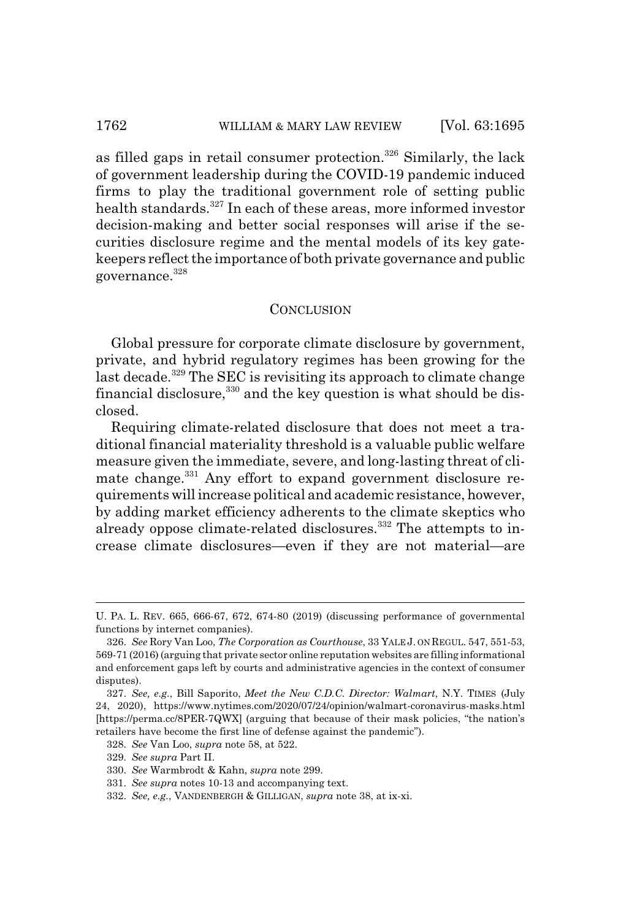as filled gaps in retail consumer protection.[326] Similarly, the lack of government leadership during the COVID-19 pandemic induced firms to play the traditional government role of setting public health standards.[327] In each of these areas, more informed investor decision-making and better social responses will arise if the securities disclosure regime and the mental models of its key gatekeepers reflect the importance of both private governance and public governance.[328]

## CONCLUSION

Global pressure for corporate climate disclosure by government, private, and hybrid regulatory regimes has been growing for the last decade.[329] The SEC is revisiting its approach to climate change financial disclosure,[330] and the key question is what should be disclosed.

Requiring climate-related disclosure that does not meet a traditional financial materiality threshold is a valuable public welfare measure given the immediate, severe, and long-lasting threat of climate change.[331] Any effort to expand government disclosure requirements will increase political and academic resistance, however, by adding market efficiency adherents to the climate skeptics who already oppose climate-related disclosures.[332] The attempts to increase climate disclosures—even if they are not material—are

---

U. PA. L. REV. 665, 666-67, 672, 674-80 (2019) (discussing performance of governmental functions by internet companies).

326. *See* Rory Van Loo, *The Corporation as Courthouse*, 33 YALE J. ON REGUL. 547, 551-53, 569-71 (2016) (arguing that private sector online reputation websites are filling informational and enforcement gaps left by courts and administrative agencies in the context of consumer disputes).

327. *See, e.g.*, Bill Saporito, *Meet the New C.D.C. Director: Walmart*, N.Y. TIMES (July 24, 2020), https://www.nytimes.com/2020/07/24/opinion/walmart-coronavirus-masks.html [https://perma.cc/8PER-7QWX] (arguing that because of their mask policies, "the nation's retailers have become the first line of defense against the pandemic").

328. *See* Van Loo, *supra* note 58, at 522.

329. *See supra* Part II.

330. *See* Warmbrodt & Kahn, *supra* note 299.

331. *See supra* notes 10-13 and accompanying text.

332. *See, e.g.*, VANDENBERGH & GILLIGAN, *supra* note 38, at ix-xi.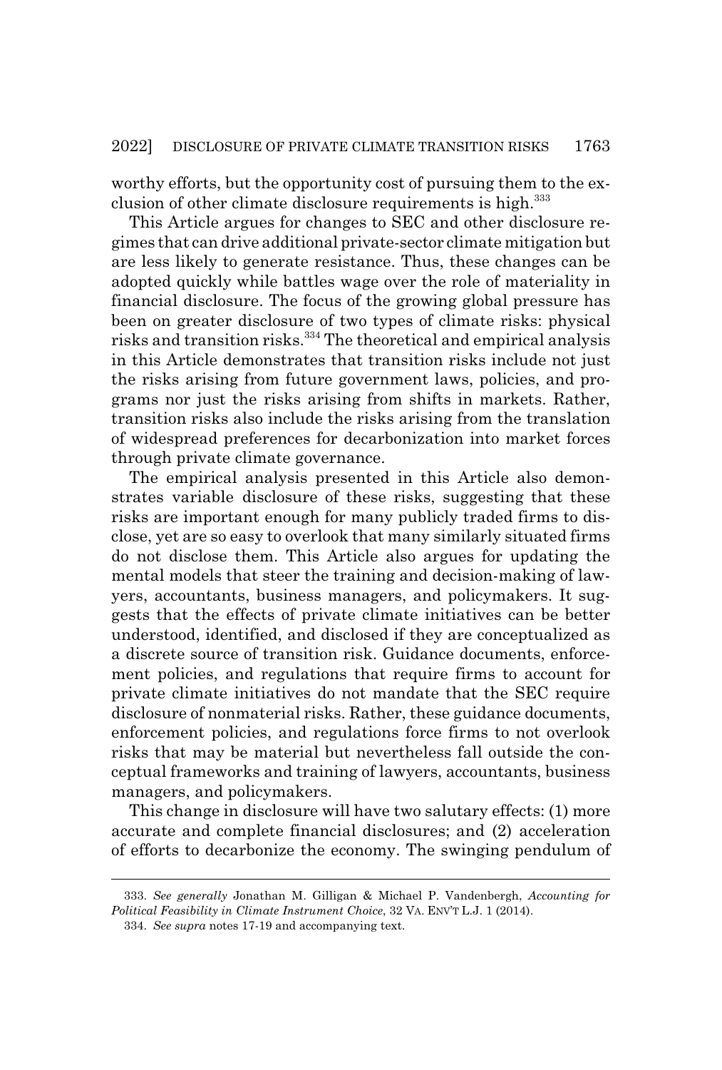worthy efforts, but the opportunity cost of pursuing them to the exclusion of other climate disclosure requirements is high.[333]

This Article argues for changes to SEC and other disclosure regimes that can drive additional private-sector climate mitigation but are less likely to generate resistance. Thus, these changes can be adopted quickly while battles wage over the role of materiality in financial disclosure. The focus of the growing global pressure has been on greater disclosure of two types of climate risks: physical risks and transition risks.[334] The theoretical and empirical analysis in this Article demonstrates that transition risks include not just the risks arising from future government laws, policies, and programs nor just the risks arising from shifts in markets. Rather, transition risks also include the risks arising from the translation of widespread preferences for decarbonization into market forces through private climate governance.

The empirical analysis presented in this Article also demonstrates variable disclosure of these risks, suggesting that these risks are important enough for many publicly traded firms to disclose, yet are so easy to overlook that many similarly situated firms do not disclose them. This Article also argues for updating the mental models that steer the training and decision-making of lawyers, accountants, business managers, and policymakers. It suggests that the effects of private climate initiatives can be better understood, identified, and disclosed if they are conceptualized as a discrete source of transition risk. Guidance documents, enforcement policies, and regulations that require firms to account for private climate initiatives do not mandate that the SEC require disclosure of nonmaterial risks. Rather, these guidance documents, enforcement policies, and regulations force firms to not overlook risks that may be material but nevertheless fall outside the conceptual frameworks and training of lawyers, accountants, business managers, and policymakers.

This change in disclosure will have two salutary effects: (1) more accurate and complete financial disclosures; and (2) acceleration of efforts to decarbonize the economy. The swinging pendulum of

---

333. *See generally* Jonathan M. Gilligan & Michael P. Vandenbergh, *Accounting for Political Feasibility in Climate Instrument Choice*, 32 VA. ENV'T L.J. 1 (2014).

334. *See supra* notes 17-19 and accompanying text.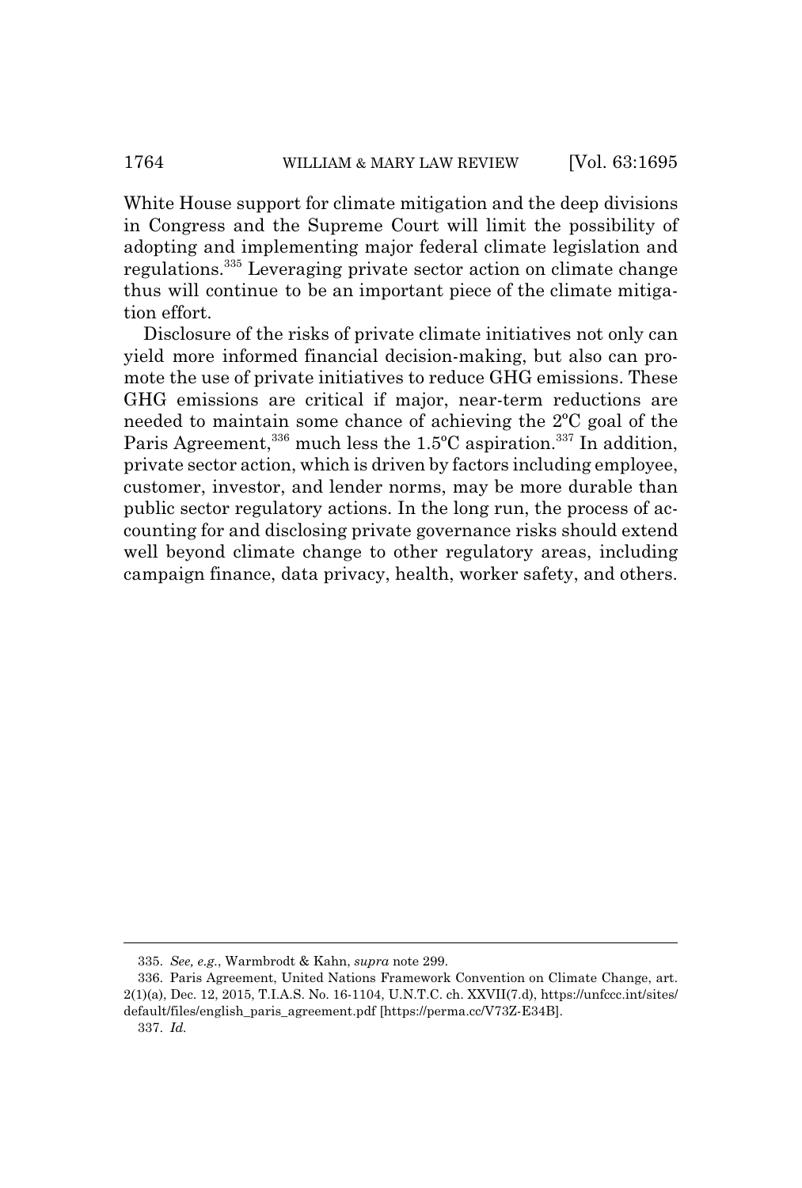White House support for climate mitigation and the deep divisions in Congress and the Supreme Court will limit the possibility of adopting and implementing major federal climate legislation and regulations.[335] Leveraging private sector action on climate change thus will continue to be an important piece of the climate mitigation effort.

Disclosure of the risks of private climate initiatives not only can yield more informed financial decision-making, but also can promote the use of private initiatives to reduce GHG emissions. These GHG emissions are critical if major, near-term reductions are needed to maintain some chance of achieving the 2ºC goal of the Paris Agreement,[336] much less the 1.5ºC aspiration.[337] In addition, private sector action, which is driven by factors including employee, customer, investor, and lender norms, may be more durable than public sector regulatory actions. In the long run, the process of accounting for and disclosing private governance risks should extend well beyond climate change to other regulatory areas, including campaign finance, data privacy, health, worker safety, and others.

---

335. *See, e.g.*, Warmbrodt & Kahn, *supra* note 299.

336. Paris Agreement, United Nations Framework Convention on Climate Change, art. 2(1)(a), Dec. 12, 2015, T.I.A.S. No. 16-1104, U.N.T.C. ch. XXVII(7.d), https://unfccc.int/sites/default/files/english_paris_agreement.pdf [https://perma.cc/V73Z-E34B].

337. *Id.*